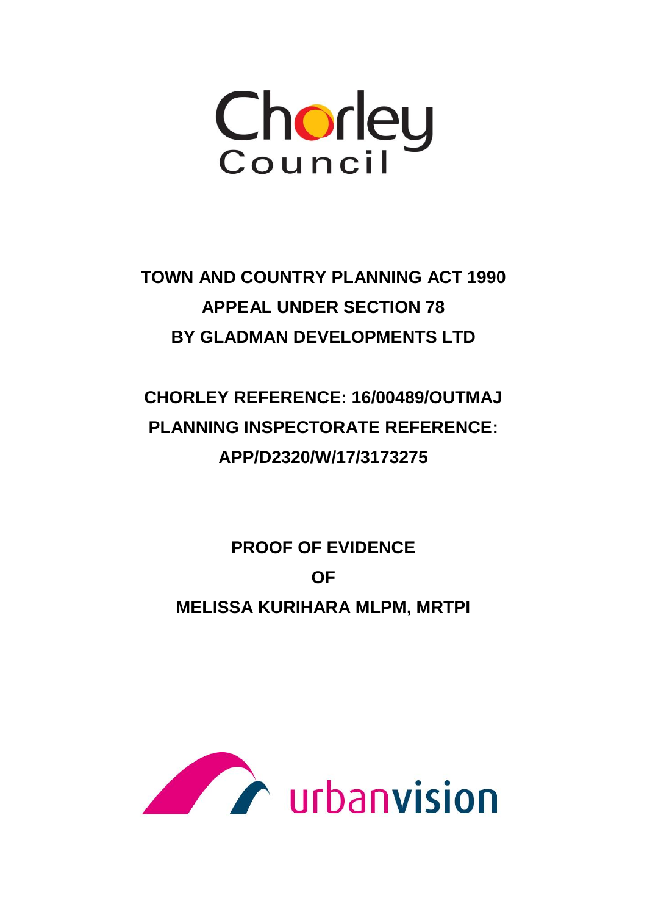Chorley Council

**TOWN AND COUNTRY PLANNING ACT 1990**
**APPEAL UNDER SECTION 78**
**BY GLADMAN DEVELOPMENTS LTD**

**CHORLEY REFERENCE: 16/00489/OUTMAJ**
**PLANNING INSPECTORATE REFERENCE: APP/D2320/W/17/3173275**

# PROOF OF EVIDENCE OF MELISSA KURIHARA MLPM, MRTPI

urbanvision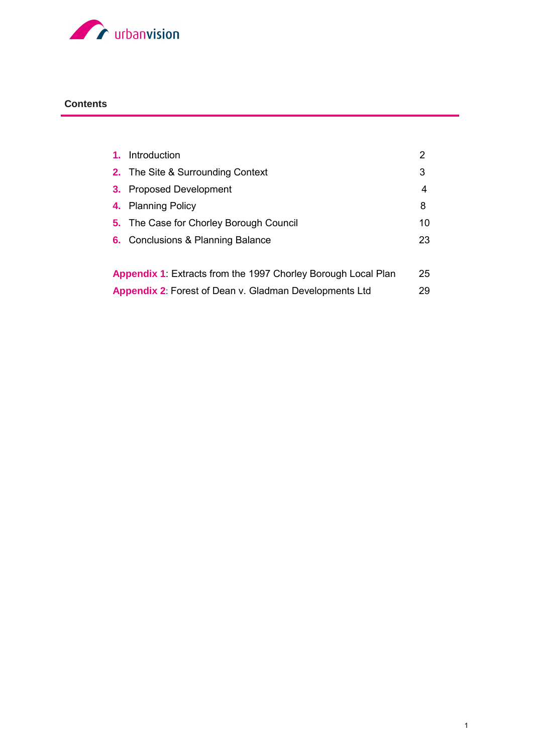## Contents

| | | |
|---|---|---|
| **1.** | Introduction | 2 |
| **2.** | The Site & Surrounding Context | 3 |
| **3.** | Proposed Development | 4 |
| **4.** | Planning Policy | 8 |
| **5.** | The Case for Chorley Borough Council | 10 |
| **6.** | Conclusions & Planning Balance | 23 |

| | |
|---|---|
| **Appendix 1**: Extracts from the 1997 Chorley Borough Local Plan | 25 |
| **Appendix 2**: Forest of Dean v. Gladman Developments Ltd | 29 |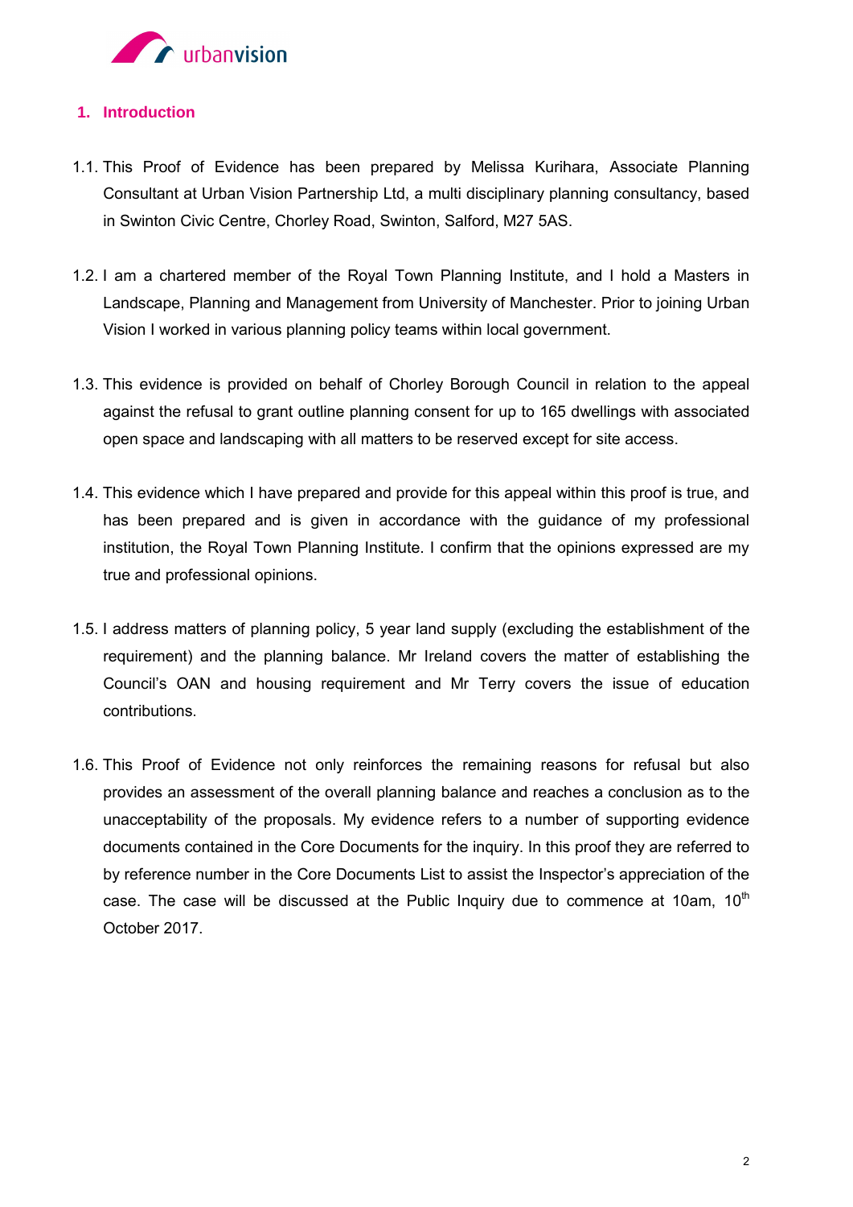## 1. Introduction

1.1. This Proof of Evidence has been prepared by Melissa Kurihara, Associate Planning Consultant at Urban Vision Partnership Ltd, a multi disciplinary planning consultancy, based in Swinton Civic Centre, Chorley Road, Swinton, Salford, M27 5AS.

1.2. I am a chartered member of the Royal Town Planning Institute, and I hold a Masters in Landscape, Planning and Management from University of Manchester. Prior to joining Urban Vision I worked in various planning policy teams within local government.

1.3. This evidence is provided on behalf of Chorley Borough Council in relation to the appeal against the refusal to grant outline planning consent for up to 165 dwellings with associated open space and landscaping with all matters to be reserved except for site access.

1.4. This evidence which I have prepared and provide for this appeal within this proof is true, and has been prepared and is given in accordance with the guidance of my professional institution, the Royal Town Planning Institute. I confirm that the opinions expressed are my true and professional opinions.

1.5. I address matters of planning policy, 5 year land supply (excluding the establishment of the requirement) and the planning balance. Mr Ireland covers the matter of establishing the Council's OAN and housing requirement and Mr Terry covers the issue of education contributions.

1.6. This Proof of Evidence not only reinforces the remaining reasons for refusal but also provides an assessment of the overall planning balance and reaches a conclusion as to the unacceptability of the proposals. My evidence refers to a number of supporting evidence documents contained in the Core Documents for the inquiry. In this proof they are referred to by reference number in the Core Documents List to assist the Inspector's appreciation of the case. The case will be discussed at the Public Inquiry due to commence at 10am, 10th October 2017.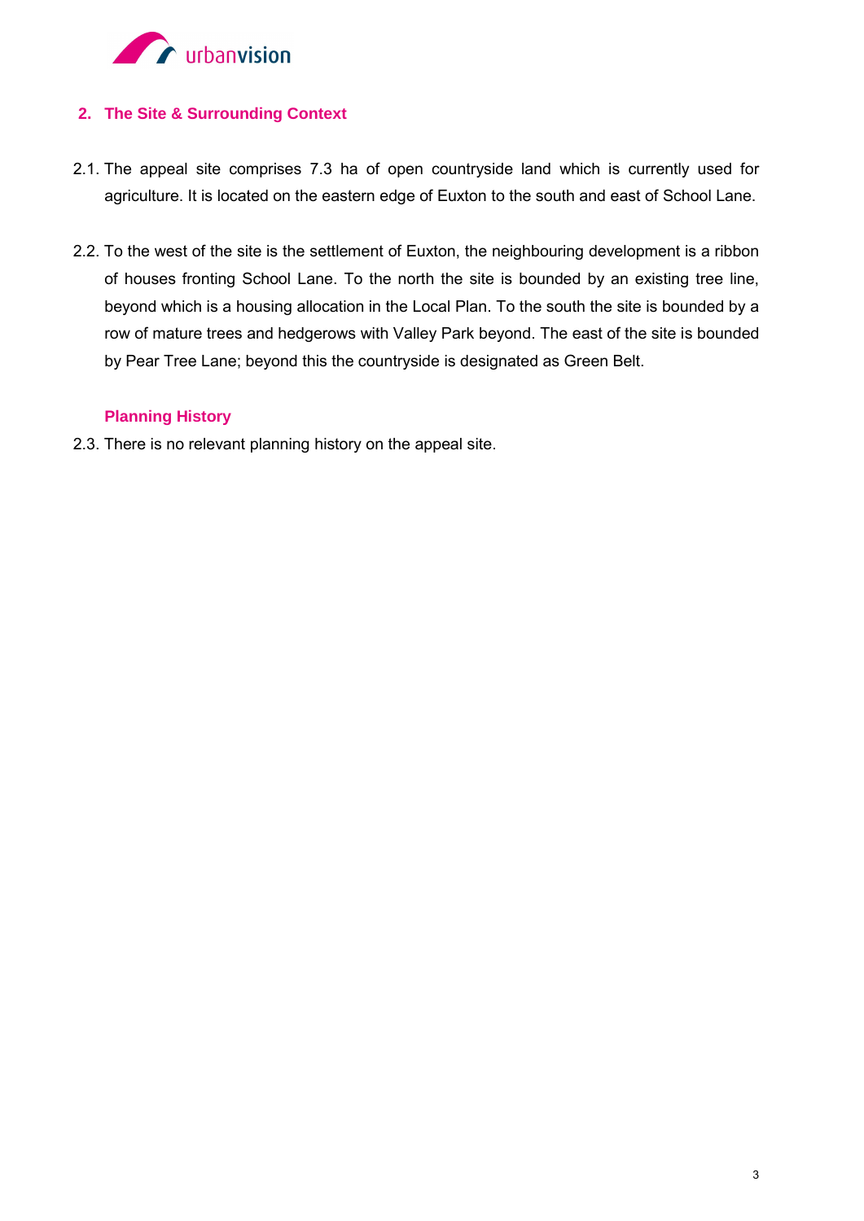## 2. The Site & Surrounding Context

2.1. The appeal site comprises 7.3 ha of open countryside land which is currently used for agriculture. It is located on the eastern edge of Euxton to the south and east of School Lane.

2.2. To the west of the site is the settlement of Euxton, the neighbouring development is a ribbon of houses fronting School Lane. To the north the site is bounded by an existing tree line, beyond which is a housing allocation in the Local Plan. To the south the site is bounded by a row of mature trees and hedgerows with Valley Park beyond. The east of the site is bounded by Pear Tree Lane; beyond this the countryside is designated as Green Belt.

### Planning History

2.3. There is no relevant planning history on the appeal site.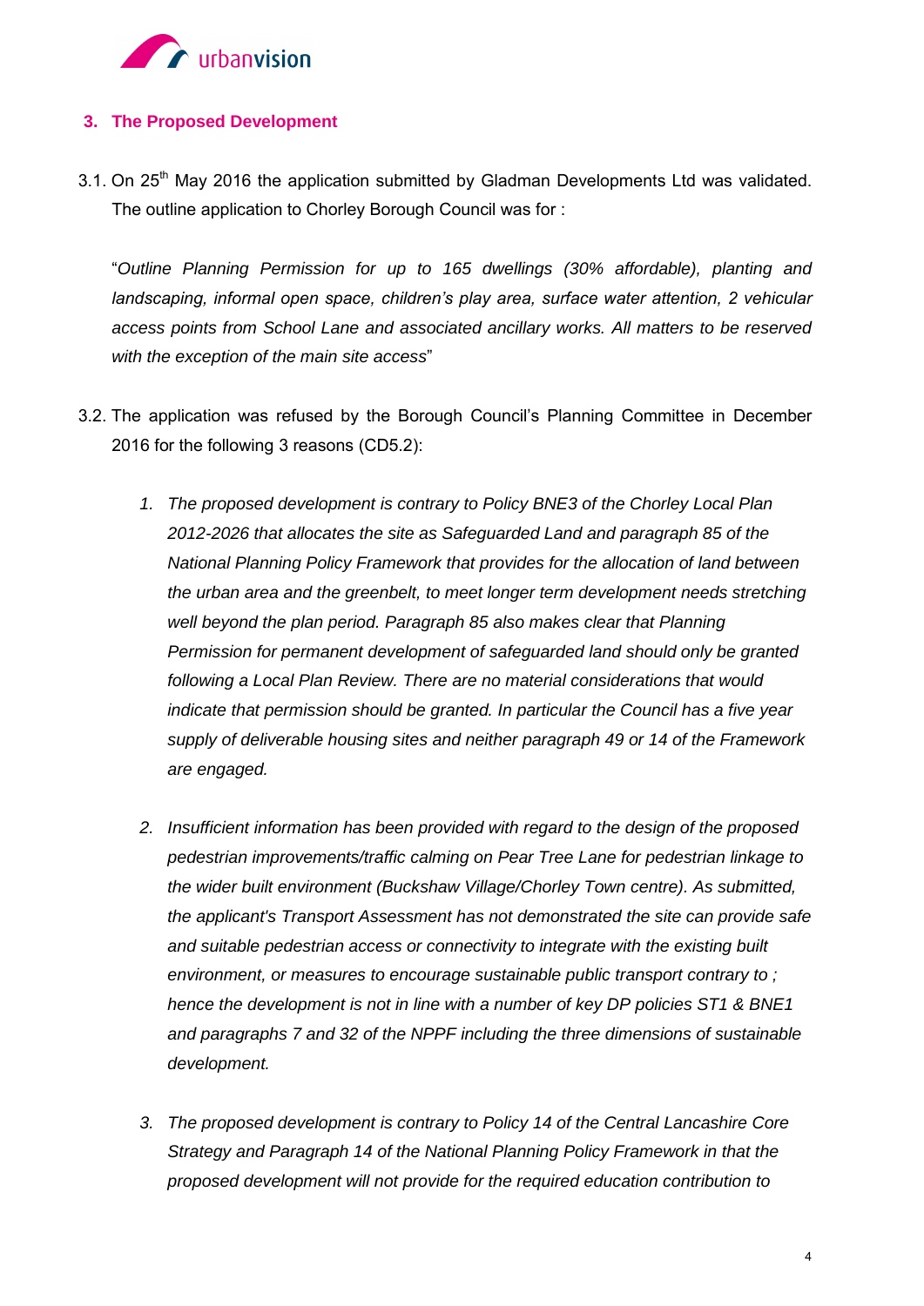## 3. The Proposed Development

3.1. On 25th May 2016 the application submitted by Gladman Developments Ltd was validated. The outline application to Chorley Borough Council was for :

"*Outline Planning Permission for up to 165 dwellings (30% affordable), planting and landscaping, informal open space, children's play area, surface water attention, 2 vehicular access points from School Lane and associated ancillary works. All matters to be reserved with the exception of the main site access*"

3.2. The application was refused by the Borough Council's Planning Committee in December 2016 for the following 3 reasons (CD5.2):

1. *The proposed development is contrary to Policy BNE3 of the Chorley Local Plan 2012-2026 that allocates the site as Safeguarded Land and paragraph 85 of the National Planning Policy Framework that provides for the allocation of land between the urban area and the greenbelt, to meet longer term development needs stretching well beyond the plan period. Paragraph 85 also makes clear that Planning Permission for permanent development of safeguarded land should only be granted following a Local Plan Review. There are no material considerations that would indicate that permission should be granted. In particular the Council has a five year supply of deliverable housing sites and neither paragraph 49 or 14 of the Framework are engaged.*

2. *Insufficient information has been provided with regard to the design of the proposed pedestrian improvements/traffic calming on Pear Tree Lane for pedestrian linkage to the wider built environment (Buckshaw Village/Chorley Town centre). As submitted, the applicant's Transport Assessment has not demonstrated the site can provide safe and suitable pedestrian access or connectivity to integrate with the existing built environment, or measures to encourage sustainable public transport contrary to ; hence the development is not in line with a number of key DP policies ST1 & BNE1 and paragraphs 7 and 32 of the NPPF including the three dimensions of sustainable development.*

3. *The proposed development is contrary to Policy 14 of the Central Lancashire Core Strategy and Paragraph 14 of the National Planning Policy Framework in that the proposed development will not provide for the required education contribution to*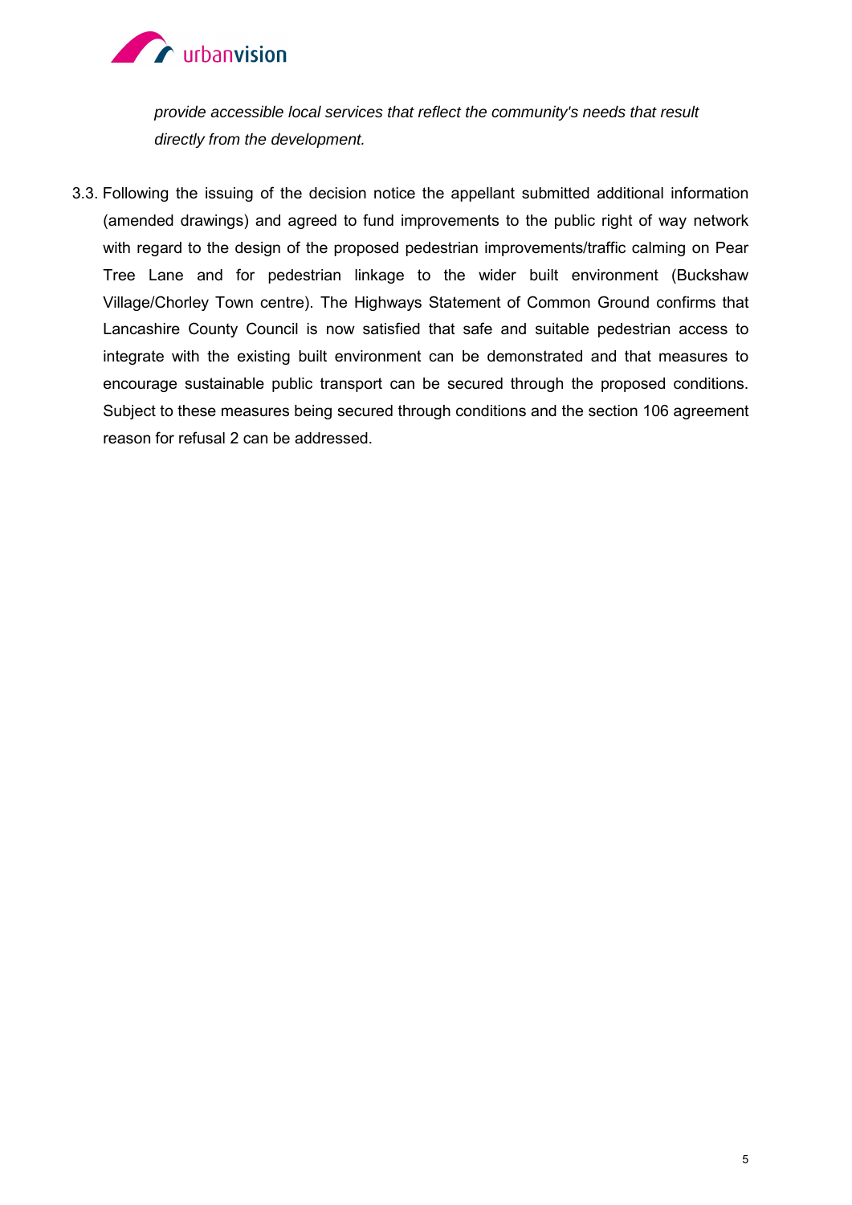*provide accessible local services that reflect the community's needs that result directly from the development.*

3.3. Following the issuing of the decision notice the appellant submitted additional information (amended drawings) and agreed to fund improvements to the public right of way network with regard to the design of the proposed pedestrian improvements/traffic calming on Pear Tree Lane and for pedestrian linkage to the wider built environment (Buckshaw Village/Chorley Town centre). The Highways Statement of Common Ground confirms that Lancashire County Council is now satisfied that safe and suitable pedestrian access to integrate with the existing built environment can be demonstrated and that measures to encourage sustainable public transport can be secured through the proposed conditions. Subject to these measures being secured through conditions and the section 106 agreement reason for refusal 2 can be addressed.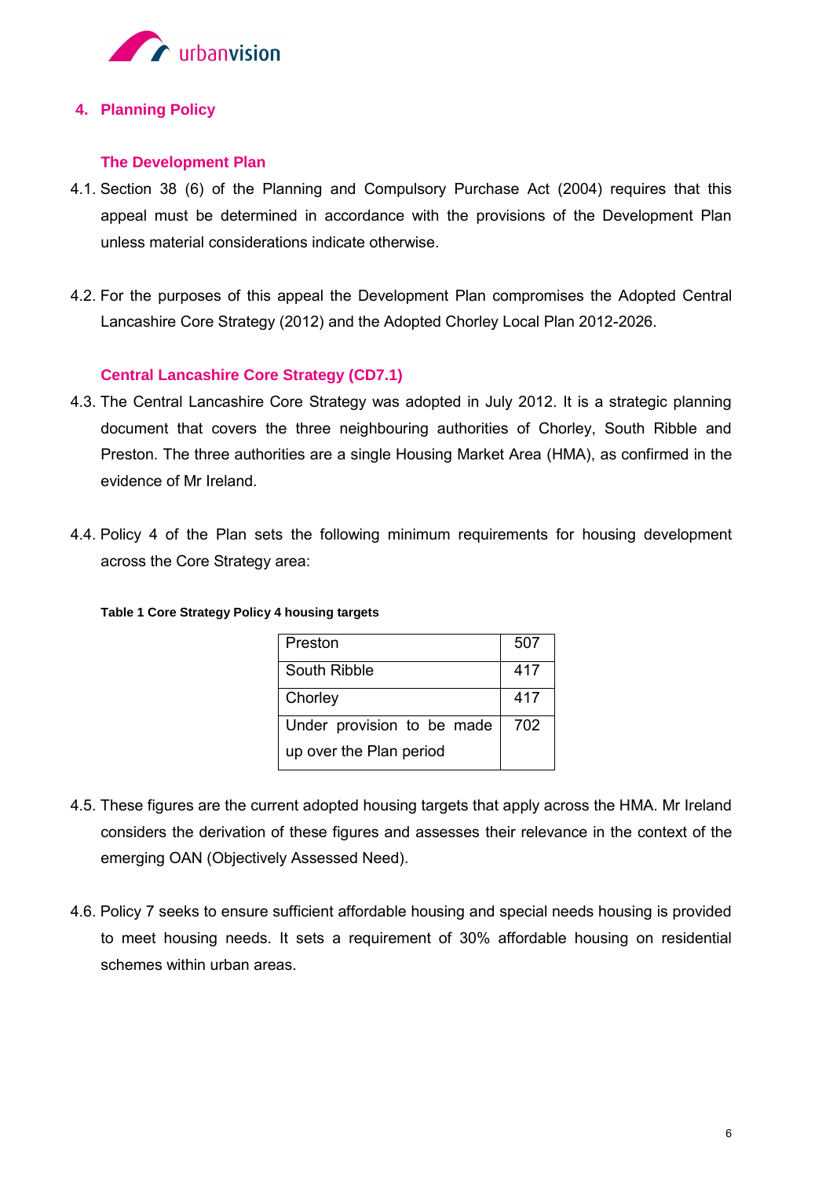## 4. Planning Policy

### The Development Plan

4.1. Section 38 (6) of the Planning and Compulsory Purchase Act (2004) requires that this appeal must be determined in accordance with the provisions of the Development Plan unless material considerations indicate otherwise.

4.2. For the purposes of this appeal the Development Plan compromises the Adopted Central Lancashire Core Strategy (2012) and the Adopted Chorley Local Plan 2012-2026.

### Central Lancashire Core Strategy (CD7.1)

4.3. The Central Lancashire Core Strategy was adopted in July 2012. It is a strategic planning document that covers the three neighbouring authorities of Chorley, South Ribble and Preston. The three authorities are a single Housing Market Area (HMA), as confirmed in the evidence of Mr Ireland.

4.4. Policy 4 of the Plan sets the following minimum requirements for housing development across the Core Strategy area:

**Table 1 Core Strategy Policy 4 housing targets**

| | |
|---|---|
| Preston | 507 |
| South Ribble | 417 |
| Chorley | 417 |
| Under provision to be made up over the Plan period | 702 |

4.5. These figures are the current adopted housing targets that apply across the HMA. Mr Ireland considers the derivation of these figures and assesses their relevance in the context of the emerging OAN (Objectively Assessed Need).

4.6. Policy 7 seeks to ensure sufficient affordable housing and special needs housing is provided to meet housing needs. It sets a requirement of 30% affordable housing on residential schemes within urban areas.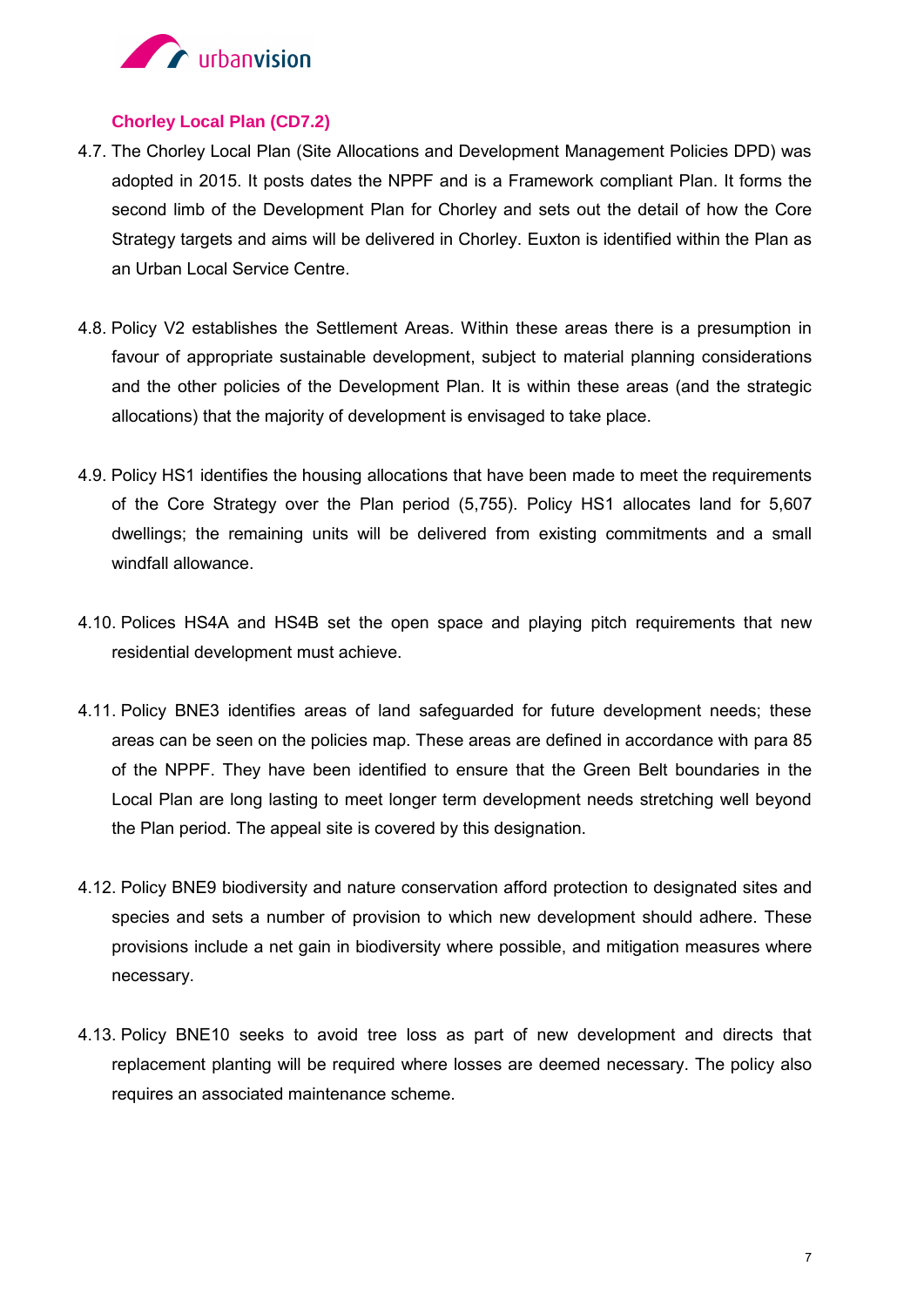### Chorley Local Plan (CD7.2)

4.7. The Chorley Local Plan (Site Allocations and Development Management Policies DPD) was adopted in 2015. It posts dates the NPPF and is a Framework compliant Plan. It forms the second limb of the Development Plan for Chorley and sets out the detail of how the Core Strategy targets and aims will be delivered in Chorley. Euxton is identified within the Plan as an Urban Local Service Centre.

4.8. Policy V2 establishes the Settlement Areas. Within these areas there is a presumption in favour of appropriate sustainable development, subject to material planning considerations and the other policies of the Development Plan. It is within these areas (and the strategic allocations) that the majority of development is envisaged to take place.

4.9. Policy HS1 identifies the housing allocations that have been made to meet the requirements of the Core Strategy over the Plan period (5,755). Policy HS1 allocates land for 5,607 dwellings; the remaining units will be delivered from existing commitments and a small windfall allowance.

4.10. Polices HS4A and HS4B set the open space and playing pitch requirements that new residential development must achieve.

4.11. Policy BNE3 identifies areas of land safeguarded for future development needs; these areas can be seen on the policies map. These areas are defined in accordance with para 85 of the NPPF. They have been identified to ensure that the Green Belt boundaries in the Local Plan are long lasting to meet longer term development needs stretching well beyond the Plan period. The appeal site is covered by this designation.

4.12. Policy BNE9 biodiversity and nature conservation afford protection to designated sites and species and sets a number of provision to which new development should adhere. These provisions include a net gain in biodiversity where possible, and mitigation measures where necessary.

4.13. Policy BNE10 seeks to avoid tree loss as part of new development and directs that replacement planting will be required where losses are deemed necessary. The policy also requires an associated maintenance scheme.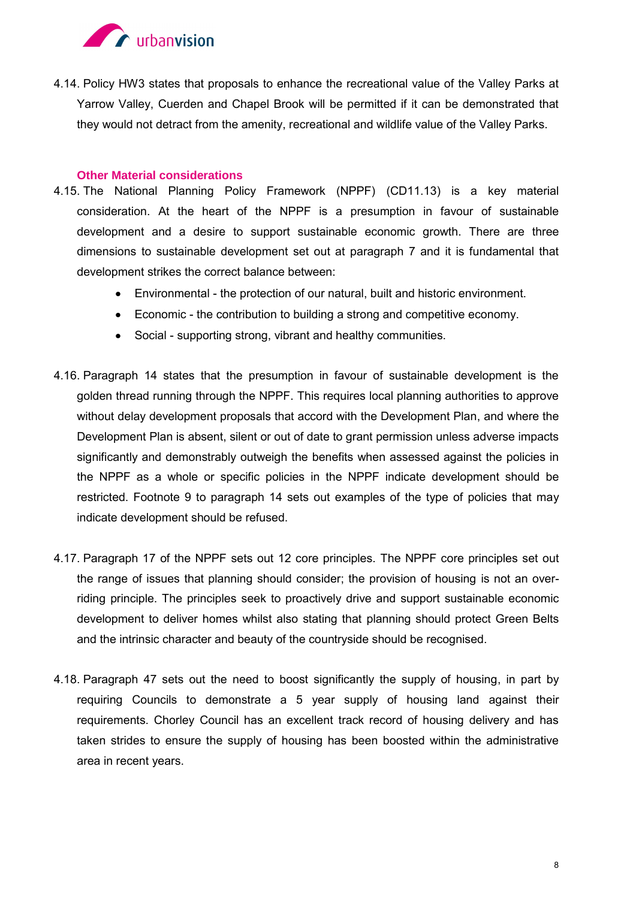4.14. Policy HW3 states that proposals to enhance the recreational value of the Valley Parks at Yarrow Valley, Cuerden and Chapel Brook will be permitted if it can be demonstrated that they would not detract from the amenity, recreational and wildlife value of the Valley Parks.

### Other Material considerations

4.15. The National Planning Policy Framework (NPPF) (CD11.13) is a key material consideration. At the heart of the NPPF is a presumption in favour of sustainable development and a desire to support sustainable economic growth. There are three dimensions to sustainable development set out at paragraph 7 and it is fundamental that development strikes the correct balance between:

- Environmental - the protection of our natural, built and historic environment.
- Economic - the contribution to building a strong and competitive economy.
- Social - supporting strong, vibrant and healthy communities.

4.16. Paragraph 14 states that the presumption in favour of sustainable development is the golden thread running through the NPPF. This requires local planning authorities to approve without delay development proposals that accord with the Development Plan, and where the Development Plan is absent, silent or out of date to grant permission unless adverse impacts significantly and demonstrably outweigh the benefits when assessed against the policies in the NPPF as a whole or specific policies in the NPPF indicate development should be restricted. Footnote 9 to paragraph 14 sets out examples of the type of policies that may indicate development should be refused.

4.17. Paragraph 17 of the NPPF sets out 12 core principles. The NPPF core principles set out the range of issues that planning should consider; the provision of housing is not an over-riding principle. The principles seek to proactively drive and support sustainable economic development to deliver homes whilst also stating that planning should protect Green Belts and the intrinsic character and beauty of the countryside should be recognised.

4.18. Paragraph 47 sets out the need to boost significantly the supply of housing, in part by requiring Councils to demonstrate a 5 year supply of housing land against their requirements. Chorley Council has an excellent track record of housing delivery and has taken strides to ensure the supply of housing has been boosted within the administrative area in recent years.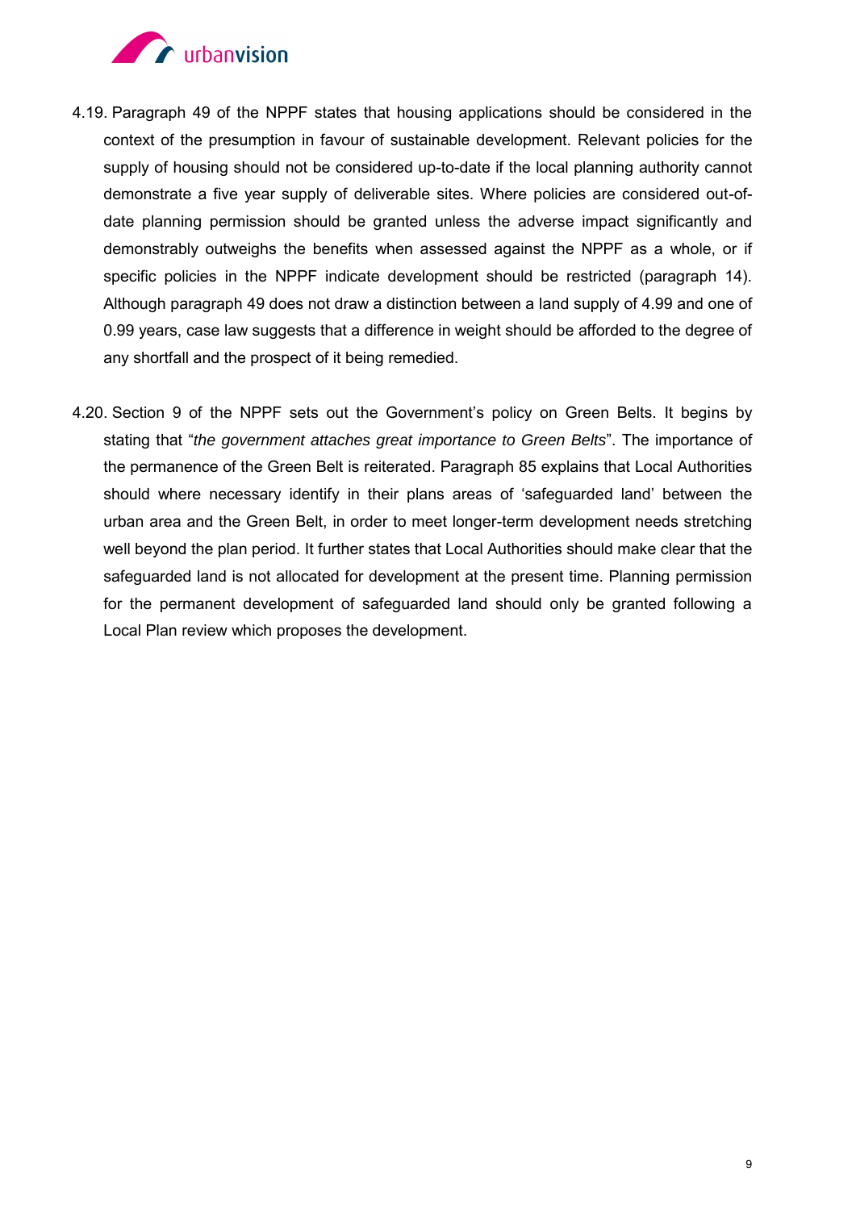4.19. Paragraph 49 of the NPPF states that housing applications should be considered in the context of the presumption in favour of sustainable development. Relevant policies for the supply of housing should not be considered up-to-date if the local planning authority cannot demonstrate a five year supply of deliverable sites. Where policies are considered out-of-date planning permission should be granted unless the adverse impact significantly and demonstrably outweighs the benefits when assessed against the NPPF as a whole, or if specific policies in the NPPF indicate development should be restricted (paragraph 14). Although paragraph 49 does not draw a distinction between a land supply of 4.99 and one of 0.99 years, case law suggests that a difference in weight should be afforded to the degree of any shortfall and the prospect of it being remedied.

4.20. Section 9 of the NPPF sets out the Government's policy on Green Belts. It begins by stating that "*the government attaches great importance to Green Belts*". The importance of the permanence of the Green Belt is reiterated. Paragraph 85 explains that Local Authorities should where necessary identify in their plans areas of 'safeguarded land' between the urban area and the Green Belt, in order to meet longer-term development needs stretching well beyond the plan period. It further states that Local Authorities should make clear that the safeguarded land is not allocated for development at the present time. Planning permission for the permanent development of safeguarded land should only be granted following a Local Plan review which proposes the development.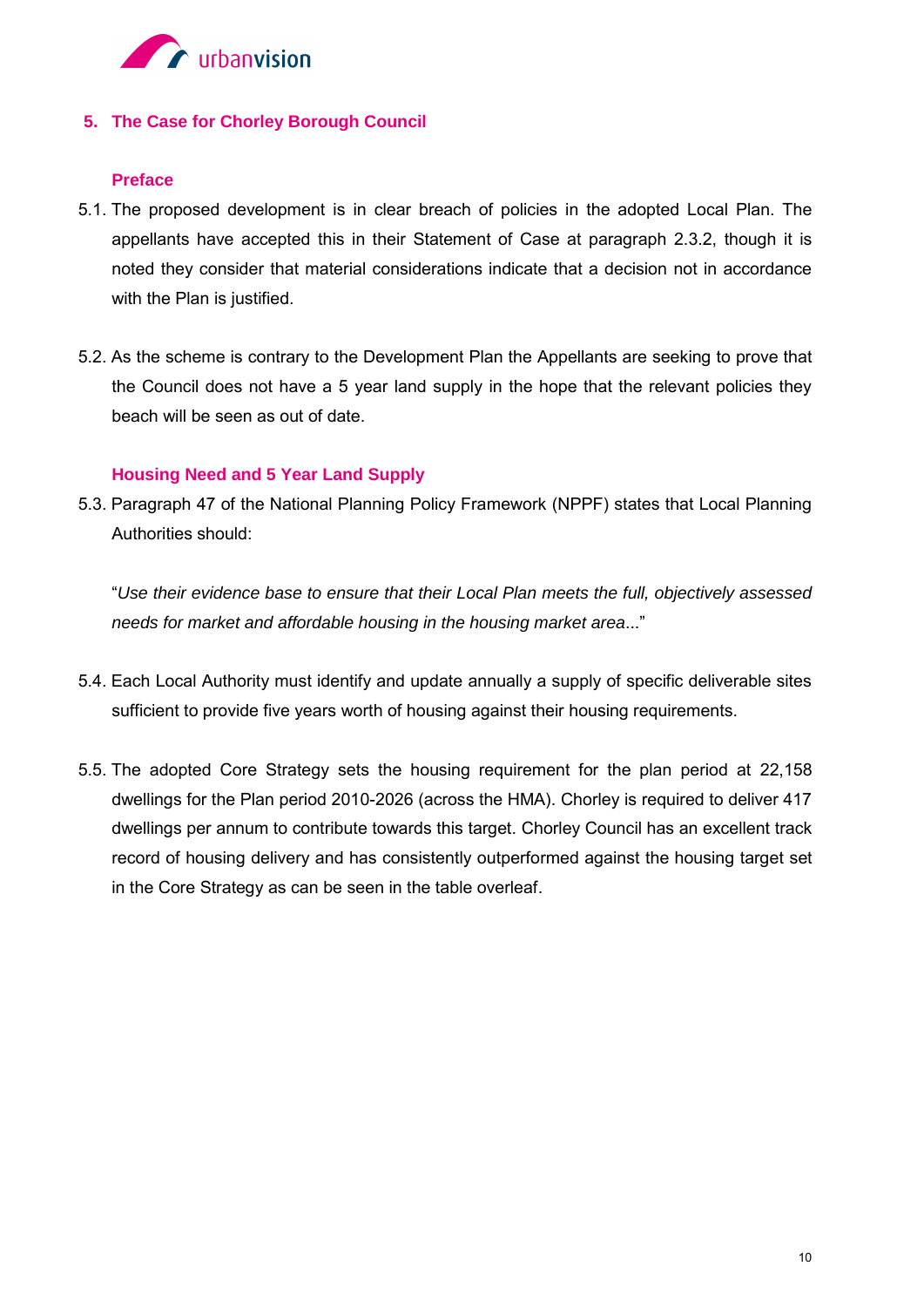## 5. The Case for Chorley Borough Council

### Preface

5.1. The proposed development is in clear breach of policies in the adopted Local Plan. The appellants have accepted this in their Statement of Case at paragraph 2.3.2, though it is noted they consider that material considerations indicate that a decision not in accordance with the Plan is justified.

5.2. As the scheme is contrary to the Development Plan the Appellants are seeking to prove that the Council does not have a 5 year land supply in the hope that the relevant policies they beach will be seen as out of date.

### Housing Need and 5 Year Land Supply

5.3. Paragraph 47 of the National Planning Policy Framework (NPPF) states that Local Planning Authorities should:

"*Use their evidence base to ensure that their Local Plan meets the full, objectively assessed needs for market and affordable housing in the housing market area*..."

5.4. Each Local Authority must identify and update annually a supply of specific deliverable sites sufficient to provide five years worth of housing against their housing requirements.

5.5. The adopted Core Strategy sets the housing requirement for the plan period at 22,158 dwellings for the Plan period 2010-2026 (across the HMA). Chorley is required to deliver 417 dwellings per annum to contribute towards this target. Chorley Council has an excellent track record of housing delivery and has consistently outperformed against the housing target set in the Core Strategy as can be seen in the table overleaf.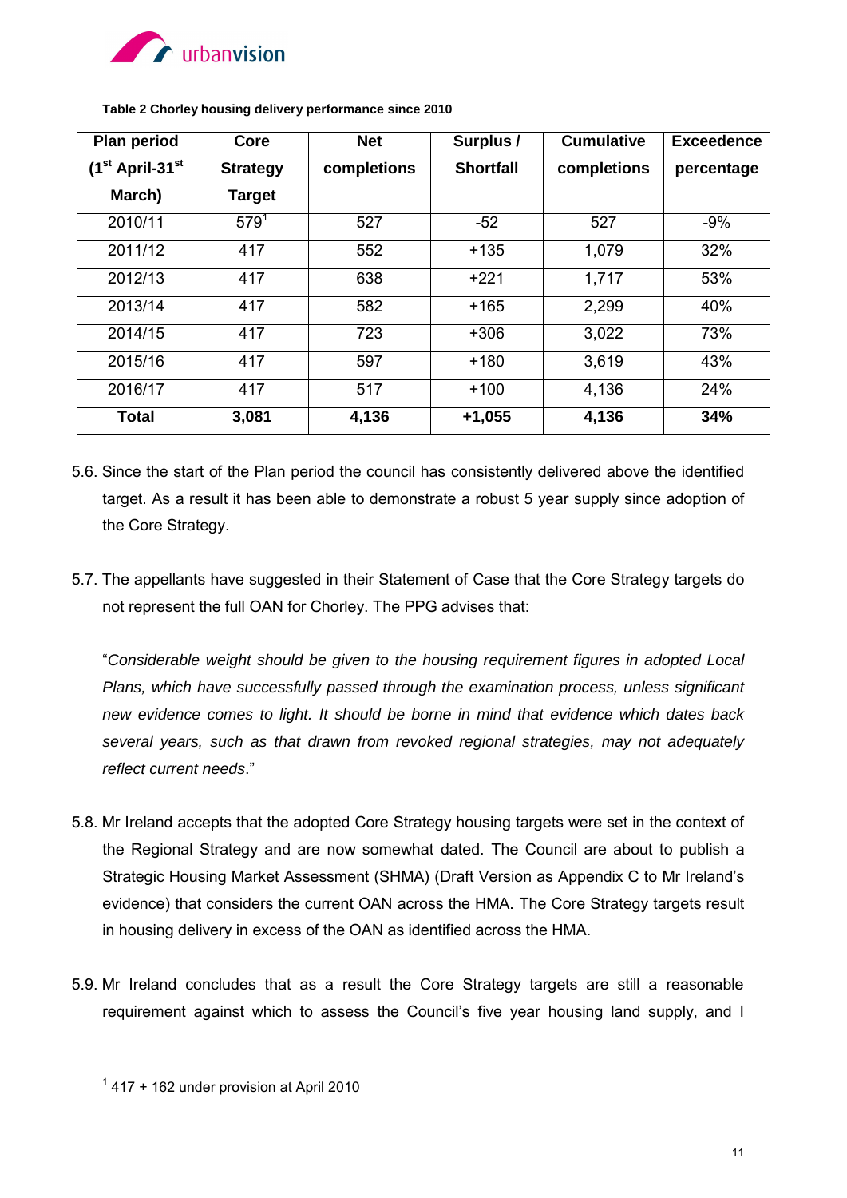**Table 2 Chorley housing delivery performance since 2010**

| Plan period (1st April-31st March) | Core Strategy Target | Net completions | Surplus / Shortfall | Cumulative completions | Exceedence percentage |
|---|---|---|---|---|---|
| 2010/11 | 579[1] | 527 | -52 | 527 | -9% |
| 2011/12 | 417 | 552 | +135 | 1,079 | 32% |
| 2012/13 | 417 | 638 | +221 | 1,717 | 53% |
| 2013/14 | 417 | 582 | +165 | 2,299 | 40% |
| 2014/15 | 417 | 723 | +306 | 3,022 | 73% |
| 2015/16 | 417 | 597 | +180 | 3,619 | 43% |
| 2016/17 | 417 | 517 | +100 | 4,136 | 24% |
| **Total** | **3,081** | **4,136** | **+1,055** | **4,136** | **34%** |

5.6. Since the start of the Plan period the council has consistently delivered above the identified target. As a result it has been able to demonstrate a robust 5 year supply since adoption of the Core Strategy.

5.7. The appellants have suggested in their Statement of Case that the Core Strategy targets do not represent the full OAN for Chorley. The PPG advises that:

"*Considerable weight should be given to the housing requirement figures in adopted Local Plans, which have successfully passed through the examination process, unless significant new evidence comes to light. It should be borne in mind that evidence which dates back several years, such as that drawn from revoked regional strategies, may not adequately reflect current needs*."

5.8. Mr Ireland accepts that the adopted Core Strategy housing targets were set in the context of the Regional Strategy and are now somewhat dated. The Council are about to publish a Strategic Housing Market Assessment (SHMA) (Draft Version as Appendix C to Mr Ireland's evidence) that considers the current OAN across the HMA. The Core Strategy targets result in housing delivery in excess of the OAN as identified across the HMA.

5.9. Mr Ireland concludes that as a result the Core Strategy targets are still a reasonable requirement against which to assess the Council's five year housing land supply, and I

[1] 417 + 162 under provision at April 2010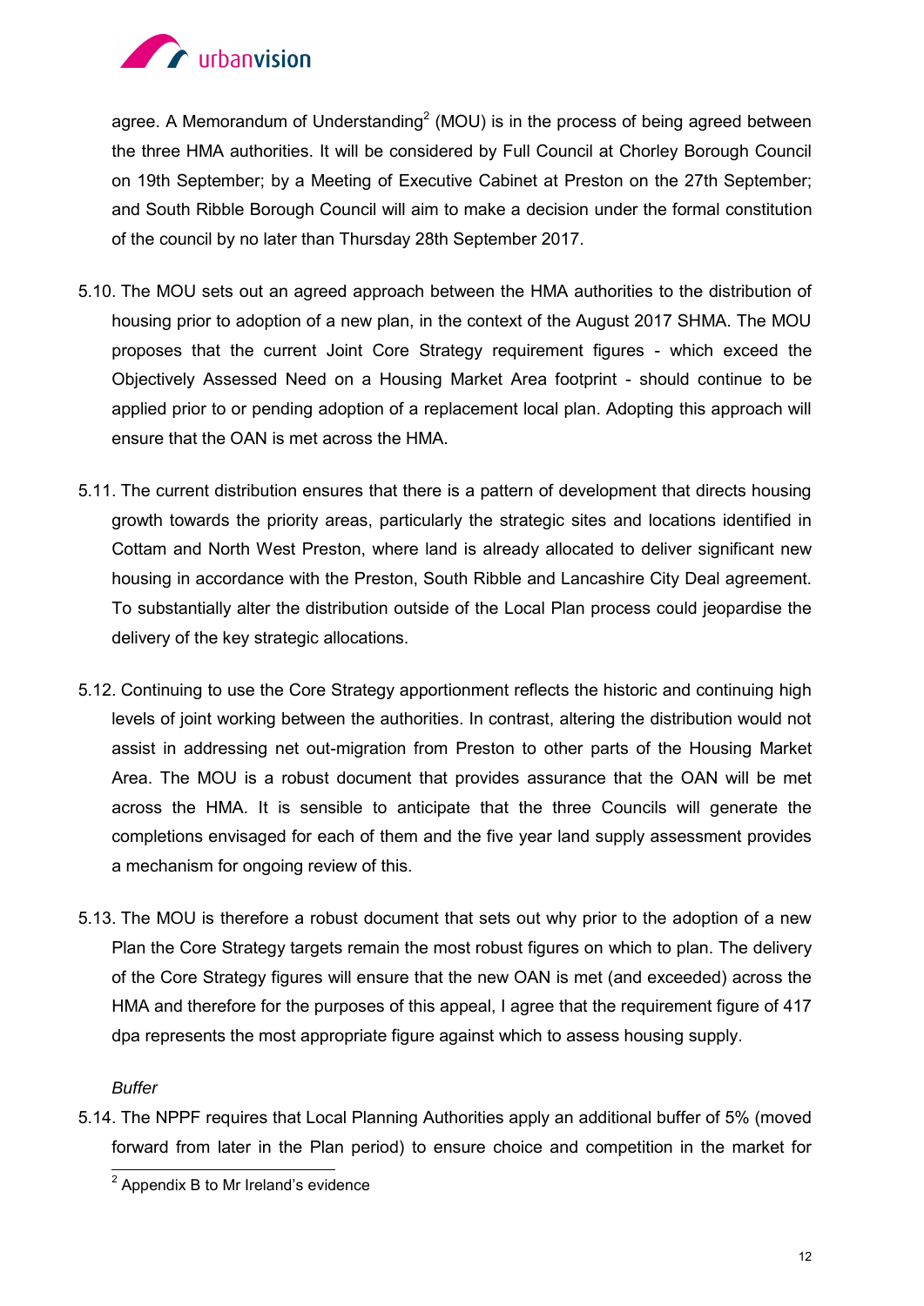agree. A Memorandum of Understanding[2] (MOU) is in the process of being agreed between the three HMA authorities. It will be considered by Full Council at Chorley Borough Council on 19th September; by a Meeting of Executive Cabinet at Preston on the 27th September; and South Ribble Borough Council will aim to make a decision under the formal constitution of the council by no later than Thursday 28th September 2017.

5.10. The MOU sets out an agreed approach between the HMA authorities to the distribution of housing prior to adoption of a new plan, in the context of the August 2017 SHMA. The MOU proposes that the current Joint Core Strategy requirement figures - which exceed the Objectively Assessed Need on a Housing Market Area footprint - should continue to be applied prior to or pending adoption of a replacement local plan. Adopting this approach will ensure that the OAN is met across the HMA.

5.11. The current distribution ensures that there is a pattern of development that directs housing growth towards the priority areas, particularly the strategic sites and locations identified in Cottam and North West Preston, where land is already allocated to deliver significant new housing in accordance with the Preston, South Ribble and Lancashire City Deal agreement. To substantially alter the distribution outside of the Local Plan process could jeopardise the delivery of the key strategic allocations.

5.12. Continuing to use the Core Strategy apportionment reflects the historic and continuing high levels of joint working between the authorities. In contrast, altering the distribution would not assist in addressing net out-migration from Preston to other parts of the Housing Market Area. The MOU is a robust document that provides assurance that the OAN will be met across the HMA. It is sensible to anticipate that the three Councils will generate the completions envisaged for each of them and the five year land supply assessment provides a mechanism for ongoing review of this.

5.13. The MOU is therefore a robust document that sets out why prior to the adoption of a new Plan the Core Strategy targets remain the most robust figures on which to plan. The delivery of the Core Strategy figures will ensure that the new OAN is met (and exceeded) across the HMA and therefore for the purposes of this appeal, I agree that the requirement figure of 417 dpa represents the most appropriate figure against which to assess housing supply.

*Buffer*

5.14. The NPPF requires that Local Planning Authorities apply an additional buffer of 5% (moved forward from later in the Plan period) to ensure choice and competition in the market for

[2] Appendix B to Mr Ireland's evidence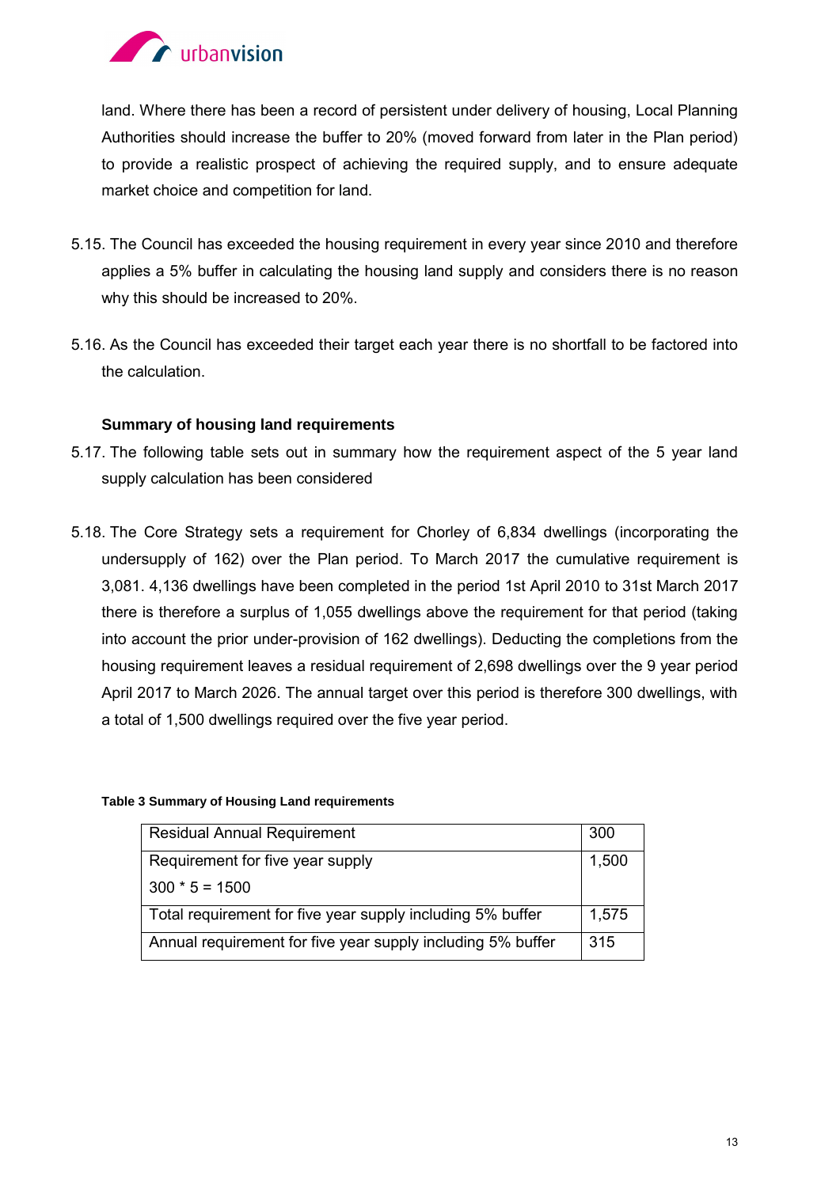land. Where there has been a record of persistent under delivery of housing, Local Planning Authorities should increase the buffer to 20% (moved forward from later in the Plan period) to provide a realistic prospect of achieving the required supply, and to ensure adequate market choice and competition for land.

5.15. The Council has exceeded the housing requirement in every year since 2010 and therefore applies a 5% buffer in calculating the housing land supply and considers there is no reason why this should be increased to 20%.

5.16. As the Council has exceeded their target each year there is no shortfall to be factored into the calculation.

**Summary of housing land requirements**

5.17. The following table sets out in summary how the requirement aspect of the 5 year land supply calculation has been considered

5.18. The Core Strategy sets a requirement for Chorley of 6,834 dwellings (incorporating the undersupply of 162) over the Plan period. To March 2017 the cumulative requirement is 3,081. 4,136 dwellings have been completed in the period 1st April 2010 to 31st March 2017 there is therefore a surplus of 1,055 dwellings above the requirement for that period (taking into account the prior under-provision of 162 dwellings). Deducting the completions from the housing requirement leaves a residual requirement of 2,698 dwellings over the 9 year period April 2017 to March 2026. The annual target over this period is therefore 300 dwellings, with a total of 1,500 dwellings required over the five year period.

**Table 3 Summary of Housing Land requirements**

| | |
|---|---|
| Residual Annual Requirement | 300 |
| Requirement for five year supply<br>300 * 5 = 1500 | 1,500 |
| Total requirement for five year supply including 5% buffer | 1,575 |
| Annual requirement for five year supply including 5% buffer | 315 |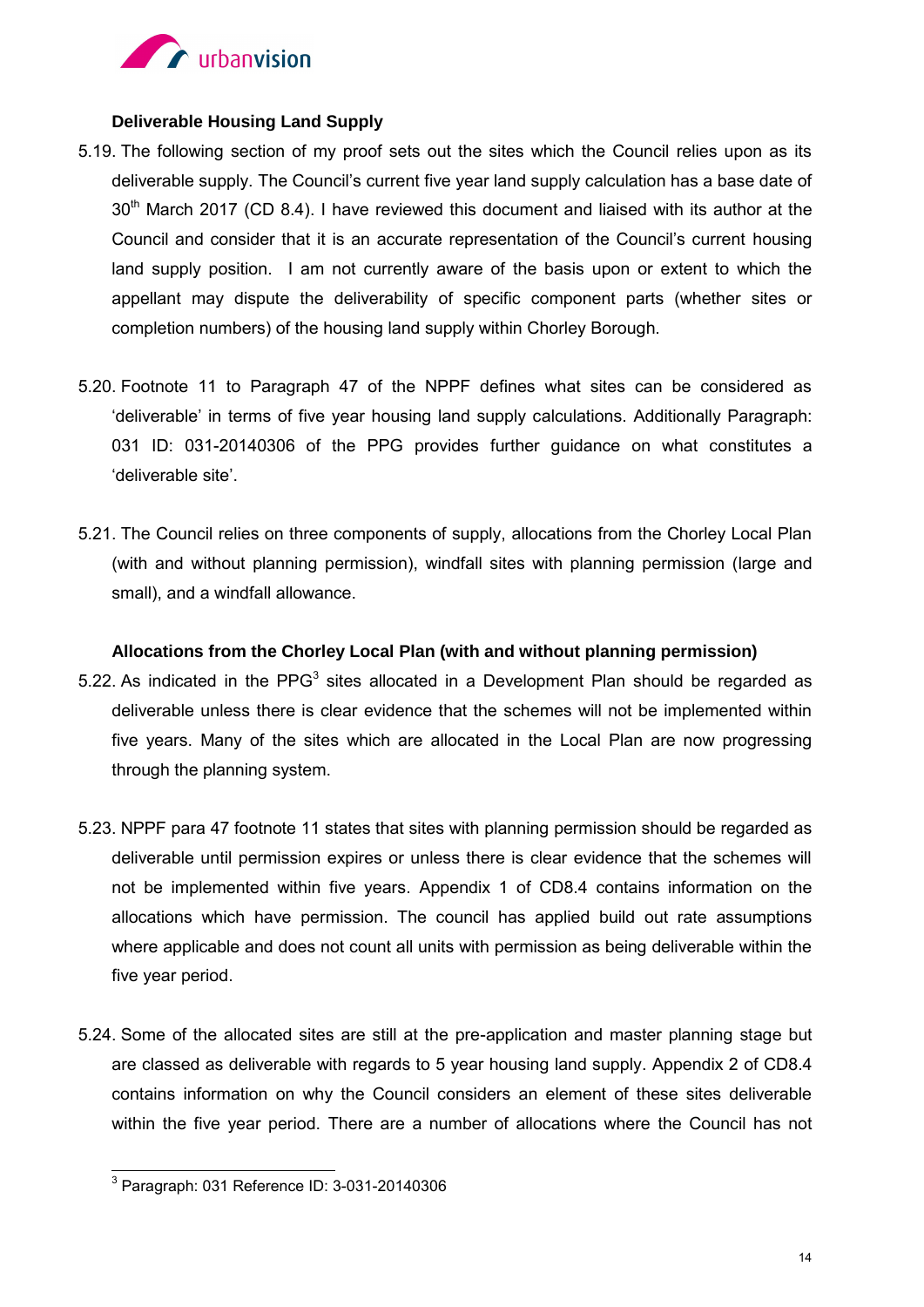**Deliverable Housing Land Supply**

5.19. The following section of my proof sets out the sites which the Council relies upon as its deliverable supply. The Council's current five year land supply calculation has a base date of 30th March 2017 (CD 8.4). I have reviewed this document and liaised with its author at the Council and consider that it is an accurate representation of the Council's current housing land supply position. I am not currently aware of the basis upon or extent to which the appellant may dispute the deliverability of specific component parts (whether sites or completion numbers) of the housing land supply within Chorley Borough.

5.20. Footnote 11 to Paragraph 47 of the NPPF defines what sites can be considered as 'deliverable' in terms of five year housing land supply calculations. Additionally Paragraph: 031 ID: 031-20140306 of the PPG provides further guidance on what constitutes a 'deliverable site'.

5.21. The Council relies on three components of supply, allocations from the Chorley Local Plan (with and without planning permission), windfall sites with planning permission (large and small), and a windfall allowance.

**Allocations from the Chorley Local Plan (with and without planning permission)**

5.22. As indicated in the PPG[3] sites allocated in a Development Plan should be regarded as deliverable unless there is clear evidence that the schemes will not be implemented within five years. Many of the sites which are allocated in the Local Plan are now progressing through the planning system.

5.23. NPPF para 47 footnote 11 states that sites with planning permission should be regarded as deliverable until permission expires or unless there is clear evidence that the schemes will not be implemented within five years. Appendix 1 of CD8.4 contains information on the allocations which have permission. The council has applied build out rate assumptions where applicable and does not count all units with permission as being deliverable within the five year period.

5.24. Some of the allocated sites are still at the pre-application and master planning stage but are classed as deliverable with regards to 5 year housing land supply. Appendix 2 of CD8.4 contains information on why the Council considers an element of these sites deliverable within the five year period. There are a number of allocations where the Council has not

[3] Paragraph: 031 Reference ID: 3-031-20140306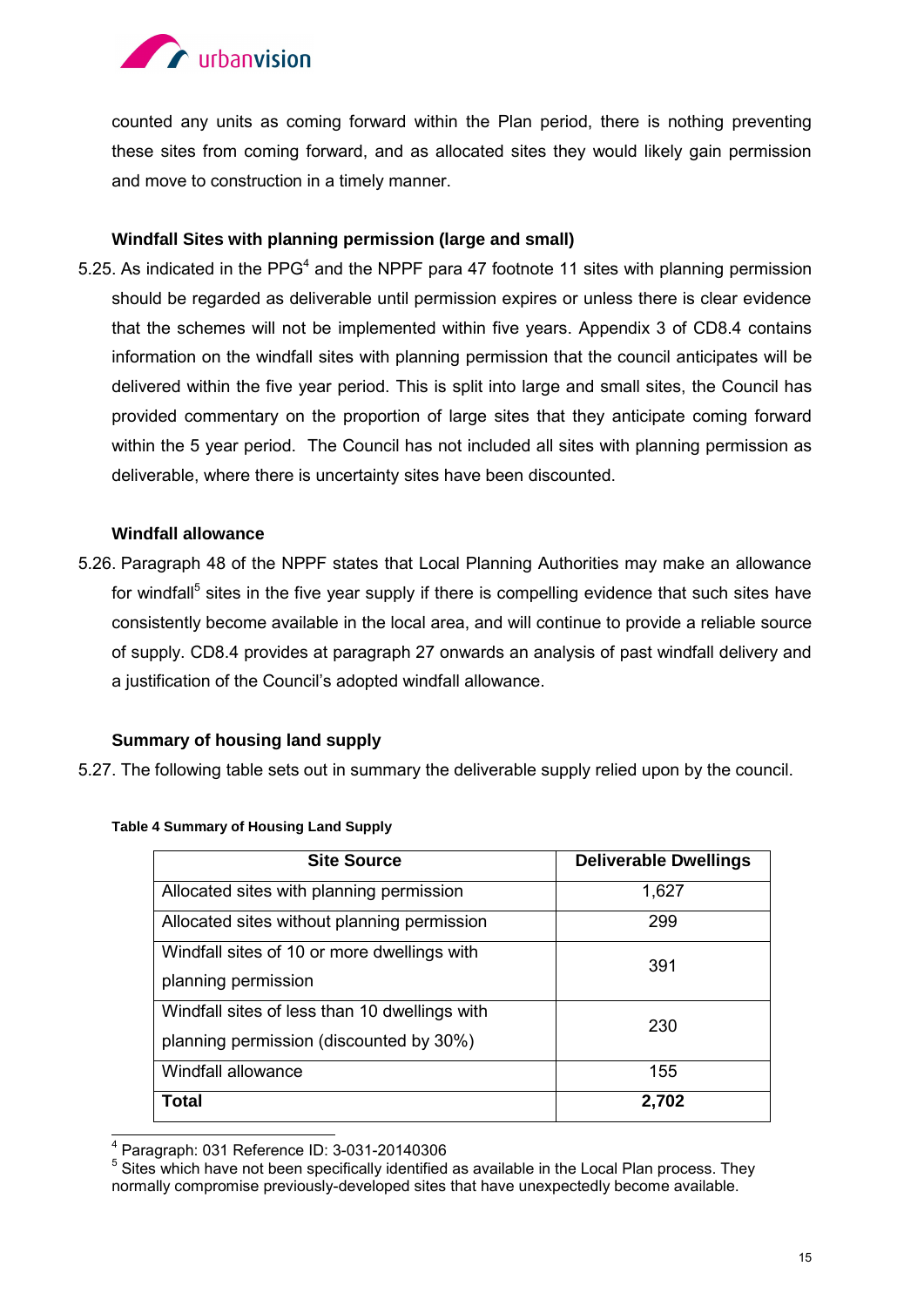counted any units as coming forward within the Plan period, there is nothing preventing these sites from coming forward, and as allocated sites they would likely gain permission and move to construction in a timely manner.

### Windfall Sites with planning permission (large and small)

5.25. As indicated in the PPG[4] and the NPPF para 47 footnote 11 sites with planning permission should be regarded as deliverable until permission expires or unless there is clear evidence that the schemes will not be implemented within five years. Appendix 3 of CD8.4 contains information on the windfall sites with planning permission that the council anticipates will be delivered within the five year period. This is split into large and small sites, the Council has provided commentary on the proportion of large sites that they anticipate coming forward within the 5 year period. The Council has not included all sites with planning permission as deliverable, where there is uncertainty sites have been discounted.

### Windfall allowance

5.26. Paragraph 48 of the NPPF states that Local Planning Authorities may make an allowance for windfall[5] sites in the five year supply if there is compelling evidence that such sites have consistently become available in the local area, and will continue to provide a reliable source of supply. CD8.4 provides at paragraph 27 onwards an analysis of past windfall delivery and a justification of the Council's adopted windfall allowance.

### Summary of housing land supply

5.27. The following table sets out in summary the deliverable supply relied upon by the council.

**Table 4 Summary of Housing Land Supply**

| Site Source | Deliverable Dwellings |
|---|---|
| Allocated sites with planning permission | 1,627 |
| Allocated sites without planning permission | 299 |
| Windfall sites of 10 or more dwellings with planning permission | 391 |
| Windfall sites of less than 10 dwellings with planning permission (discounted by 30%) | 230 |
| Windfall allowance | 155 |
| **Total** | **2,702** |

[4] Paragraph: 031 Reference ID: 3-031-20140306

[5] Sites which have not been specifically identified as available in the Local Plan process. They normally compromise previously-developed sites that have unexpectedly become available.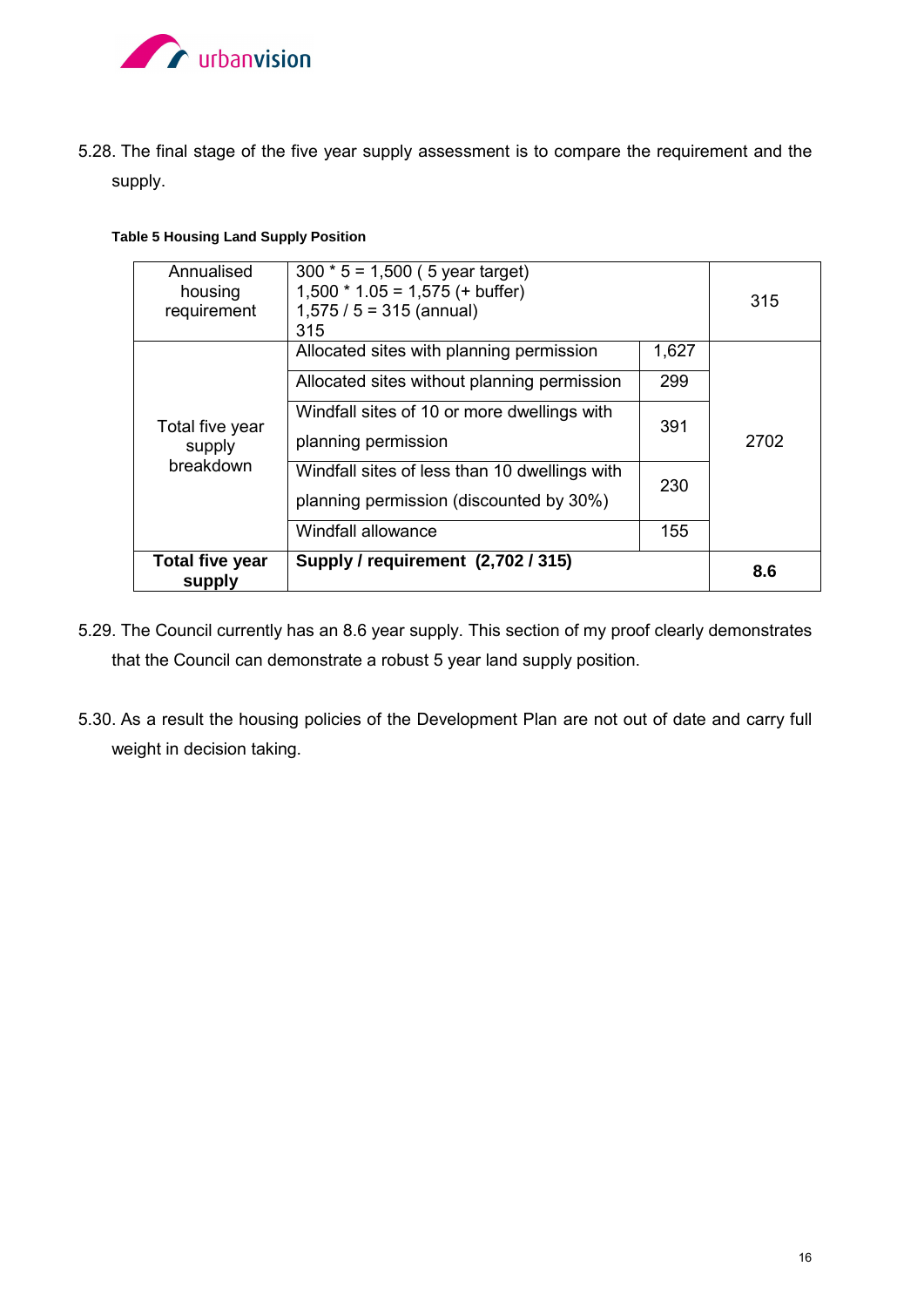5.28. The final stage of the five year supply assessment is to compare the requirement and the supply.

**Table 5 Housing Land Supply Position**

| | | | |
|---|---|---|---|
| Annualised housing requirement | 300 * 5 = 1,500 ( 5 year target)<br>1,500 * 1.05 = 1,575 (+ buffer)<br>1,575 / 5 = 315 (annual)<br>315 | | 315 |
| Total five year supply breakdown | Allocated sites with planning permission | 1,627 | 2702 |
| | Allocated sites without planning permission | 299 | |
| | Windfall sites of 10 or more dwellings with planning permission | 391 | |
| | Windfall sites of less than 10 dwellings with planning permission (discounted by 30%) | 230 | |
| | Windfall allowance | 155 | |
| **Total five year supply** | **Supply / requirement (2,702 / 315)** | | **8.6** |

5.29. The Council currently has an 8.6 year supply. This section of my proof clearly demonstrates that the Council can demonstrate a robust 5 year land supply position.

5.30. As a result the housing policies of the Development Plan are not out of date and carry full weight in decision taking.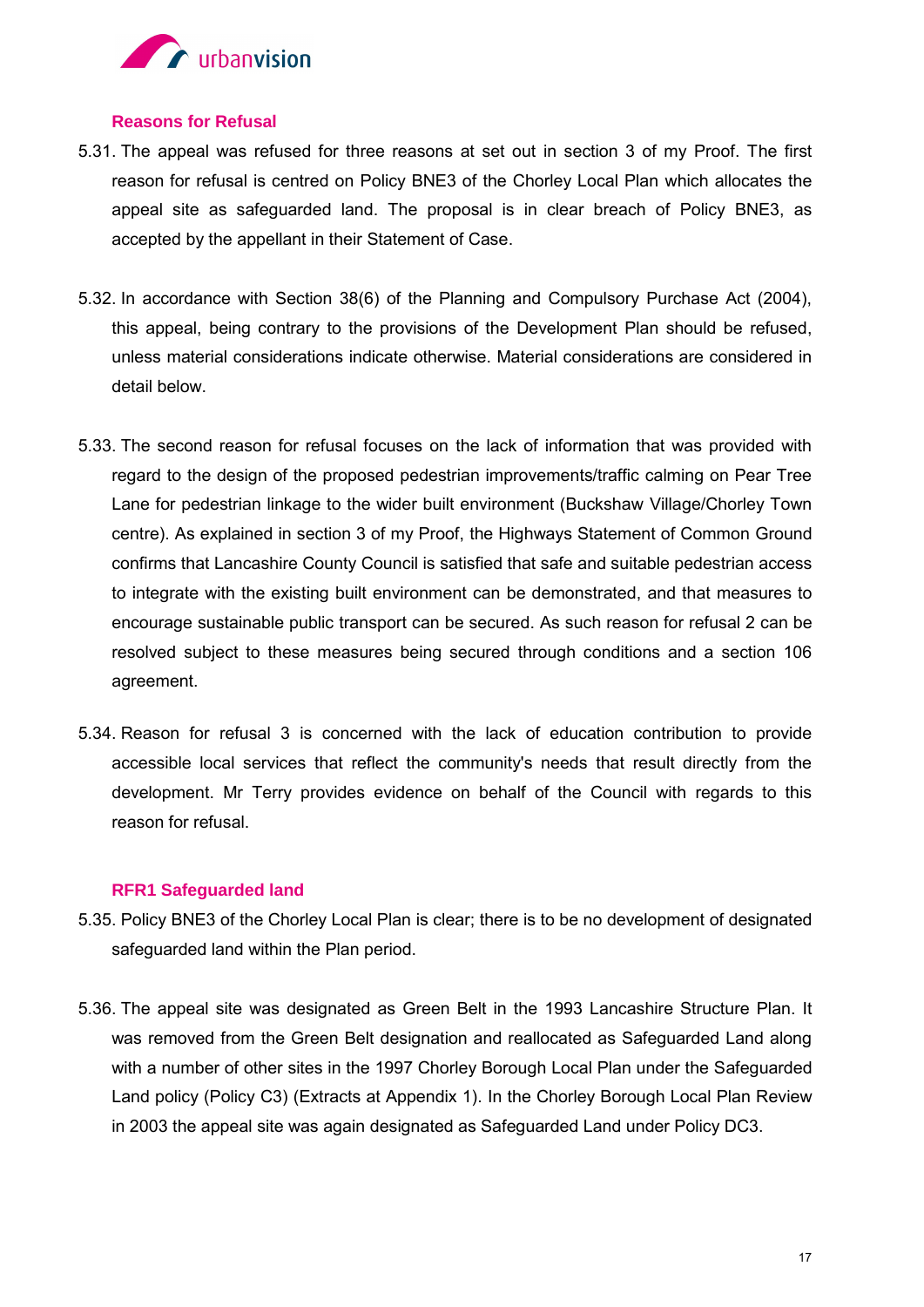### Reasons for Refusal

5.31. The appeal was refused for three reasons at set out in section 3 of my Proof. The first reason for refusal is centred on Policy BNE3 of the Chorley Local Plan which allocates the appeal site as safeguarded land. The proposal is in clear breach of Policy BNE3, as accepted by the appellant in their Statement of Case.

5.32. In accordance with Section 38(6) of the Planning and Compulsory Purchase Act (2004), this appeal, being contrary to the provisions of the Development Plan should be refused, unless material considerations indicate otherwise. Material considerations are considered in detail below.

5.33. The second reason for refusal focuses on the lack of information that was provided with regard to the design of the proposed pedestrian improvements/traffic calming on Pear Tree Lane for pedestrian linkage to the wider built environment (Buckshaw Village/Chorley Town centre). As explained in section 3 of my Proof, the Highways Statement of Common Ground confirms that Lancashire County Council is satisfied that safe and suitable pedestrian access to integrate with the existing built environment can be demonstrated, and that measures to encourage sustainable public transport can be secured. As such reason for refusal 2 can be resolved subject to these measures being secured through conditions and a section 106 agreement.

5.34. Reason for refusal 3 is concerned with the lack of education contribution to provide accessible local services that reflect the community's needs that result directly from the development. Mr Terry provides evidence on behalf of the Council with regards to this reason for refusal.

### RFR1 Safeguarded land

5.35. Policy BNE3 of the Chorley Local Plan is clear; there is to be no development of designated safeguarded land within the Plan period.

5.36. The appeal site was designated as Green Belt in the 1993 Lancashire Structure Plan. It was removed from the Green Belt designation and reallocated as Safeguarded Land along with a number of other sites in the 1997 Chorley Borough Local Plan under the Safeguarded Land policy (Policy C3) (Extracts at Appendix 1). In the Chorley Borough Local Plan Review in 2003 the appeal site was again designated as Safeguarded Land under Policy DC3.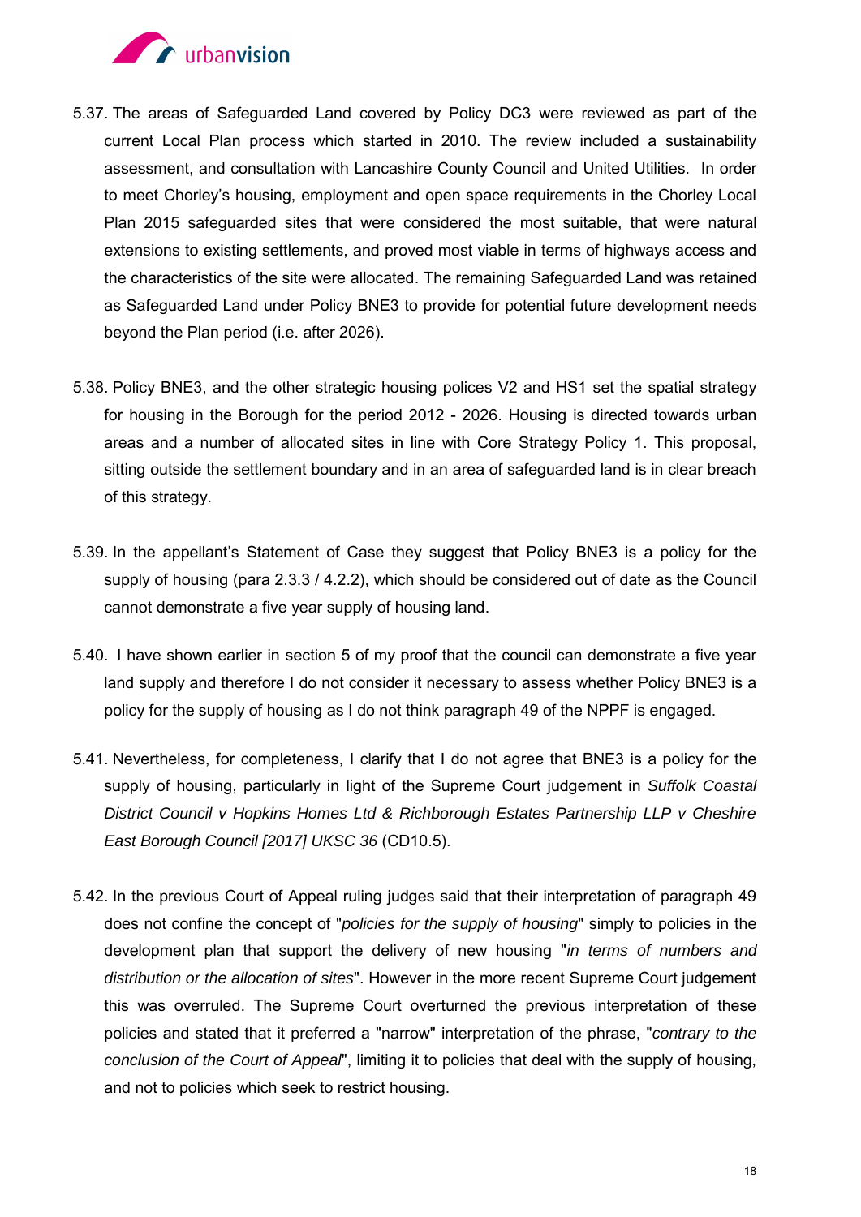5.37. The areas of Safeguarded Land covered by Policy DC3 were reviewed as part of the current Local Plan process which started in 2010. The review included a sustainability assessment, and consultation with Lancashire County Council and United Utilities. In order to meet Chorley's housing, employment and open space requirements in the Chorley Local Plan 2015 safeguarded sites that were considered the most suitable, that were natural extensions to existing settlements, and proved most viable in terms of highways access and the characteristics of the site were allocated. The remaining Safeguarded Land was retained as Safeguarded Land under Policy BNE3 to provide for potential future development needs beyond the Plan period (i.e. after 2026).

5.38. Policy BNE3, and the other strategic housing polices V2 and HS1 set the spatial strategy for housing in the Borough for the period 2012 - 2026. Housing is directed towards urban areas and a number of allocated sites in line with Core Strategy Policy 1. This proposal, sitting outside the settlement boundary and in an area of safeguarded land is in clear breach of this strategy.

5.39. In the appellant's Statement of Case they suggest that Policy BNE3 is a policy for the supply of housing (para 2.3.3 / 4.2.2), which should be considered out of date as the Council cannot demonstrate a five year supply of housing land.

5.40. I have shown earlier in section 5 of my proof that the council can demonstrate a five year land supply and therefore I do not consider it necessary to assess whether Policy BNE3 is a policy for the supply of housing as I do not think paragraph 49 of the NPPF is engaged.

5.41. Nevertheless, for completeness, I clarify that I do not agree that BNE3 is a policy for the supply of housing, particularly in light of the Supreme Court judgement in *Suffolk Coastal District Council v Hopkins Homes Ltd & Richborough Estates Partnership LLP v Cheshire East Borough Council [2017] UKSC 36* (CD10.5).

5.42. In the previous Court of Appeal ruling judges said that their interpretation of paragraph 49 does not confine the concept of "*policies for the supply of housing*" simply to policies in the development plan that support the delivery of new housing "*in terms of numbers and distribution or the allocation of sites*". However in the more recent Supreme Court judgement this was overruled. The Supreme Court overturned the previous interpretation of these policies and stated that it preferred a "narrow" interpretation of the phrase, "*contrary to the conclusion of the Court of Appeal*", limiting it to policies that deal with the supply of housing, and not to policies which seek to restrict housing.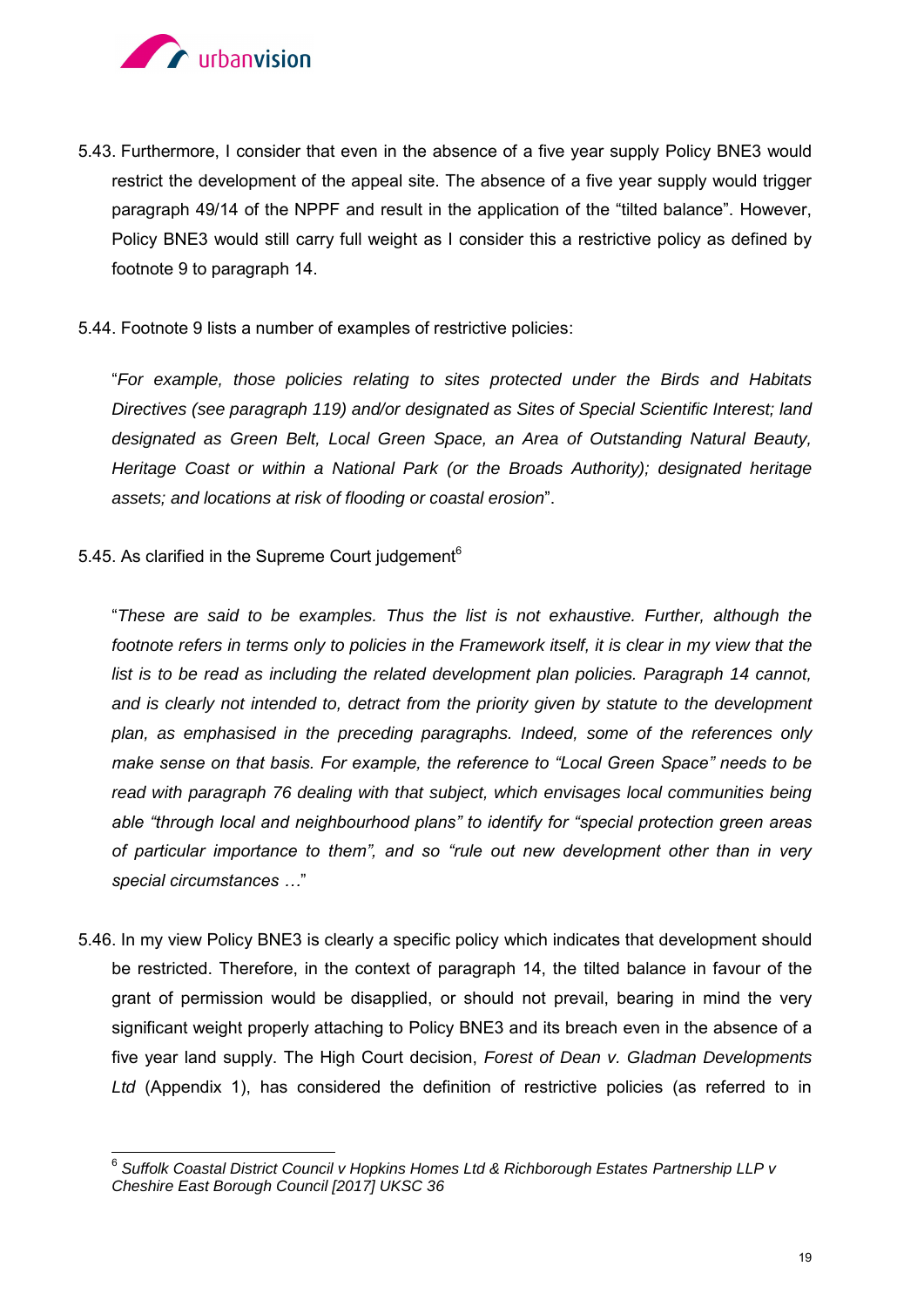5.43. Furthermore, I consider that even in the absence of a five year supply Policy BNE3 would restrict the development of the appeal site. The absence of a five year supply would trigger paragraph 49/14 of the NPPF and result in the application of the "tilted balance". However, Policy BNE3 would still carry full weight as I consider this a restrictive policy as defined by footnote 9 to paragraph 14.

5.44. Footnote 9 lists a number of examples of restrictive policies:

"*For example, those policies relating to sites protected under the Birds and Habitats Directives (see paragraph 119) and/or designated as Sites of Special Scientific Interest; land designated as Green Belt, Local Green Space, an Area of Outstanding Natural Beauty, Heritage Coast or within a National Park (or the Broads Authority); designated heritage assets; and locations at risk of flooding or coastal erosion*".

5.45. As clarified in the Supreme Court judgement[6]

"*These are said to be examples. Thus the list is not exhaustive. Further, although the footnote refers in terms only to policies in the Framework itself, it is clear in my view that the list is to be read as including the related development plan policies. Paragraph 14 cannot, and is clearly not intended to, detract from the priority given by statute to the development plan, as emphasised in the preceding paragraphs. Indeed, some of the references only make sense on that basis. For example, the reference to "Local Green Space" needs to be read with paragraph 76 dealing with that subject, which envisages local communities being able "through local and neighbourhood plans" to identify for "special protection green areas of particular importance to them", and so "rule out new development other than in very special circumstances …*"

5.46. In my view Policy BNE3 is clearly a specific policy which indicates that development should be restricted. Therefore, in the context of paragraph 14, the tilted balance in favour of the grant of permission would be disapplied, or should not prevail, bearing in mind the very significant weight properly attaching to Policy BNE3 and its breach even in the absence of a five year land supply. The High Court decision, *Forest of Dean v. Gladman Developments Ltd* (Appendix 1), has considered the definition of restrictive policies (as referred to in

---

[6] *Suffolk Coastal District Council v Hopkins Homes Ltd & Richborough Estates Partnership LLP v Cheshire East Borough Council [2017] UKSC 36*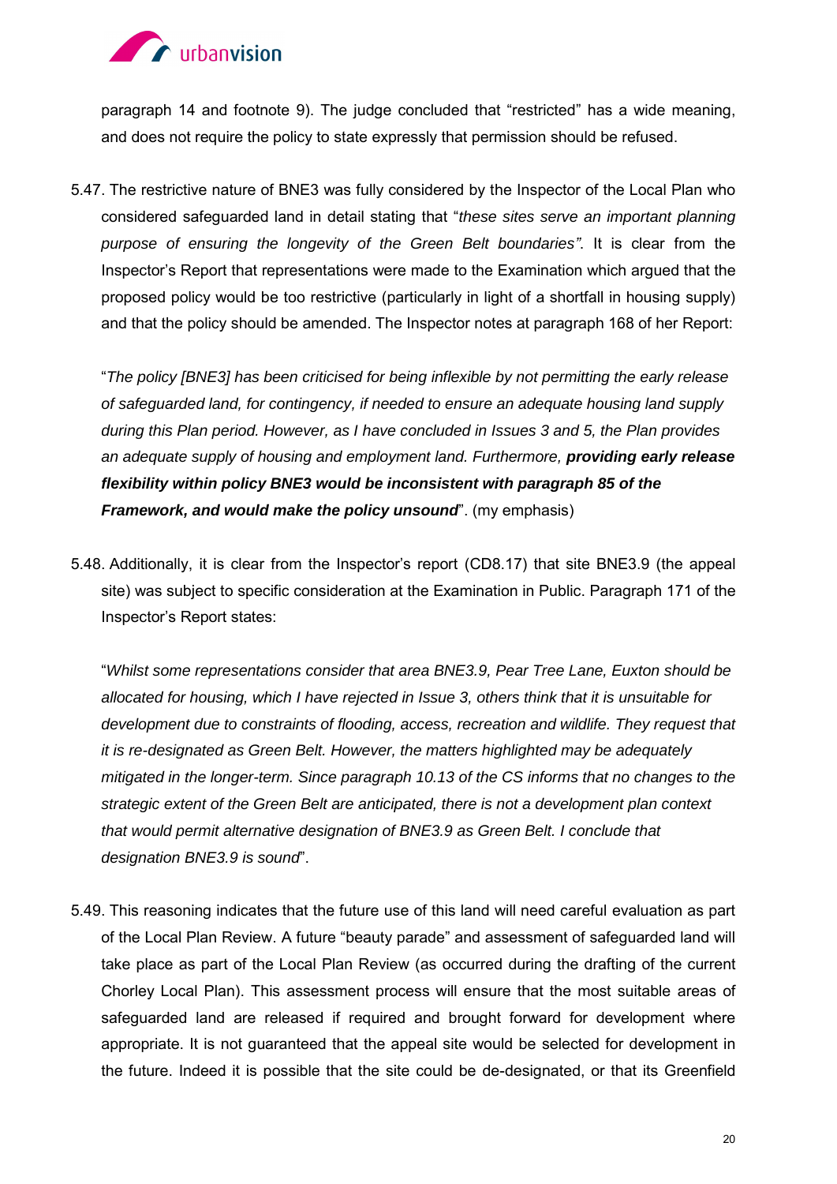paragraph 14 and footnote 9). The judge concluded that “restricted” has a wide meaning, and does not require the policy to state expressly that permission should be refused.

5.47. The restrictive nature of BNE3 was fully considered by the Inspector of the Local Plan who considered safeguarded land in detail stating that “*these sites serve an important planning purpose of ensuring the longevity of the Green Belt boundaries”.* It is clear from the Inspector’s Report that representations were made to the Examination which argued that the proposed policy would be too restrictive (particularly in light of a shortfall in housing supply) and that the policy should be amended. The Inspector notes at paragraph 168 of her Report:

> “*The policy [BNE3] has been criticised for being inflexible by not permitting the early release of safeguarded land, for contingency, if needed to ensure an adequate housing land supply during this Plan period. However, as I have concluded in Issues 3 and 5, the Plan provides an adequate supply of housing and employment land. Furthermore,* ***providing early release flexibility within policy BNE3 would be inconsistent with paragraph 85 of the Framework, and would make the policy unsound***”. (my emphasis)

5.48. Additionally, it is clear from the Inspector’s report (CD8.17) that site BNE3.9 (the appeal site) was subject to specific consideration at the Examination in Public. Paragraph 171 of the Inspector’s Report states:

> “*Whilst some representations consider that area BNE3.9, Pear Tree Lane, Euxton should be allocated for housing, which I have rejected in Issue 3, others think that it is unsuitable for development due to constraints of flooding, access, recreation and wildlife. They request that it is re-designated as Green Belt. However, the matters highlighted may be adequately mitigated in the longer-term. Since paragraph 10.13 of the CS informs that no changes to the strategic extent of the Green Belt are anticipated, there is not a development plan context that would permit alternative designation of BNE3.9 as Green Belt. I conclude that designation BNE3.9 is sound*”.

5.49. This reasoning indicates that the future use of this land will need careful evaluation as part of the Local Plan Review. A future “beauty parade” and assessment of safeguarded land will take place as part of the Local Plan Review (as occurred during the drafting of the current Chorley Local Plan). This assessment process will ensure that the most suitable areas of safeguarded land are released if required and brought forward for development where appropriate. It is not guaranteed that the appeal site would be selected for development in the future. Indeed it is possible that the site could be de-designated, or that its Greenfield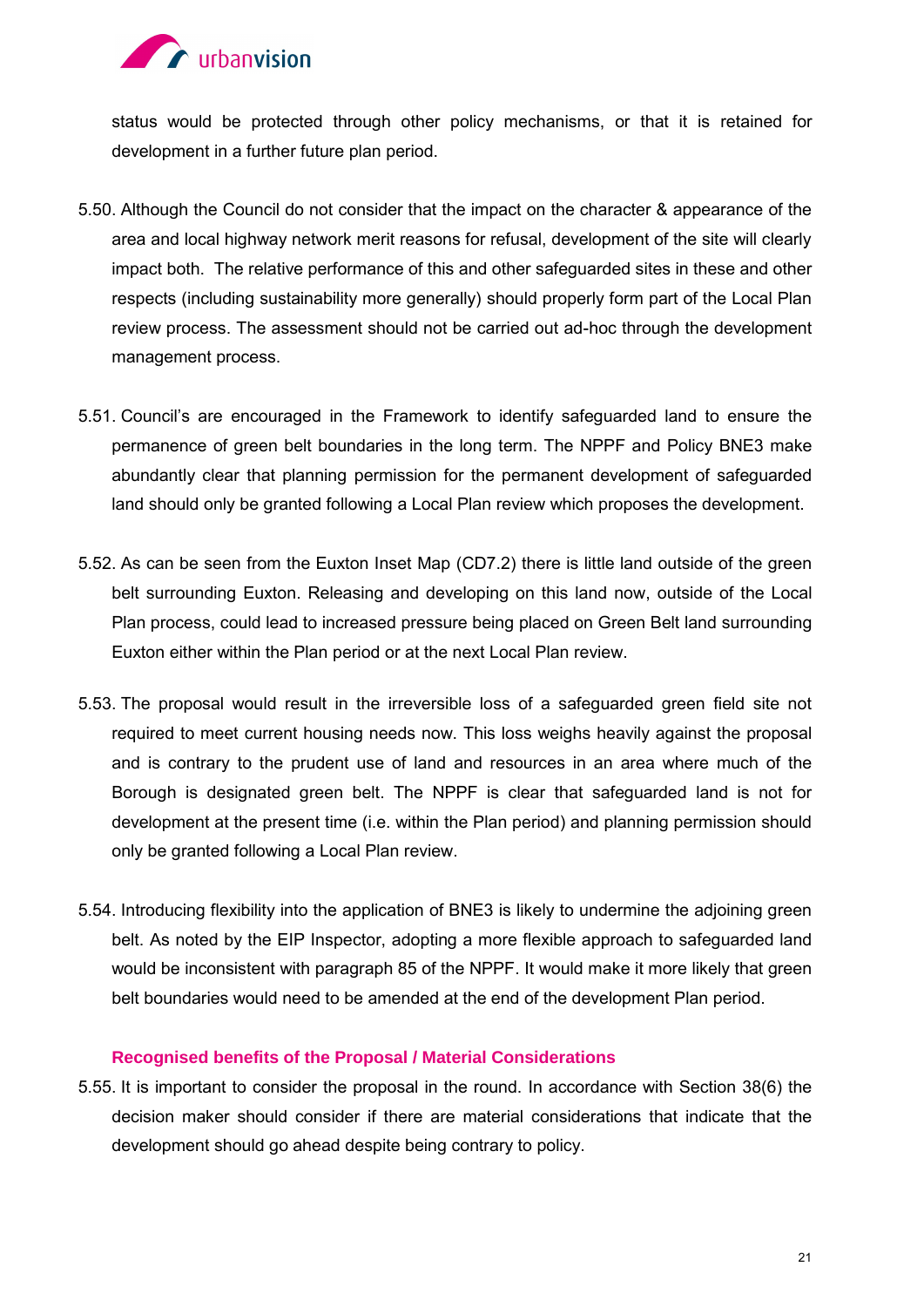status would be protected through other policy mechanisms, or that it is retained for development in a further future plan period.

5.50. Although the Council do not consider that the impact on the character & appearance of the area and local highway network merit reasons for refusal, development of the site will clearly impact both. The relative performance of this and other safeguarded sites in these and other respects (including sustainability more generally) should properly form part of the Local Plan review process. The assessment should not be carried out ad-hoc through the development management process.

5.51. Council's are encouraged in the Framework to identify safeguarded land to ensure the permanence of green belt boundaries in the long term. The NPPF and Policy BNE3 make abundantly clear that planning permission for the permanent development of safeguarded land should only be granted following a Local Plan review which proposes the development.

5.52. As can be seen from the Euxton Inset Map (CD7.2) there is little land outside of the green belt surrounding Euxton. Releasing and developing on this land now, outside of the Local Plan process, could lead to increased pressure being placed on Green Belt land surrounding Euxton either within the Plan period or at the next Local Plan review.

5.53. The proposal would result in the irreversible loss of a safeguarded green field site not required to meet current housing needs now. This loss weighs heavily against the proposal and is contrary to the prudent use of land and resources in an area where much of the Borough is designated green belt. The NPPF is clear that safeguarded land is not for development at the present time (i.e. within the Plan period) and planning permission should only be granted following a Local Plan review.

5.54. Introducing flexibility into the application of BNE3 is likely to undermine the adjoining green belt. As noted by the EIP Inspector, adopting a more flexible approach to safeguarded land would be inconsistent with paragraph 85 of the NPPF. It would make it more likely that green belt boundaries would need to be amended at the end of the development Plan period.

### Recognised benefits of the Proposal / Material Considerations

5.55. It is important to consider the proposal in the round. In accordance with Section 38(6) the decision maker should consider if there are material considerations that indicate that the development should go ahead despite being contrary to policy.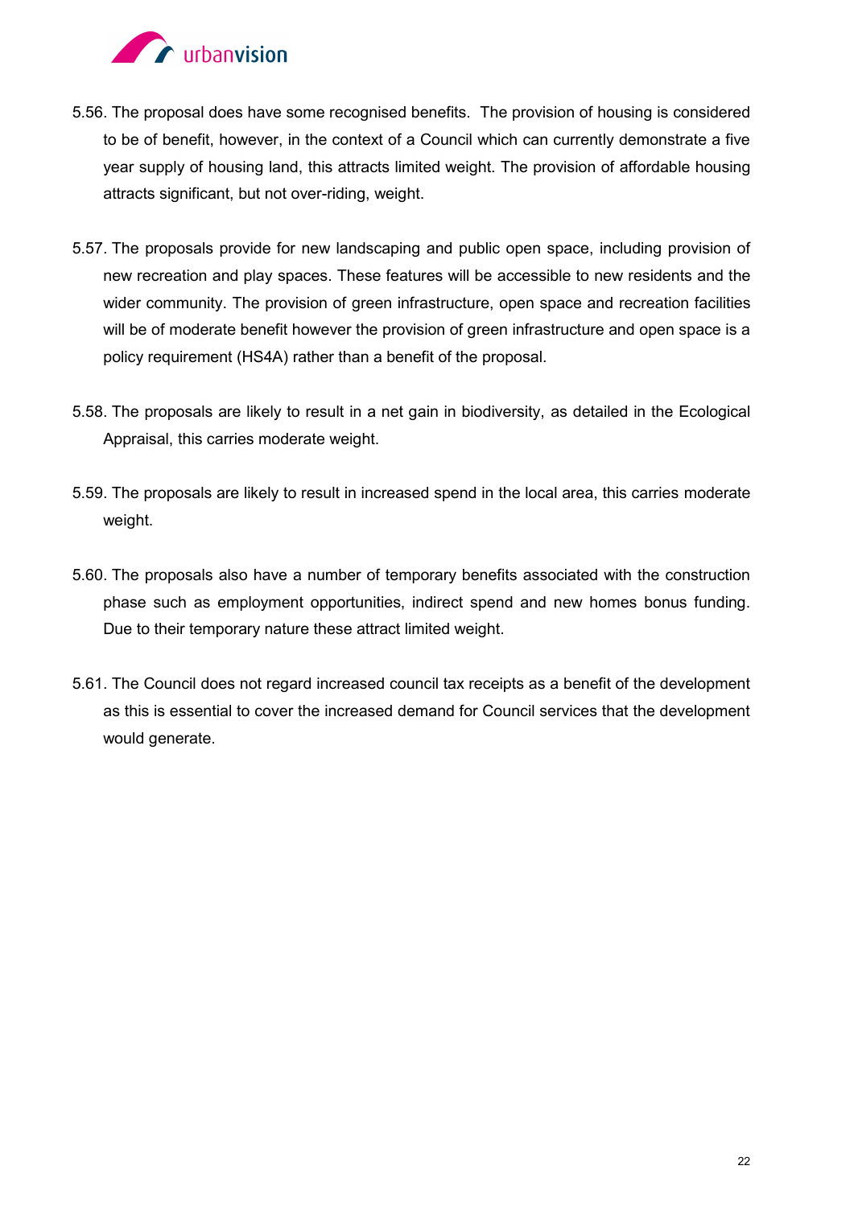5.56. The proposal does have some recognised benefits. The provision of housing is considered to be of benefit, however, in the context of a Council which can currently demonstrate a five year supply of housing land, this attracts limited weight. The provision of affordable housing attracts significant, but not over-riding, weight.

5.57. The proposals provide for new landscaping and public open space, including provision of new recreation and play spaces. These features will be accessible to new residents and the wider community. The provision of green infrastructure, open space and recreation facilities will be of moderate benefit however the provision of green infrastructure and open space is a policy requirement (HS4A) rather than a benefit of the proposal.

5.58. The proposals are likely to result in a net gain in biodiversity, as detailed in the Ecological Appraisal, this carries moderate weight.

5.59. The proposals are likely to result in increased spend in the local area, this carries moderate weight.

5.60. The proposals also have a number of temporary benefits associated with the construction phase such as employment opportunities, indirect spend and new homes bonus funding. Due to their temporary nature these attract limited weight.

5.61. The Council does not regard increased council tax receipts as a benefit of the development as this is essential to cover the increased demand for Council services that the development would generate.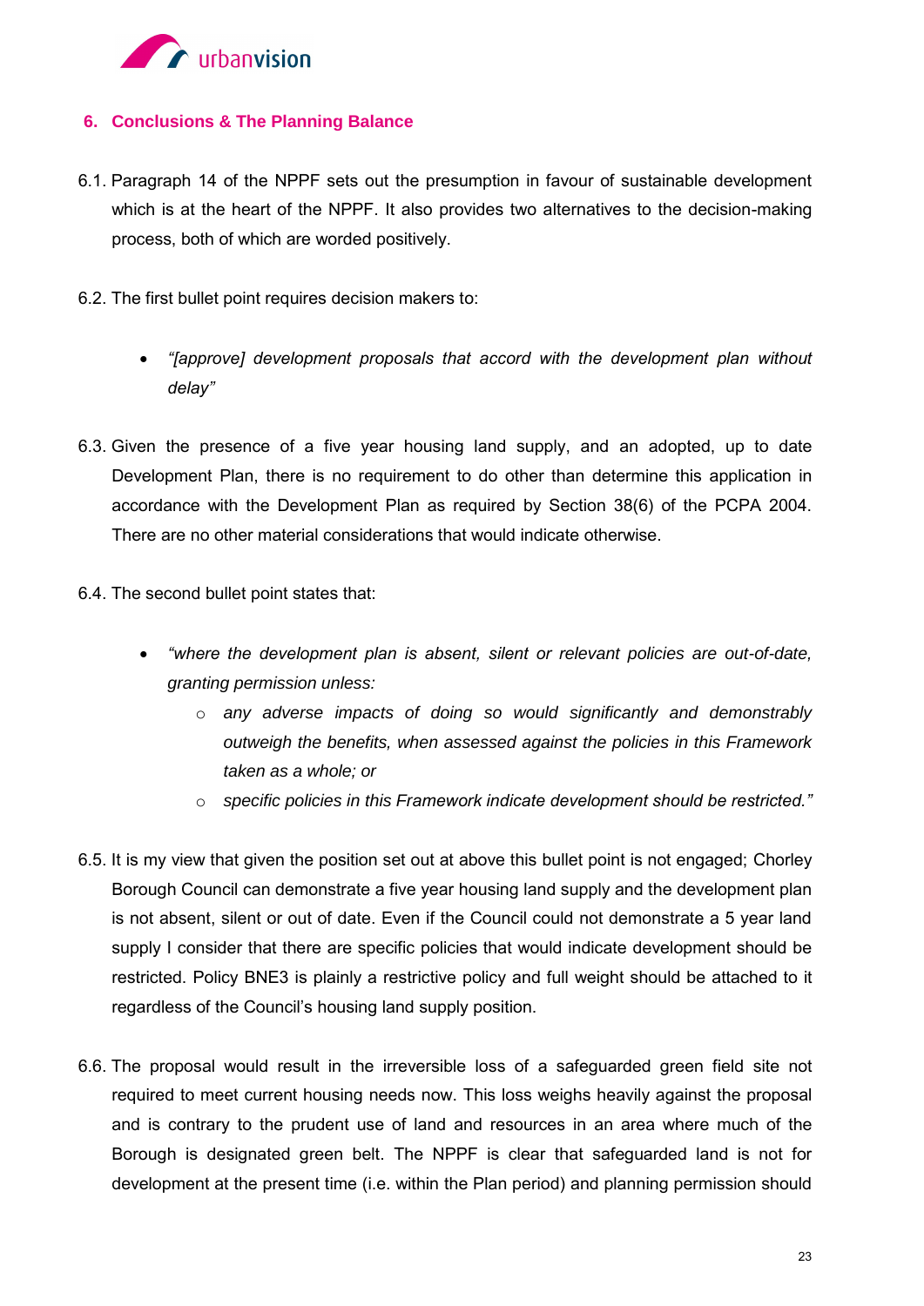## 6. Conclusions & The Planning Balance

6.1. Paragraph 14 of the NPPF sets out the presumption in favour of sustainable development which is at the heart of the NPPF. It also provides two alternatives to the decision-making process, both of which are worded positively.

6.2. The first bullet point requires decision makers to:

- *"[approve] development proposals that accord with the development plan without delay"*

6.3. Given the presence of a five year housing land supply, and an adopted, up to date Development Plan, there is no requirement to do other than determine this application in accordance with the Development Plan as required by Section 38(6) of the PCPA 2004. There are no other material considerations that would indicate otherwise.

6.4. The second bullet point states that:

- *"where the development plan is absent, silent or relevant policies are out-of-date, granting permission unless:*
  - *any adverse impacts of doing so would significantly and demonstrably outweigh the benefits, when assessed against the policies in this Framework taken as a whole; or*
  - *specific policies in this Framework indicate development should be restricted."*

6.5. It is my view that given the position set out at above this bullet point is not engaged; Chorley Borough Council can demonstrate a five year housing land supply and the development plan is not absent, silent or out of date. Even if the Council could not demonstrate a 5 year land supply I consider that there are specific policies that would indicate development should be restricted. Policy BNE3 is plainly a restrictive policy and full weight should be attached to it regardless of the Council's housing land supply position.

6.6. The proposal would result in the irreversible loss of a safeguarded green field site not required to meet current housing needs now. This loss weighs heavily against the proposal and is contrary to the prudent use of land and resources in an area where much of the Borough is designated green belt. The NPPF is clear that safeguarded land is not for development at the present time (i.e. within the Plan period) and planning permission should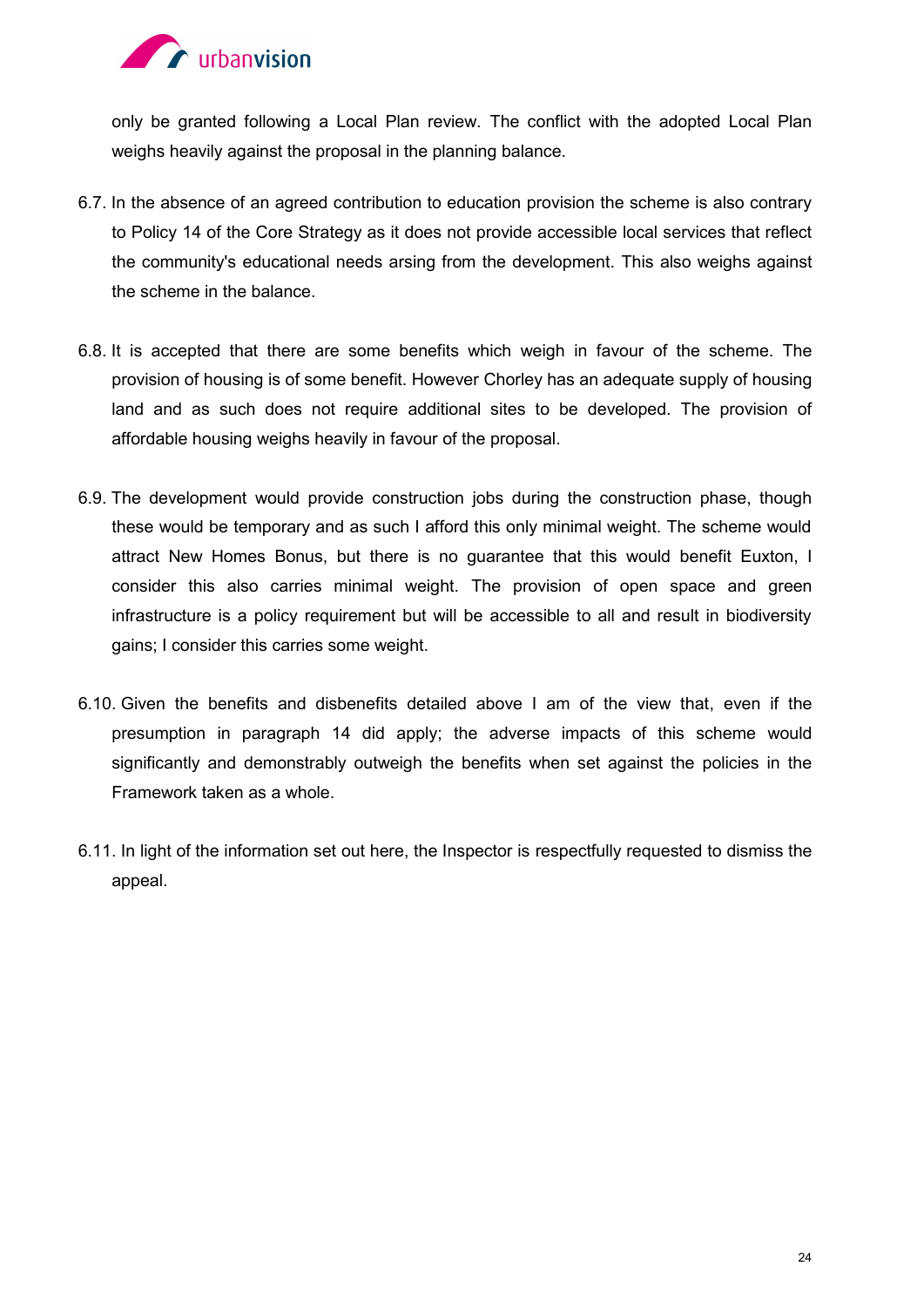only be granted following a Local Plan review. The conflict with the adopted Local Plan weighs heavily against the proposal in the planning balance.

6.7. In the absence of an agreed contribution to education provision the scheme is also contrary to Policy 14 of the Core Strategy as it does not provide accessible local services that reflect the community's educational needs arsing from the development. This also weighs against the scheme in the balance.

6.8. It is accepted that there are some benefits which weigh in favour of the scheme. The provision of housing is of some benefit. However Chorley has an adequate supply of housing land and as such does not require additional sites to be developed. The provision of affordable housing weighs heavily in favour of the proposal.

6.9. The development would provide construction jobs during the construction phase, though these would be temporary and as such I afford this only minimal weight. The scheme would attract New Homes Bonus, but there is no guarantee that this would benefit Euxton, I consider this also carries minimal weight. The provision of open space and green infrastructure is a policy requirement but will be accessible to all and result in biodiversity gains; I consider this carries some weight.

6.10. Given the benefits and disbenefits detailed above I am of the view that, even if the presumption in paragraph 14 did apply; the adverse impacts of this scheme would significantly and demonstrably outweigh the benefits when set against the policies in the Framework taken as a whole.

6.11. In light of the information set out here, the Inspector is respectfully requested to dismiss the appeal.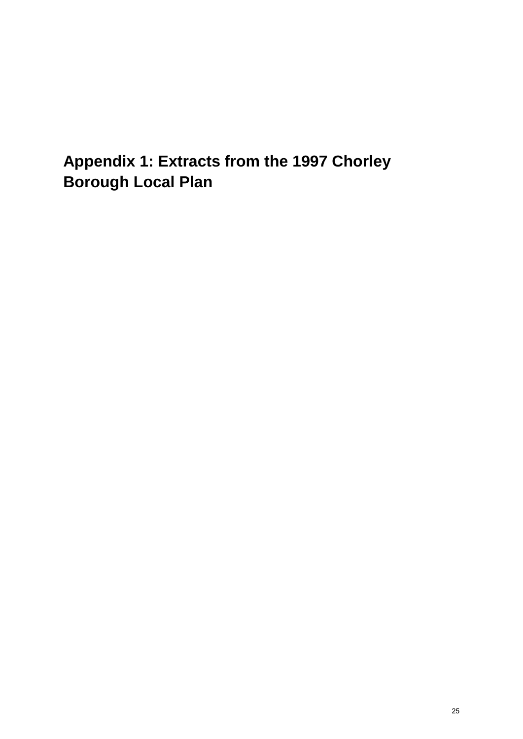# Appendix 1: Extracts from the 1997 Chorley Borough Local Plan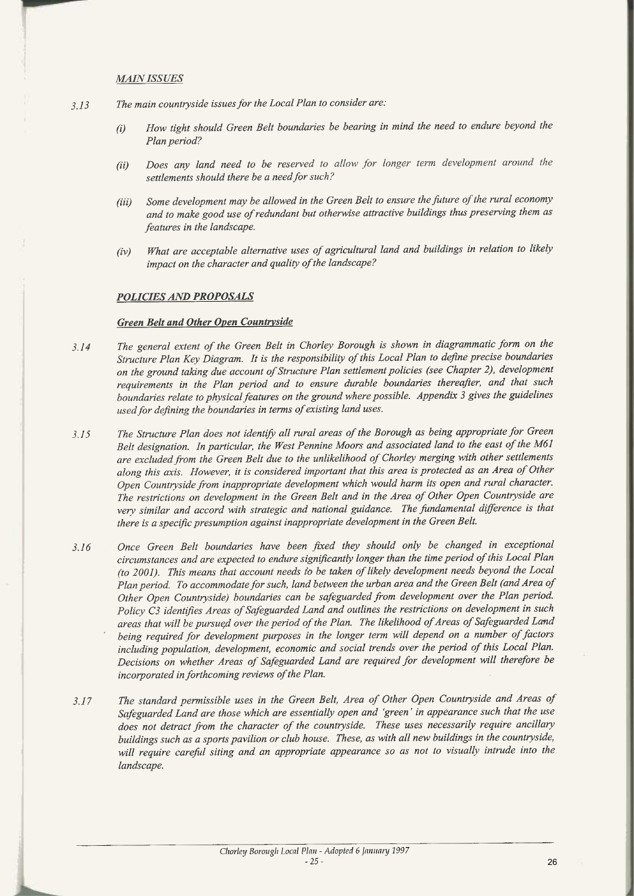### *MAIN ISSUES*

3.13 *The main countryside issues for the Local Plan to consider are:*

*(i) How tight should Green Belt boundaries be bearing in mind the need to endure beyond the Plan period?*

*(ii) Does any land need to be reserved to allow for longer term development around the settlements should there be a need for such?*

*(iii) Some development may be allowed in the Green Belt to ensure the future of the rural economy and to make good use of redundant but otherwise attractive buildings thus preserving them as features in the landscape.*

*(iv) What are acceptable alternative uses of agricultural land and buildings in relation to likely impact on the character and quality of the landscape?*

### *POLICIES AND PROPOSALS*

#### *Green Belt and Other Open Countryside*

3.14 *The general extent of the Green Belt in Chorley Borough is shown in diagrammatic form on the Structure Plan Key Diagram. It is the responsibility of this Local Plan to define precise boundaries on the ground taking due account of Structure Plan settlement policies (see Chapter 2), development requirements in the Plan period and to ensure durable boundaries thereafter, and that such boundaries relate to physical features on the ground where possible. Appendix 3 gives the guidelines used for defining the boundaries in terms of existing land uses.*

3.15 *The Structure Plan does not identify all rural areas of the Borough as being appropriate for Green Belt designation. In particular, the West Pennine Moors and associated land to the east of the M61 are excluded from the Green Belt due to the unlikelihood of Chorley merging with other settlements along this axis. However, it is considered important that this area is protected as an Area of Other Open Countryside from inappropriate development which would harm its open and rural character. The restrictions on development in the Green Belt and in the Area of Other Open Countryside are very similar and accord with strategic and national guidance. The fundamental difference is that there is a specific presumption against inappropriate development in the Green Belt.*

3.16 *Once Green Belt boundaries have been fixed they should only be changed in exceptional circumstances and are expected to endure significantly longer than the time period of this Local Plan (to 2001). This means that account needs to be taken of likely development needs beyond the Local Plan period. To accommodate for such, land between the urban area and the Green Belt (and Area of Other Open Countryside) boundaries can be safeguarded from development over the Plan period. Policy C3 identifies Areas of Safeguarded Land and outlines the restrictions on development in such areas that will be pursued over the period of the Plan. The likelihood of Areas of Safeguarded Land being required for development purposes in the longer term will depend on a number of factors including population, development, economic and social trends over the period of this Local Plan. Decisions on whether Areas of Safeguarded Land are required for development will therefore be incorporated in forthcoming reviews of the Plan.*

3.17 *The standard permissible uses in the Green Belt, Area of Other Open Countryside and Areas of Safeguarded Land are those which are essentially open and 'green' in appearance such that the use does not detract from the character of the countryside. These uses necessarily require ancillary buildings such as a sports pavilion or club house. These, as with all new buildings in the countryside, will require careful siting and an appropriate appearance so as not to visually intrude into the landscape.*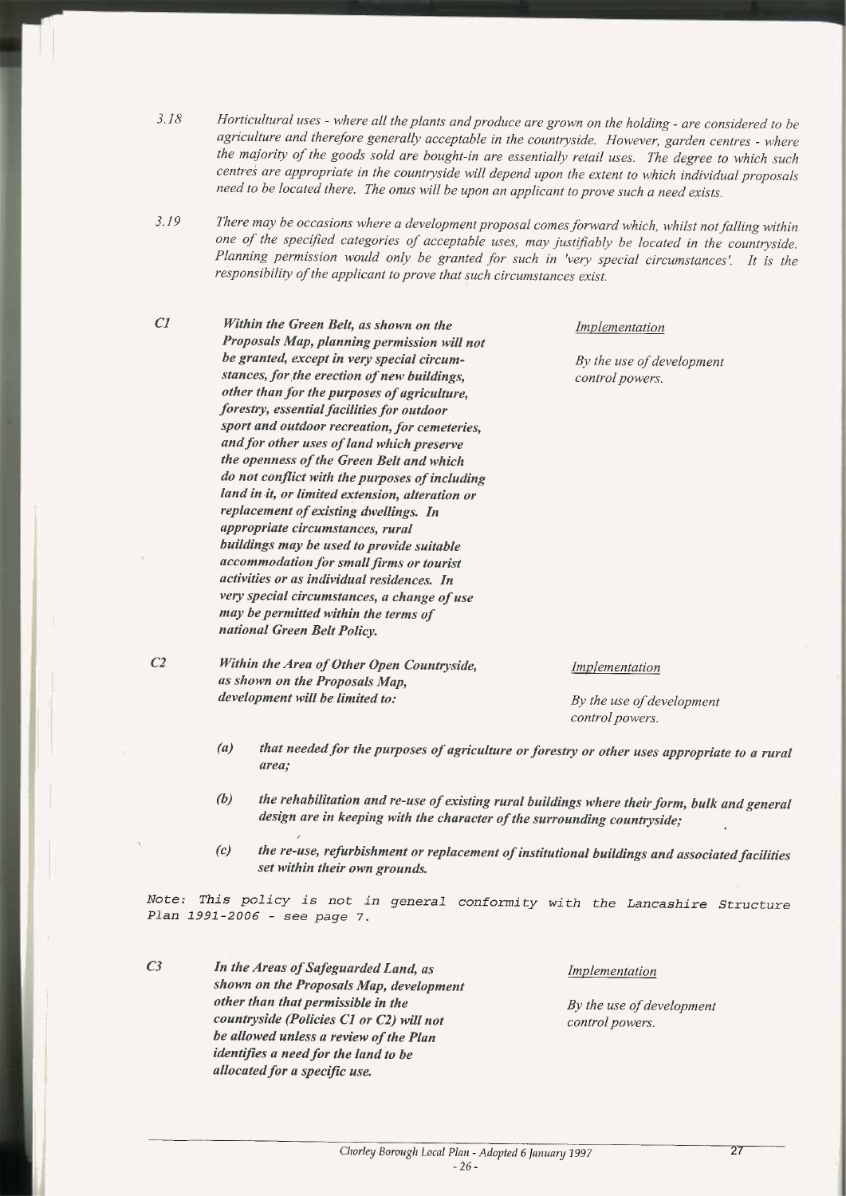3.18 *Horticultural uses - where all the plants and produce are grown on the holding - are considered to be agriculture and therefore generally acceptable in the countryside. However, garden centres - where the majority of the goods sold are bought-in are essentially retail uses. The degree to which such centres are appropriate in the countryside will depend upon the extent to which individual proposals need to be located there. The onus will be upon an applicant to prove such a need exists.*

3.19 *There may be occasions where a development proposal comes forward which, whilst not falling within one of the specified categories of acceptable uses, may justifiably be located in the countryside. Planning permission would only be granted for such in 'very special circumstances'. It is the responsibility of the applicant to prove that such circumstances exist.*

**C1** ***Within the Green Belt, as shown on the Proposals Map, planning permission will not be granted, except in very special circumstances, for the erection of new buildings, other than for the purposes of agriculture, forestry, essential facilities for outdoor sport and outdoor recreation, for cemeteries, and for other uses of land which preserve the openness of the Green Belt and which do not conflict with the purposes of including land in it, or limited extension, alteration or replacement of existing dwellings. In appropriate circumstances, rural buildings may be used to provide suitable accommodation for small firms or tourist activities or as individual residences. In very special circumstances, a change of use may be permitted within the terms of national Green Belt Policy.***

*Implementation*

*By the use of development control powers.*

**C2** ***Within the Area of Other Open Countryside, as shown on the Proposals Map, development will be limited to:***

*Implementation*

*By the use of development control powers.*

***(a) that needed for the purposes of agriculture or forestry or other uses appropriate to a rural area;***

***(b) the rehabilitation and re-use of existing rural buildings where their form, bulk and general design are in keeping with the character of the surrounding countryside;***

***(c) the re-use, refurbishment or replacement of institutional buildings and associated facilities set within their own grounds.***

Note: This policy is not in general conformity with the Lancashire Structure Plan 1991-2006 - see page 7.

**C3** ***In the Areas of Safeguarded Land, as shown on the Proposals Map, development other than that permissible in the countryside (Policies C1 or C2) will not be allowed unless a review of the Plan identifies a need for the land to be allocated for a specific use.***

*Implementation*

*By the use of development control powers.*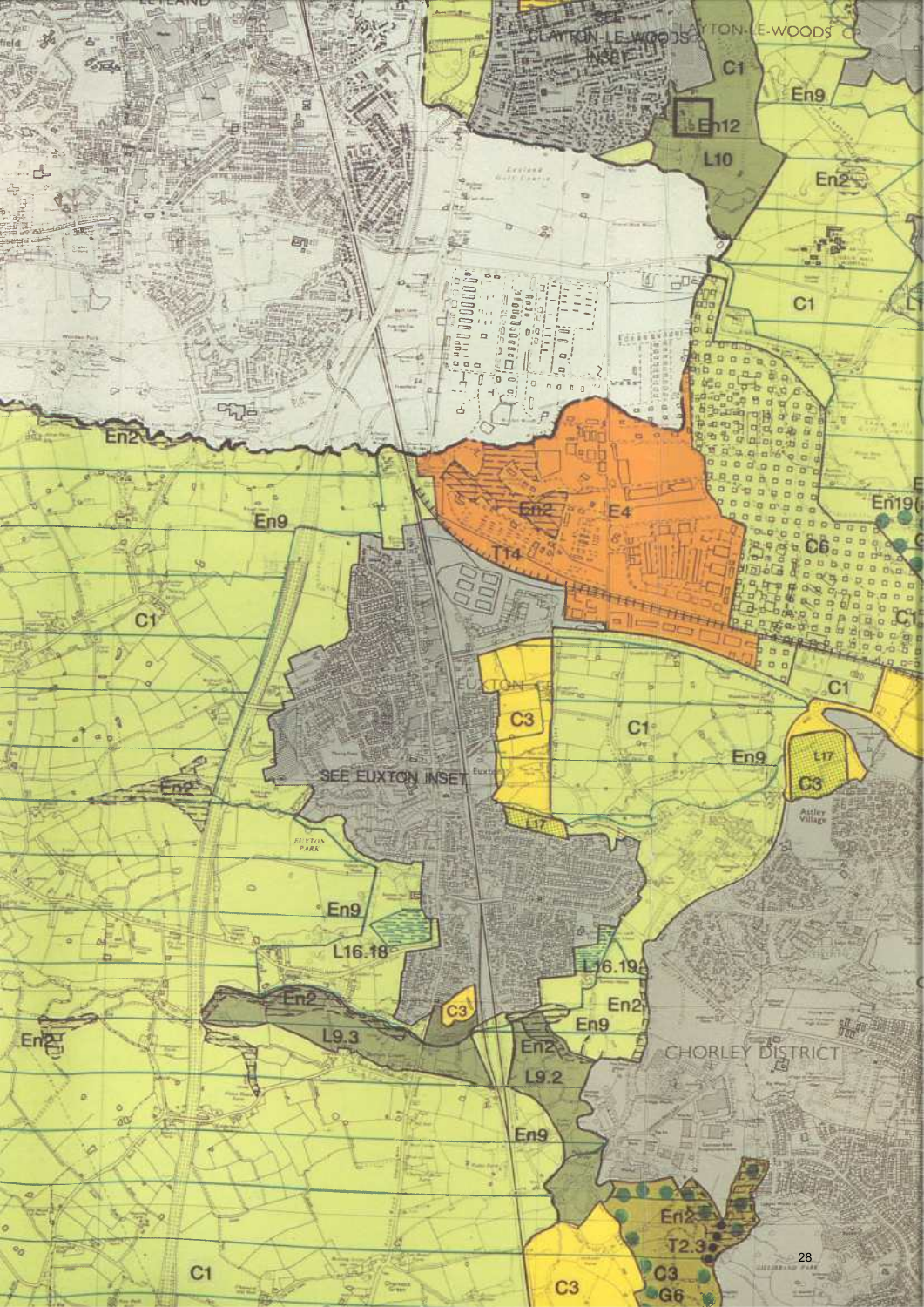SEE CLAYTON-LE-WOODS INSET

CLAYTON-LE-WOODS CP

C1

En9

En12

L10

En2

C1

En2

En19

C6

En2

E4

T14

En9

C1

EUXTON

C3

C1

C1

En9

L17

C3

Astley Village

SEE EUXTON INSET

En2

L17

EUXTON PARK

En9

L16.18

L16.19

En2

En2

C3

En9

L9.3

En2

CHORLEY DISTRICT

En2

L9.2

En9

En2

T2.3

C3

G6

C1

C3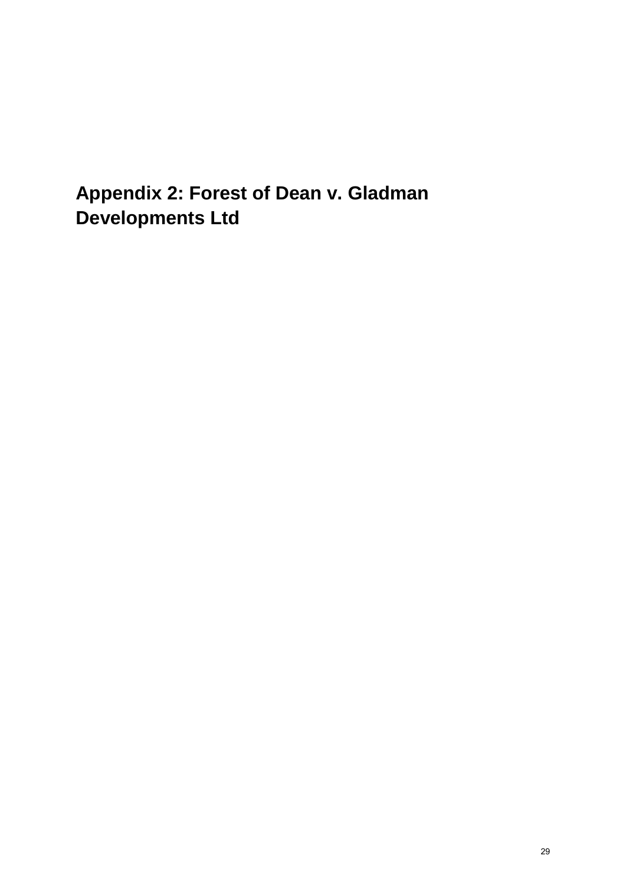# Appendix 2: Forest of Dean v. Gladman Developments Ltd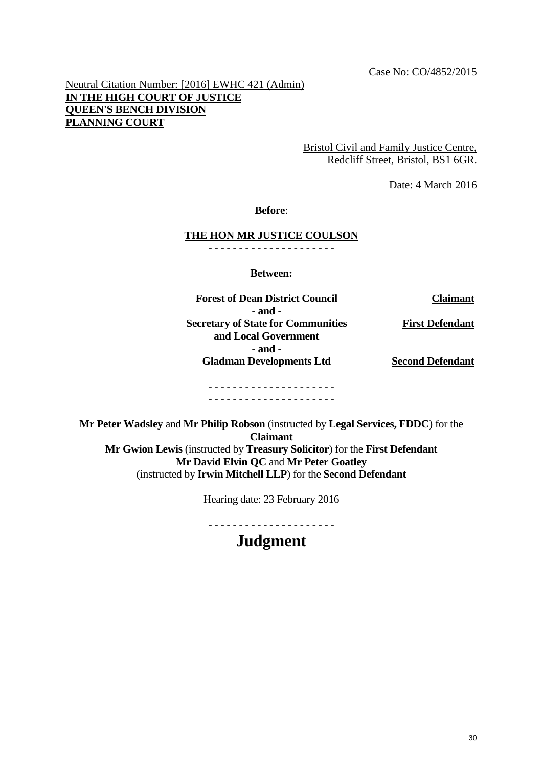Case No: CO/4852/2015

Neutral Citation Number: [2016] EWHC 421 (Admin)
**IN THE HIGH COURT OF JUSTICE**
**QUEEN'S BENCH DIVISION**
**PLANNING COURT**

Bristol Civil and Family Justice Centre,
Redcliff Street, Bristol, BS1 6GR.

Date: 4 March 2016

**Before**:

**THE HON MR JUSTICE COULSON**

- - - - - - - - - - - - - - - - - - - - -

**Between:**

| | |
|---|---|
| **Forest of Dean District Council** | **Claimant** |
| **- and -** | |
| **Secretary of State for Communities and Local Government** | **First Defendant** |
| **- and -** | |
| **Gladman Developments Ltd** | **Second Defendant** |

- - - - - - - - - - - - - - - - - - - - -
- - - - - - - - - - - - - - - - - - - - -

**Mr Peter Wadsley** and **Mr Philip Robson** (instructed by **Legal Services, FDDC**) for the **Claimant**
**Mr Gwion Lewis** (instructed by **Treasury Solicitor**) for the **First Defendant**
**Mr David Elvin QC** and **Mr Peter Goatley**
(instructed by **Irwin Mitchell LLP**) for the **Second Defendant**

Hearing date: 23 February 2016

- - - - - - - - - - - - - - - - - - - - -

# Judgment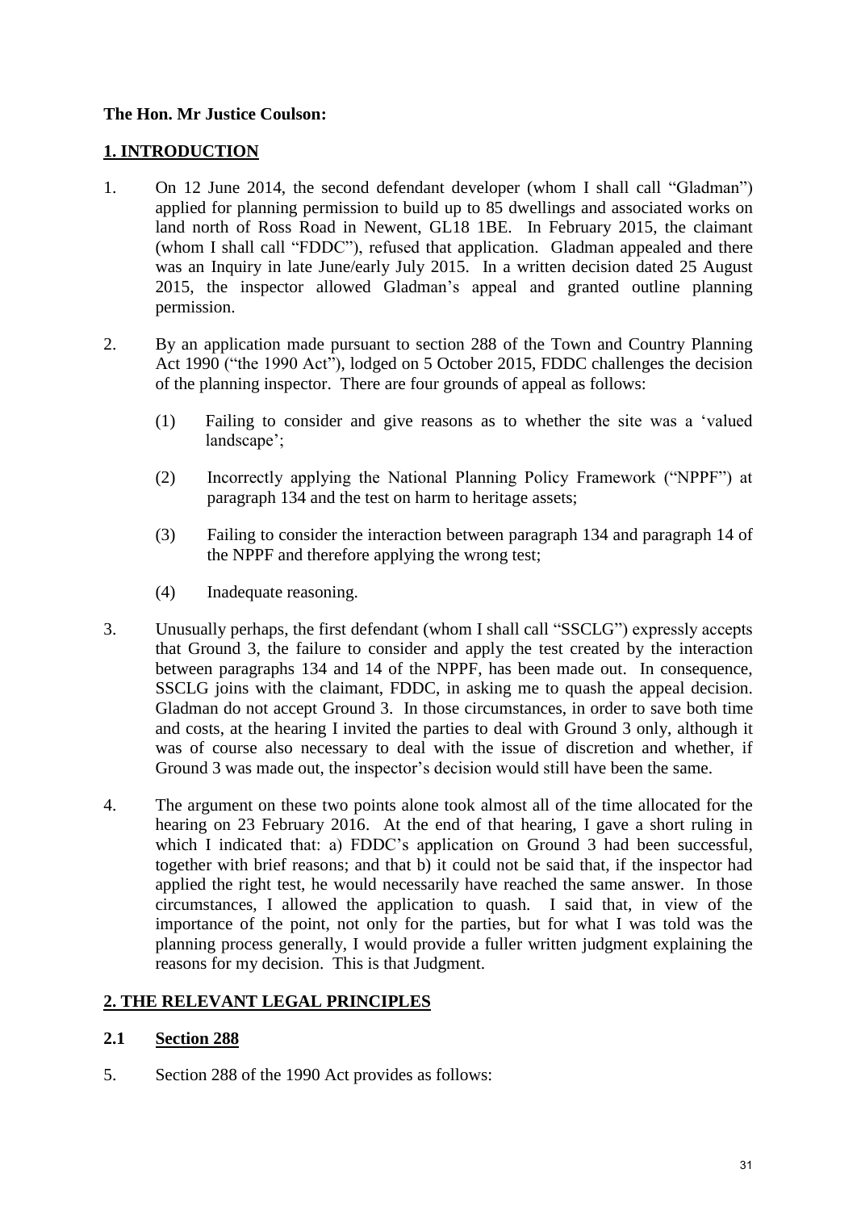**The Hon. Mr Justice Coulson:**

## 1. INTRODUCTION

1. On 12 June 2014, the second defendant developer (whom I shall call "Gladman") applied for planning permission to build up to 85 dwellings and associated works on land north of Ross Road in Newent, GL18 1BE. In February 2015, the claimant (whom I shall call "FDDC"), refused that application. Gladman appealed and there was an Inquiry in late June/early July 2015. In a written decision dated 25 August 2015, the inspector allowed Gladman's appeal and granted outline planning permission.

2. By an application made pursuant to section 288 of the Town and Country Planning Act 1990 ("the 1990 Act"), lodged on 5 October 2015, FDDC challenges the decision of the planning inspector. There are four grounds of appeal as follows:

   (1) Failing to consider and give reasons as to whether the site was a 'valued landscape';

   (2) Incorrectly applying the National Planning Policy Framework ("NPPF") at paragraph 134 and the test on harm to heritage assets;

   (3) Failing to consider the interaction between paragraph 134 and paragraph 14 of the NPPF and therefore applying the wrong test;

   (4) Inadequate reasoning.

3. Unusually perhaps, the first defendant (whom I shall call "SSCLG") expressly accepts that Ground 3, the failure to consider and apply the test created by the interaction between paragraphs 134 and 14 of the NPPF, has been made out. In consequence, SSCLG joins with the claimant, FDDC, in asking me to quash the appeal decision. Gladman do not accept Ground 3. In those circumstances, in order to save both time and costs, at the hearing I invited the parties to deal with Ground 3 only, although it was of course also necessary to deal with the issue of discretion and whether, if Ground 3 was made out, the inspector's decision would still have been the same.

4. The argument on these two points alone took almost all of the time allocated for the hearing on 23 February 2016. At the end of that hearing, I gave a short ruling in which I indicated that: a) FDDC's application on Ground 3 had been successful, together with brief reasons; and that b) it could not be said that, if the inspector had applied the right test, he would necessarily have reached the same answer. In those circumstances, I allowed the application to quash. I said that, in view of the importance of the point, not only for the parties, but for what I was told was the planning process generally, I would provide a fuller written judgment explaining the reasons for my decision. This is that Judgment.

## 2. THE RELEVANT LEGAL PRINCIPLES

### 2.1 Section 288

5. Section 288 of the 1990 Act provides as follows: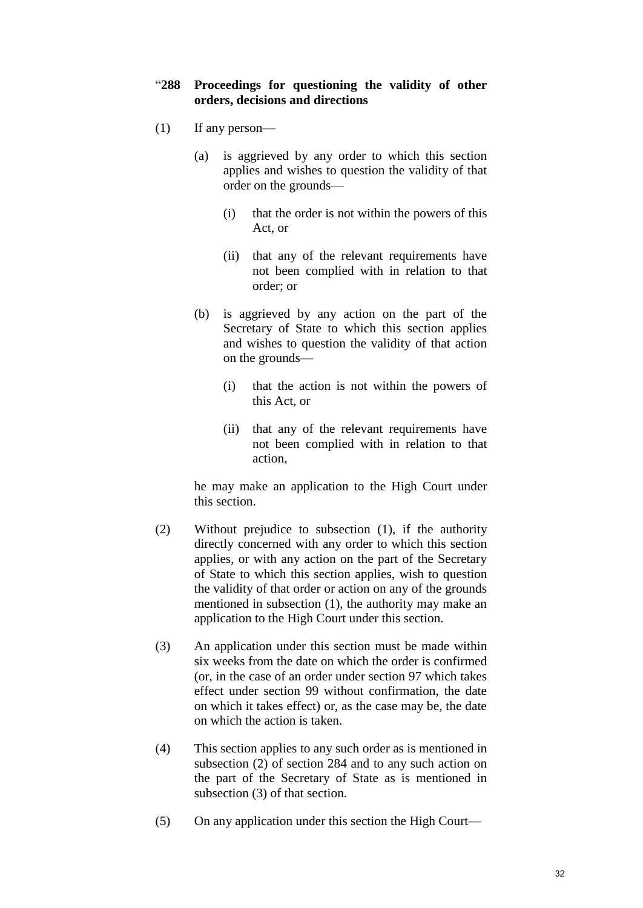“**288 Proceedings for questioning the validity of other orders, decisions and directions**

(1) If any person—

(a) is aggrieved by any order to which this section applies and wishes to question the validity of that order on the grounds—

(i) that the order is not within the powers of this Act, or

(ii) that any of the relevant requirements have not been complied with in relation to that order; or

(b) is aggrieved by any action on the part of the Secretary of State to which this section applies and wishes to question the validity of that action on the grounds—

(i) that the action is not within the powers of this Act, or

(ii) that any of the relevant requirements have not been complied with in relation to that action,

he may make an application to the High Court under this section.

(2) Without prejudice to subsection (1), if the authority directly concerned with any order to which this section applies, or with any action on the part of the Secretary of State to which this section applies, wish to question the validity of that order or action on any of the grounds mentioned in subsection (1), the authority may make an application to the High Court under this section.

(3) An application under this section must be made within six weeks from the date on which the order is confirmed (or, in the case of an order under section 97 which takes effect under section 99 without confirmation, the date on which it takes effect) or, as the case may be, the date on which the action is taken.

(4) This section applies to any such order as is mentioned in subsection (2) of section 284 and to any such action on the part of the Secretary of State as is mentioned in subsection (3) of that section.

(5) On any application under this section the High Court—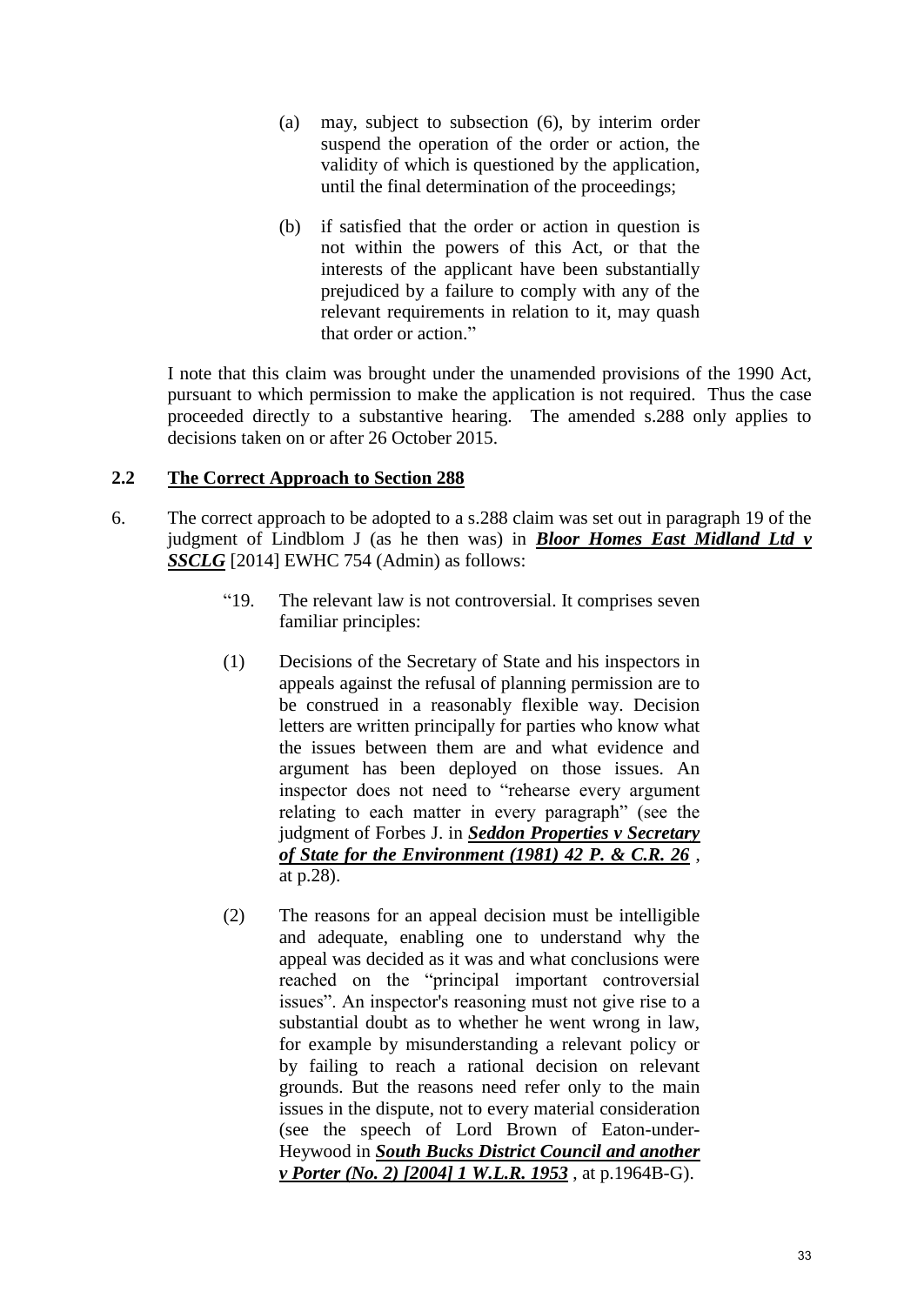(a) may, subject to subsection (6), by interim order suspend the operation of the order or action, the validity of which is questioned by the application, until the final determination of the proceedings;

(b) if satisfied that the order or action in question is not within the powers of this Act, or that the interests of the applicant have been substantially prejudiced by a failure to comply with any of the relevant requirements in relation to it, may quash that order or action."

I note that this claim was brought under the unamended provisions of the 1990 Act, pursuant to which permission to make the application is not required. Thus the case proceeded directly to a substantive hearing. The amended s.288 only applies to decisions taken on or after 26 October 2015.

## 2.2 The Correct Approach to Section 288

6. The correct approach to be adopted to a s.288 claim was set out in paragraph 19 of the judgment of Lindblom J (as he then was) in ***Bloor Homes East Midland Ltd v SSCLG*** [2014] EWHC 754 (Admin) as follows:

> "19. The relevant law is not controversial. It comprises seven familiar principles:
>
> (1) Decisions of the Secretary of State and his inspectors in appeals against the refusal of planning permission are to be construed in a reasonably flexible way. Decision letters are written principally for parties who know what the issues between them are and what evidence and argument has been deployed on those issues. An inspector does not need to "rehearse every argument relating to each matter in every paragraph" (see the judgment of Forbes J. in ***Seddon Properties v Secretary of State for the Environment (1981) 42 P. & C.R. 26*** , at p.28).
>
> (2) The reasons for an appeal decision must be intelligible and adequate, enabling one to understand why the appeal was decided as it was and what conclusions were reached on the "principal important controversial issues". An inspector's reasoning must not give rise to a substantial doubt as to whether he went wrong in law, for example by misunderstanding a relevant policy or by failing to reach a rational decision on relevant grounds. But the reasons need refer only to the main issues in the dispute, not to every material consideration (see the speech of Lord Brown of Eaton-under-Heywood in ***South Bucks District Council and another v Porter (No. 2) [2004] 1 W.L.R. 1953*** , at p.1964B-G).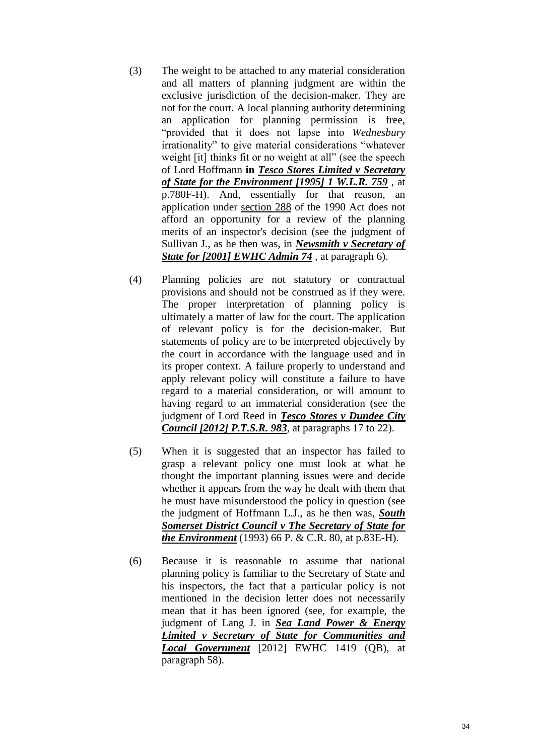(3) The weight to be attached to any material consideration and all matters of planning judgment are within the exclusive jurisdiction of the decision-maker. They are not for the court. A local planning authority determining an application for planning permission is free, "provided that it does not lapse into *Wednesbury* irrationality" to give material considerations "whatever weight [it] thinks fit or no weight at all" (see the speech of Lord Hoffmann **in** ***Tesco Stores Limited v Secretary of State for the Environment [1995] 1 W.L.R. 759*** , at p.780F-H). And, essentially for that reason, an application under section 288 of the 1990 Act does not afford an opportunity for a review of the planning merits of an inspector's decision (see the judgment of Sullivan J., as he then was, in ***Newsmith v Secretary of State for [2001] EWHC Admin 74*** , at paragraph 6).

(4) Planning policies are not statutory or contractual provisions and should not be construed as if they were. The proper interpretation of planning policy is ultimately a matter of law for the court. The application of relevant policy is for the decision-maker. But statements of policy are to be interpreted objectively by the court in accordance with the language used and in its proper context. A failure properly to understand and apply relevant policy will constitute a failure to have regard to a material consideration, or will amount to having regard to an immaterial consideration (see the judgment of Lord Reed in ***Tesco Stores v Dundee City Council [2012] P.T.S.R. 983***, at paragraphs 17 to 22).

(5) When it is suggested that an inspector has failed to grasp a relevant policy one must look at what he thought the important planning issues were and decide whether it appears from the way he dealt with them that he must have misunderstood the policy in question (see the judgment of Hoffmann L.J., as he then was, ***South Somerset District Council v The Secretary of State for the Environment*** (1993) 66 P. & C.R. 80, at p.83E-H).

(6) Because it is reasonable to assume that national planning policy is familiar to the Secretary of State and his inspectors, the fact that a particular policy is not mentioned in the decision letter does not necessarily mean that it has been ignored (see, for example, the judgment of Lang J. in ***Sea Land Power & Energy Limited v Secretary of State for Communities and Local Government*** [2012] EWHC 1419 (QB), at paragraph 58).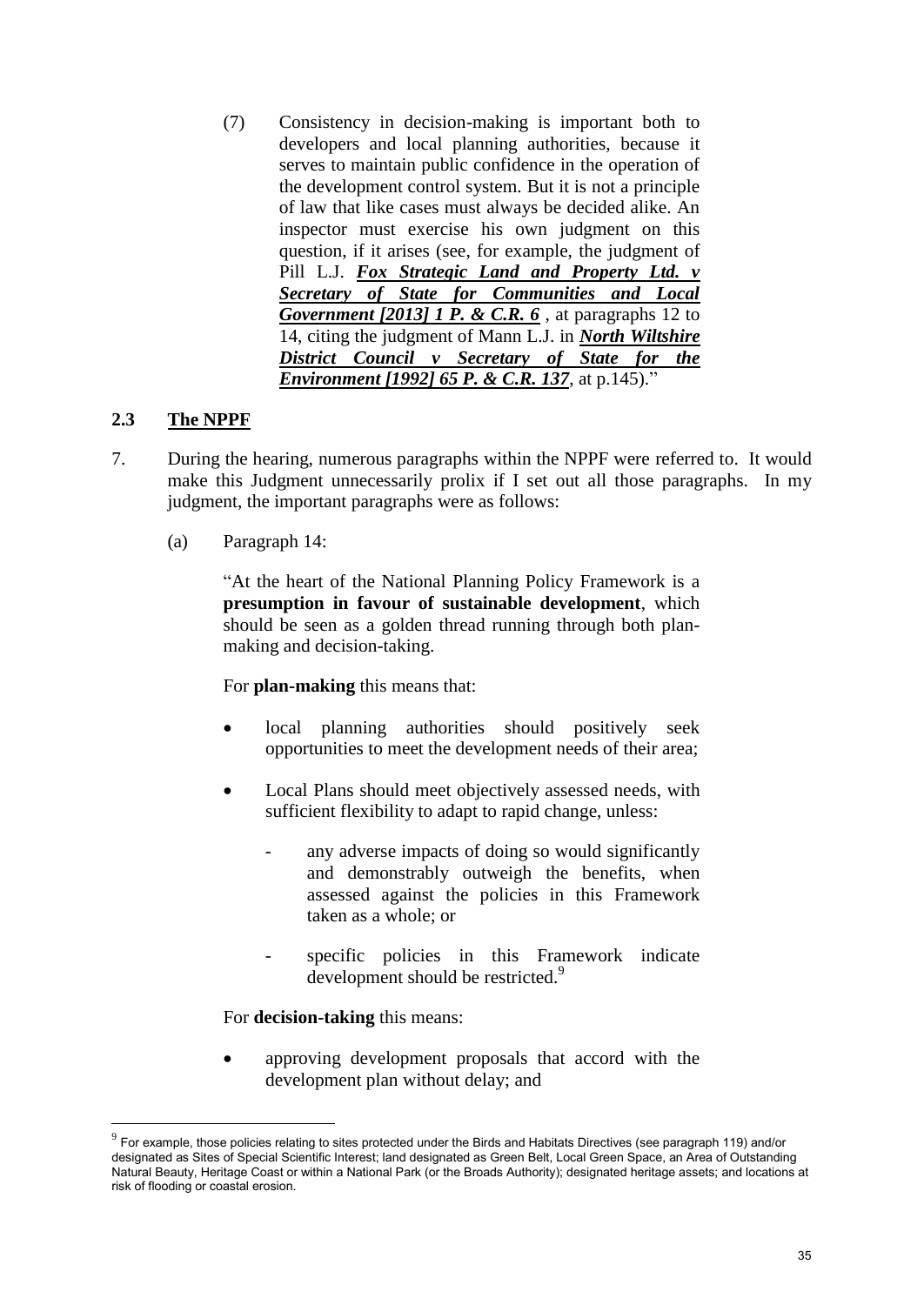(7) Consistency in decision-making is important both to developers and local planning authorities, because it serves to maintain public confidence in the operation of the development control system. But it is not a principle of law that like cases must always be decided alike. An inspector must exercise his own judgment on this question, if it arises (see, for example, the judgment of Pill L.J. ***Fox Strategic Land and Property Ltd. v Secretary of State for Communities and Local Government [2013] 1 P. & C.R. 6*** , at paragraphs 12 to 14, citing the judgment of Mann L.J. in ***North Wiltshire District Council v Secretary of State for the Environment [1992] 65 P. & C.R. 137***, at p.145)."

## 2.3 The NPPF

7. During the hearing, numerous paragraphs within the NPPF were referred to. It would make this Judgment unnecessarily prolix if I set out all those paragraphs. In my judgment, the important paragraphs were as follows:

   (a) Paragraph 14:

   > "At the heart of the National Planning Policy Framework is a **presumption in favour of sustainable development**, which should be seen as a golden thread running through both plan-making and decision-taking.
   >
   > For **plan-making** this means that:
   >
   > - local planning authorities should positively seek opportunities to meet the development needs of their area;
   > - Local Plans should meet objectively assessed needs, with sufficient flexibility to adapt to rapid change, unless:
   >   - any adverse impacts of doing so would significantly and demonstrably outweigh the benefits, when assessed against the policies in this Framework taken as a whole; or
   >   - specific policies in this Framework indicate development should be restricted.[9]
   >
   > For **decision-taking** this means:
   >
   > - approving development proposals that accord with the development plan without delay; and

[9] For example, those policies relating to sites protected under the Birds and Habitats Directives (see paragraph 119) and/or designated as Sites of Special Scientific Interest; land designated as Green Belt, Local Green Space, an Area of Outstanding Natural Beauty, Heritage Coast or within a National Park (or the Broads Authority); designated heritage assets; and locations at risk of flooding or coastal erosion.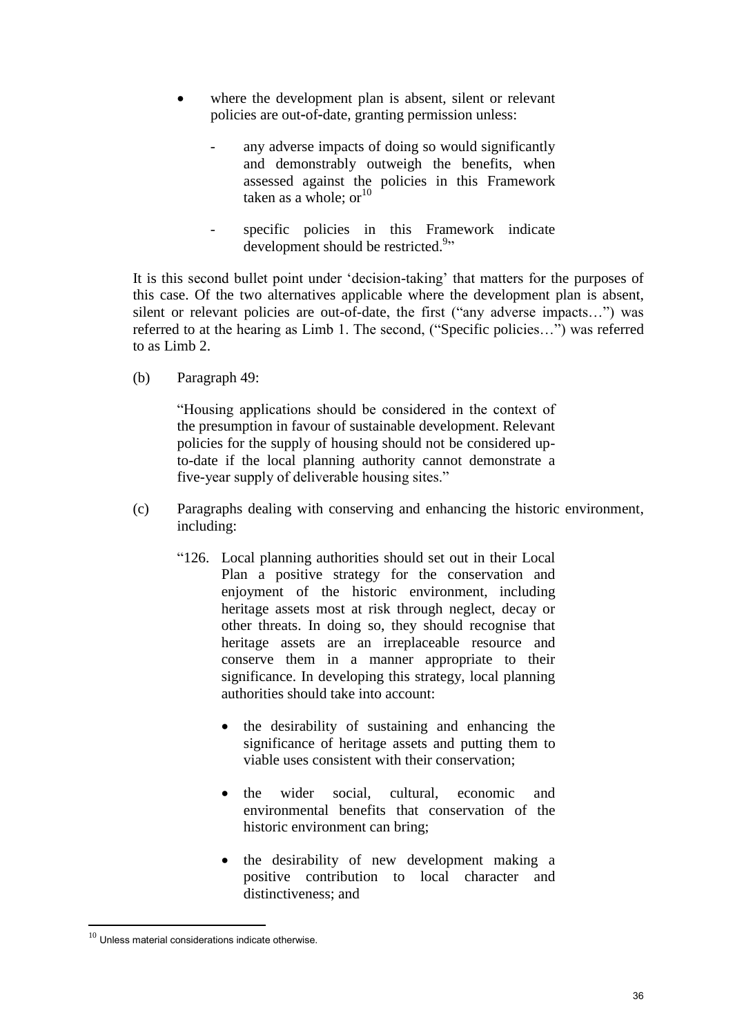- where the development plan is absent, silent or relevant policies are out-of-date, granting permission unless:

  - any adverse impacts of doing so would significantly and demonstrably outweigh the benefits, when assessed against the policies in this Framework taken as a whole; or[10]

  - specific policies in this Framework indicate development should be restricted.[9]"

It is this second bullet point under 'decision-taking' that matters for the purposes of this case. Of the two alternatives applicable where the development plan is absent, silent or relevant policies are out-of-date, the first ("any adverse impacts…") was referred to at the hearing as Limb 1. The second, ("Specific policies…") was referred to as Limb 2.

(b) Paragraph 49:

> "Housing applications should be considered in the context of the presumption in favour of sustainable development. Relevant policies for the supply of housing should not be considered up-to-date if the local planning authority cannot demonstrate a five-year supply of deliverable housing sites."

(c) Paragraphs dealing with conserving and enhancing the historic environment, including:

> "126. Local planning authorities should set out in their Local Plan a positive strategy for the conservation and enjoyment of the historic environment, including heritage assets most at risk through neglect, decay or other threats. In doing so, they should recognise that heritage assets are an irreplaceable resource and conserve them in a manner appropriate to their significance. In developing this strategy, local planning authorities should take into account:
>
> - the desirability of sustaining and enhancing the significance of heritage assets and putting them to viable uses consistent with their conservation;
> - the wider social, cultural, economic and environmental benefits that conservation of the historic environment can bring;
> - the desirability of new development making a positive contribution to local character and distinctiveness; and

[10] Unless material considerations indicate otherwise.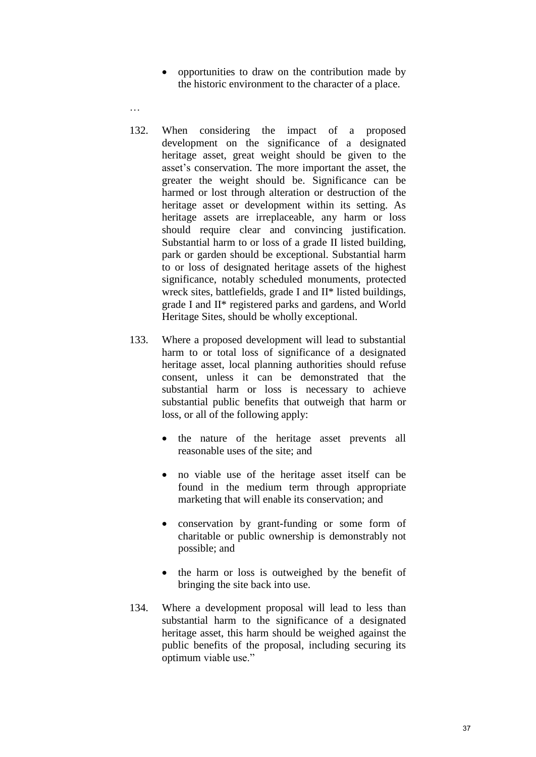- opportunities to draw on the contribution made by the historic environment to the character of a place.

…

132. When considering the impact of a proposed development on the significance of a designated heritage asset, great weight should be given to the asset's conservation. The more important the asset, the greater the weight should be. Significance can be harmed or lost through alteration or destruction of the heritage asset or development within its setting. As heritage assets are irreplaceable, any harm or loss should require clear and convincing justification. Substantial harm to or loss of a grade II listed building, park or garden should be exceptional. Substantial harm to or loss of designated heritage assets of the highest significance, notably scheduled monuments, protected wreck sites, battlefields, grade I and II* listed buildings, grade I and II* registered parks and gardens, and World Heritage Sites, should be wholly exceptional.

133. Where a proposed development will lead to substantial harm to or total loss of significance of a designated heritage asset, local planning authorities should refuse consent, unless it can be demonstrated that the substantial harm or loss is necessary to achieve substantial public benefits that outweigh that harm or loss, or all of the following apply:

    - the nature of the heritage asset prevents all reasonable uses of the site; and
    - no viable use of the heritage asset itself can be found in the medium term through appropriate marketing that will enable its conservation; and
    - conservation by grant-funding or some form of charitable or public ownership is demonstrably not possible; and
    - the harm or loss is outweighed by the benefit of bringing the site back into use.

134. Where a development proposal will lead to less than substantial harm to the significance of a designated heritage asset, this harm should be weighed against the public benefits of the proposal, including securing its optimum viable use."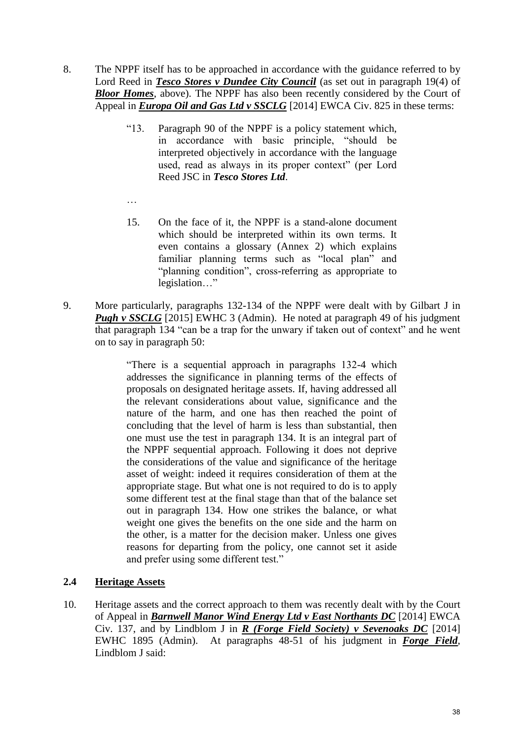8. The NPPF itself has to be approached in accordance with the guidance referred to by Lord Reed in ***Tesco Stores v Dundee City Council*** (as set out in paragraph 19(4) of ***Bloor Homes***, above). The NPPF has also been recently considered by the Court of Appeal in ***Europa Oil and Gas Ltd v SSCLG*** [2014] EWCA Civ. 825 in these terms:

> "13. Paragraph 90 of the NPPF is a policy statement which, in accordance with basic principle, "should be interpreted objectively in accordance with the language used, read as always in its proper context" (per Lord Reed JSC in ***Tesco Stores Ltd***.
>
> …
>
> 15. On the face of it, the NPPF is a stand-alone document which should be interpreted within its own terms. It even contains a glossary (Annex 2) which explains familiar planning terms such as "local plan" and "planning condition", cross-referring as appropriate to legislation…"

9. More particularly, paragraphs 132-134 of the NPPF were dealt with by Gilbart J in ***Pugh v SSCLG*** [2015] EWHC 3 (Admin). He noted at paragraph 49 of his judgment that paragraph 134 "can be a trap for the unwary if taken out of context" and he went on to say in paragraph 50:

> "There is a sequential approach in paragraphs 132-4 which addresses the significance in planning terms of the effects of proposals on designated heritage assets. If, having addressed all the relevant considerations about value, significance and the nature of the harm, and one has then reached the point of concluding that the level of harm is less than substantial, then one must use the test in paragraph 134. It is an integral part of the NPPF sequential approach. Following it does not deprive the considerations of the value and significance of the heritage asset of weight: indeed it requires consideration of them at the appropriate stage. But what one is not required to do is to apply some different test at the final stage than that of the balance set out in paragraph 134. How one strikes the balance, or what weight one gives the benefits on the one side and the harm on the other, is a matter for the decision maker. Unless one gives reasons for departing from the policy, one cannot set it aside and prefer using some different test."

## 2.4 Heritage Assets

10. Heritage assets and the correct approach to them was recently dealt with by the Court of Appeal in ***Barnwell Manor Wind Energy Ltd v East Northants DC*** [2014] EWCA Civ. 137, and by Lindblom J in ***R (Forge Field Society) v Sevenoaks DC*** [2014] EWHC 1895 (Admin). At paragraphs 48-51 of his judgment in ***Forge Field***, Lindblom J said: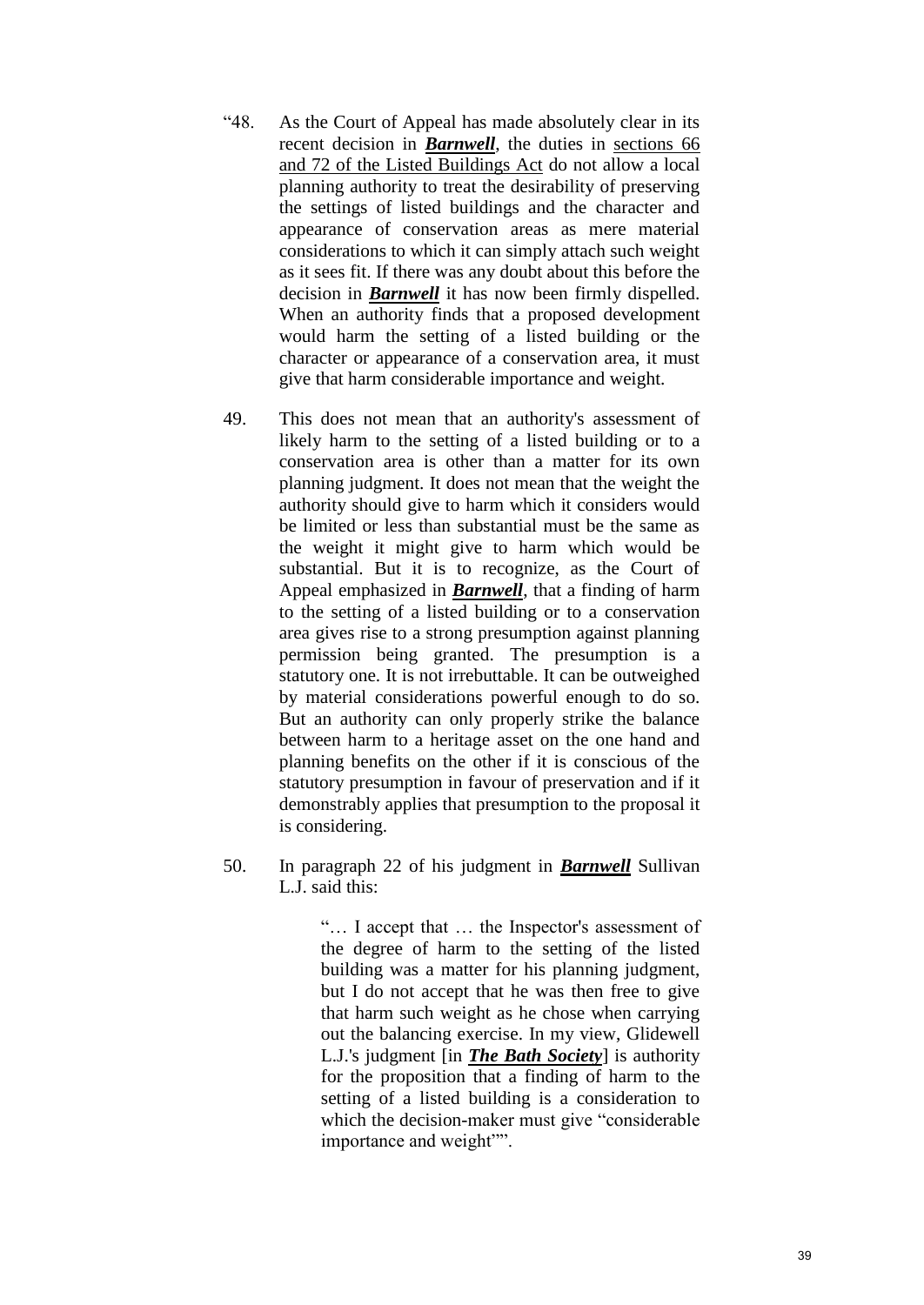"48. As the Court of Appeal has made absolutely clear in its recent decision in ***Barnwell***, the duties in sections 66 and 72 of the Listed Buildings Act do not allow a local planning authority to treat the desirability of preserving the settings of listed buildings and the character and appearance of conservation areas as mere material considerations to which it can simply attach such weight as it sees fit. If there was any doubt about this before the decision in ***Barnwell*** it has now been firmly dispelled. When an authority finds that a proposed development would harm the setting of a listed building or the character or appearance of a conservation area, it must give that harm considerable importance and weight.

49. This does not mean that an authority's assessment of likely harm to the setting of a listed building or to a conservation area is other than a matter for its own planning judgment. It does not mean that the weight the authority should give to harm which it considers would be limited or less than substantial must be the same as the weight it might give to harm which would be substantial. But it is to recognize, as the Court of Appeal emphasized in ***Barnwell***, that a finding of harm to the setting of a listed building or to a conservation area gives rise to a strong presumption against planning permission being granted. The presumption is a statutory one. It is not irrebuttable. It can be outweighed by material considerations powerful enough to do so. But an authority can only properly strike the balance between harm to a heritage asset on the one hand and planning benefits on the other if it is conscious of the statutory presumption in favour of preservation and if it demonstrably applies that presumption to the proposal it is considering.

50. In paragraph 22 of his judgment in ***Barnwell*** Sullivan L.J. said this:

> "… I accept that … the Inspector's assessment of the degree of harm to the setting of the listed building was a matter for his planning judgment, but I do not accept that he was then free to give that harm such weight as he chose when carrying out the balancing exercise. In my view, Glidewell L.J.'s judgment [in ***The Bath Society***] is authority for the proposition that a finding of harm to the setting of a listed building is a consideration to which the decision-maker must give "considerable importance and weight"".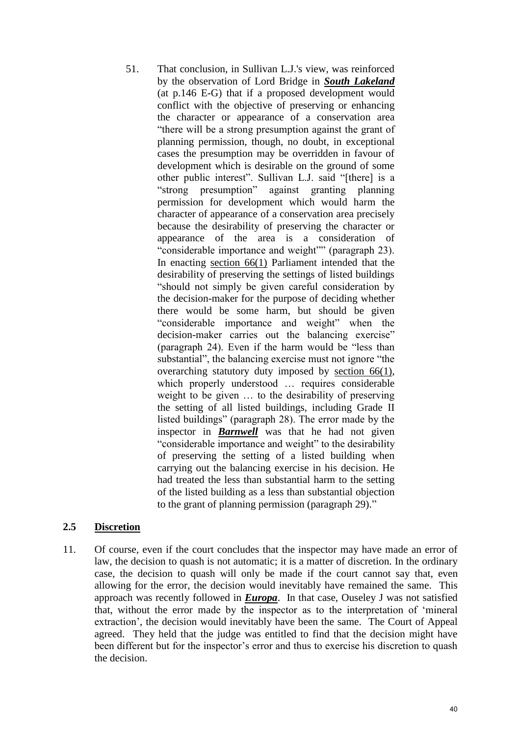51. That conclusion, in Sullivan L.J.'s view, was reinforced by the observation of Lord Bridge in ***South Lakeland*** (at p.146 E-G) that if a proposed development would conflict with the objective of preserving or enhancing the character or appearance of a conservation area "there will be a strong presumption against the grant of planning permission, though, no doubt, in exceptional cases the presumption may be overridden in favour of development which is desirable on the ground of some other public interest". Sullivan L.J. said "[there] is a "strong presumption" against granting planning permission for development which would harm the character of appearance of a conservation area precisely because the desirability of preserving the character or appearance of the area is a consideration of "considerable importance and weight"" (paragraph 23). In enacting section 66(1) Parliament intended that the desirability of preserving the settings of listed buildings "should not simply be given careful consideration by the decision-maker for the purpose of deciding whether there would be some harm, but should be given "considerable importance and weight" when the decision-maker carries out the balancing exercise" (paragraph 24). Even if the harm would be "less than substantial", the balancing exercise must not ignore "the overarching statutory duty imposed by section 66(1), which properly understood … requires considerable weight to be given … to the desirability of preserving the setting of all listed buildings, including Grade II listed buildings" (paragraph 28). The error made by the inspector in ***Barnwell*** was that he had not given "considerable importance and weight" to the desirability of preserving the setting of a listed building when carrying out the balancing exercise in his decision. He had treated the less than substantial harm to the setting of the listed building as a less than substantial objection to the grant of planning permission (paragraph 29)."

## 2.5 Discretion

11. Of course, even if the court concludes that the inspector may have made an error of law, the decision to quash is not automatic; it is a matter of discretion. In the ordinary case, the decision to quash will only be made if the court cannot say that, even allowing for the error, the decision would inevitably have remained the same. This approach was recently followed in ***Europa***. In that case, Ouseley J was not satisfied that, without the error made by the inspector as to the interpretation of 'mineral extraction', the decision would inevitably have been the same. The Court of Appeal agreed. They held that the judge was entitled to find that the decision might have been different but for the inspector's error and thus to exercise his discretion to quash the decision.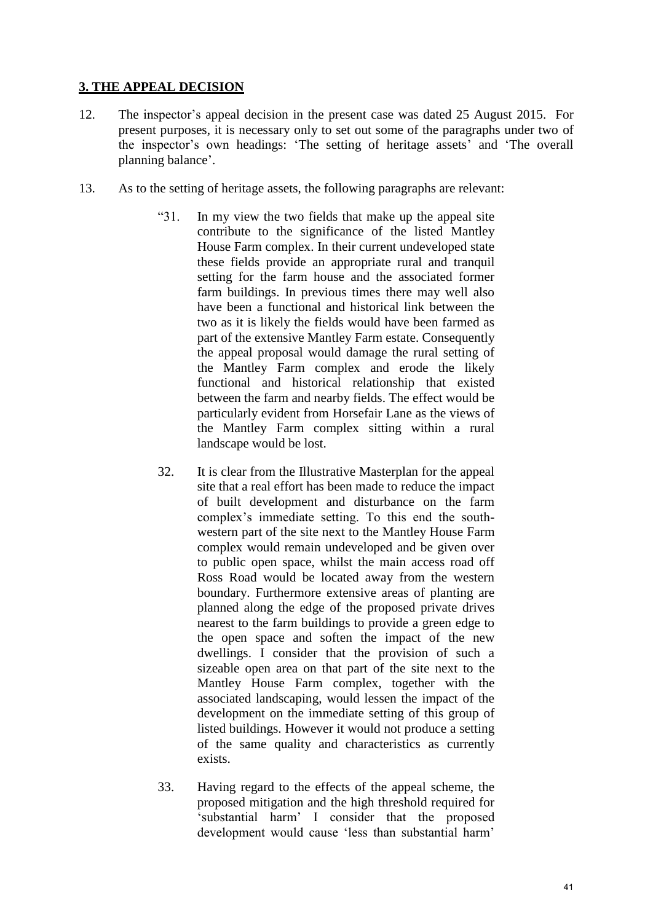## **3. THE APPEAL DECISION**

12. The inspector's appeal decision in the present case was dated 25 August 2015. For present purposes, it is necessary only to set out some of the paragraphs under two of the inspector's own headings: 'The setting of heritage assets' and 'The overall planning balance'.

13. As to the setting of heritage assets, the following paragraphs are relevant:

> "31. In my view the two fields that make up the appeal site contribute to the significance of the listed Mantley House Farm complex. In their current undeveloped state these fields provide an appropriate rural and tranquil setting for the farm house and the associated former farm buildings. In previous times there may well also have been a functional and historical link between the two as it is likely the fields would have been farmed as part of the extensive Mantley Farm estate. Consequently the appeal proposal would damage the rural setting of the Mantley Farm complex and erode the likely functional and historical relationship that existed between the farm and nearby fields. The effect would be particularly evident from Horsefair Lane as the views of the Mantley Farm complex sitting within a rural landscape would be lost.
>
> 32. It is clear from the Illustrative Masterplan for the appeal site that a real effort has been made to reduce the impact of built development and disturbance on the farm complex's immediate setting. To this end the south-western part of the site next to the Mantley House Farm complex would remain undeveloped and be given over to public open space, whilst the main access road off Ross Road would be located away from the western boundary. Furthermore extensive areas of planting are planned along the edge of the proposed private drives nearest to the farm buildings to provide a green edge to the open space and soften the impact of the new dwellings. I consider that the provision of such a sizeable open area on that part of the site next to the Mantley House Farm complex, together with the associated landscaping, would lessen the impact of the development on the immediate setting of this group of listed buildings. However it would not produce a setting of the same quality and characteristics as currently exists.
>
> 33. Having regard to the effects of the appeal scheme, the proposed mitigation and the high threshold required for 'substantial harm' I consider that the proposed development would cause 'less than substantial harm'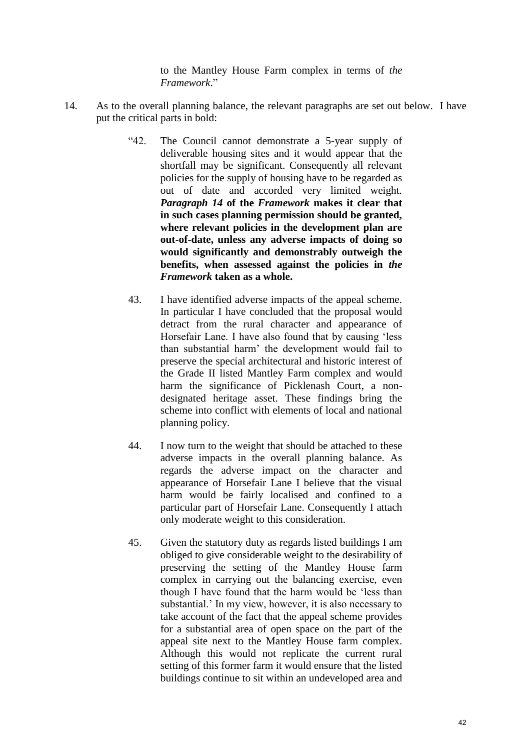to the Mantley House Farm complex in terms of *the Framework*."

14. As to the overall planning balance, the relevant paragraphs are set out below. I have put the critical parts in bold:

> "42. The Council cannot demonstrate a 5-year supply of deliverable housing sites and it would appear that the shortfall may be significant. Consequently all relevant policies for the supply of housing have to be regarded as out of date and accorded very limited weight. ***Paragraph 14* of the *Framework* makes it clear that in such cases planning permission should be granted, where relevant policies in the development plan are out-of-date, unless any adverse impacts of doing so would significantly and demonstrably outweigh the benefits, when assessed against the policies in *the Framework* taken as a whole.**
>
> 43. I have identified adverse impacts of the appeal scheme. In particular I have concluded that the proposal would detract from the rural character and appearance of Horsefair Lane. I have also found that by causing 'less than substantial harm' the development would fail to preserve the special architectural and historic interest of the Grade II listed Mantley Farm complex and would harm the significance of Picklenash Court, a non-designated heritage asset. These findings bring the scheme into conflict with elements of local and national planning policy.
>
> 44. I now turn to the weight that should be attached to these adverse impacts in the overall planning balance. As regards the adverse impact on the character and appearance of Horsefair Lane I believe that the visual harm would be fairly localised and confined to a particular part of Horsefair Lane. Consequently I attach only moderate weight to this consideration.
>
> 45. Given the statutory duty as regards listed buildings I am obliged to give considerable weight to the desirability of preserving the setting of the Mantley House farm complex in carrying out the balancing exercise, even though I have found that the harm would be 'less than substantial.' In my view, however, it is also necessary to take account of the fact that the appeal scheme provides for a substantial area of open space on the part of the appeal site next to the Mantley House farm complex. Although this would not replicate the current rural setting of this former farm it would ensure that the listed buildings continue to sit within an undeveloped area and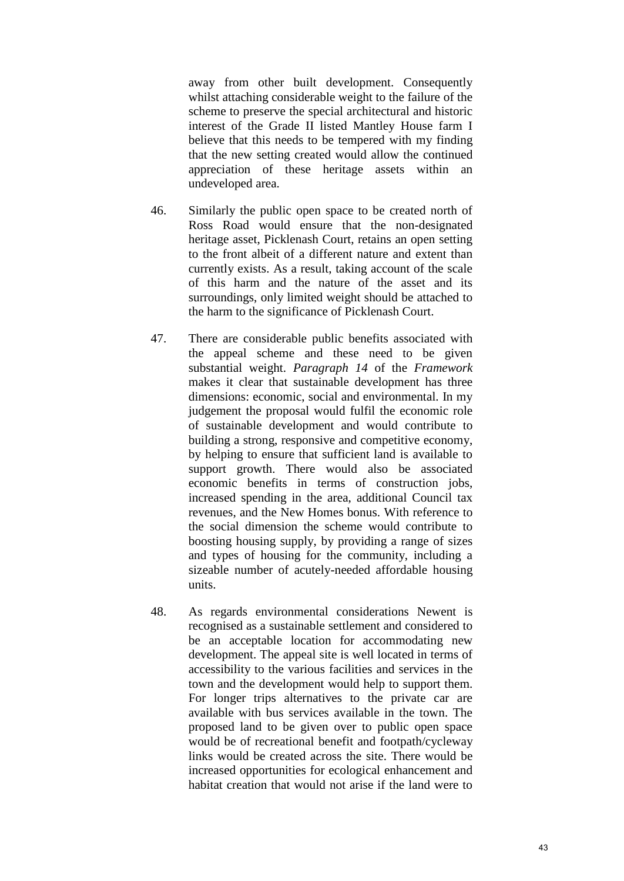away from other built development. Consequently whilst attaching considerable weight to the failure of the scheme to preserve the special architectural and historic interest of the Grade II listed Mantley House farm I believe that this needs to be tempered with my finding that the new setting created would allow the continued appreciation of these heritage assets within an undeveloped area.

46. Similarly the public open space to be created north of Ross Road would ensure that the non-designated heritage asset, Picklenash Court, retains an open setting to the front albeit of a different nature and extent than currently exists. As a result, taking account of the scale of this harm and the nature of the asset and its surroundings, only limited weight should be attached to the harm to the significance of Picklenash Court.

47. There are considerable public benefits associated with the appeal scheme and these need to be given substantial weight. *Paragraph 14* of the *Framework* makes it clear that sustainable development has three dimensions: economic, social and environmental. In my judgement the proposal would fulfil the economic role of sustainable development and would contribute to building a strong, responsive and competitive economy, by helping to ensure that sufficient land is available to support growth. There would also be associated economic benefits in terms of construction jobs, increased spending in the area, additional Council tax revenues, and the New Homes bonus. With reference to the social dimension the scheme would contribute to boosting housing supply, by providing a range of sizes and types of housing for the community, including a sizeable number of acutely-needed affordable housing units.

48. As regards environmental considerations Newent is recognised as a sustainable settlement and considered to be an acceptable location for accommodating new development. The appeal site is well located in terms of accessibility to the various facilities and services in the town and the development would help to support them. For longer trips alternatives to the private car are available with bus services available in the town. The proposed land to be given over to public open space would be of recreational benefit and footpath/cycleway links would be created across the site. There would be increased opportunities for ecological enhancement and habitat creation that would not arise if the land were to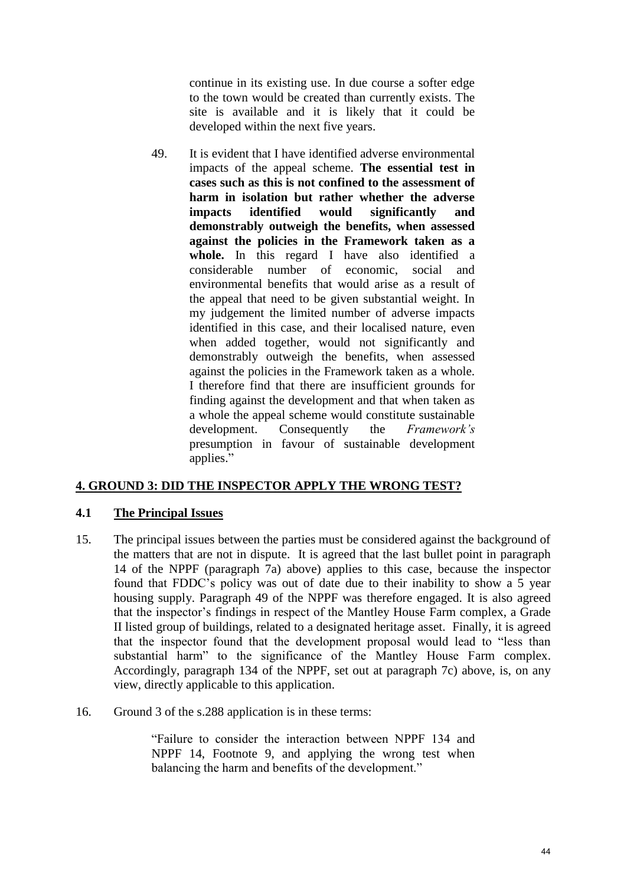> continue in its existing use. In due course a softer edge to the town would be created than currently exists. The site is available and it is likely that it could be developed within the next five years.
>
> 49. It is evident that I have identified adverse environmental impacts of the appeal scheme. **The essential test in cases such as this is not confined to the assessment of harm in isolation but rather whether the adverse impacts identified would significantly and demonstrably outweigh the benefits, when assessed against the policies in the Framework taken as a whole.** In this regard I have also identified a considerable number of economic, social and environmental benefits that would arise as a result of the appeal that need to be given substantial weight. In my judgement the limited number of adverse impacts identified in this case, and their localised nature, even when added together, would not significantly and demonstrably outweigh the benefits, when assessed against the policies in the Framework taken as a whole. I therefore find that there are insufficient grounds for finding against the development and that when taken as a whole the appeal scheme would constitute sustainable development. Consequently the *Framework's* presumption in favour of sustainable development applies."

## 4. GROUND 3: DID THE INSPECTOR APPLY THE WRONG TEST?

### 4.1 The Principal Issues

15. The principal issues between the parties must be considered against the background of the matters that are not in dispute. It is agreed that the last bullet point in paragraph 14 of the NPPF (paragraph 7a) above) applies to this case, because the inspector found that FDDC's policy was out of date due to their inability to show a 5 year housing supply. Paragraph 49 of the NPPF was therefore engaged. It is also agreed that the inspector's findings in respect of the Mantley House Farm complex, a Grade II listed group of buildings, related to a designated heritage asset. Finally, it is agreed that the inspector found that the development proposal would lead to "less than substantial harm" to the significance of the Mantley House Farm complex. Accordingly, paragraph 134 of the NPPF, set out at paragraph 7c) above, is, on any view, directly applicable to this application.

16. Ground 3 of the s.288 application is in these terms:

> "Failure to consider the interaction between NPPF 134 and NPPF 14, Footnote 9, and applying the wrong test when balancing the harm and benefits of the development."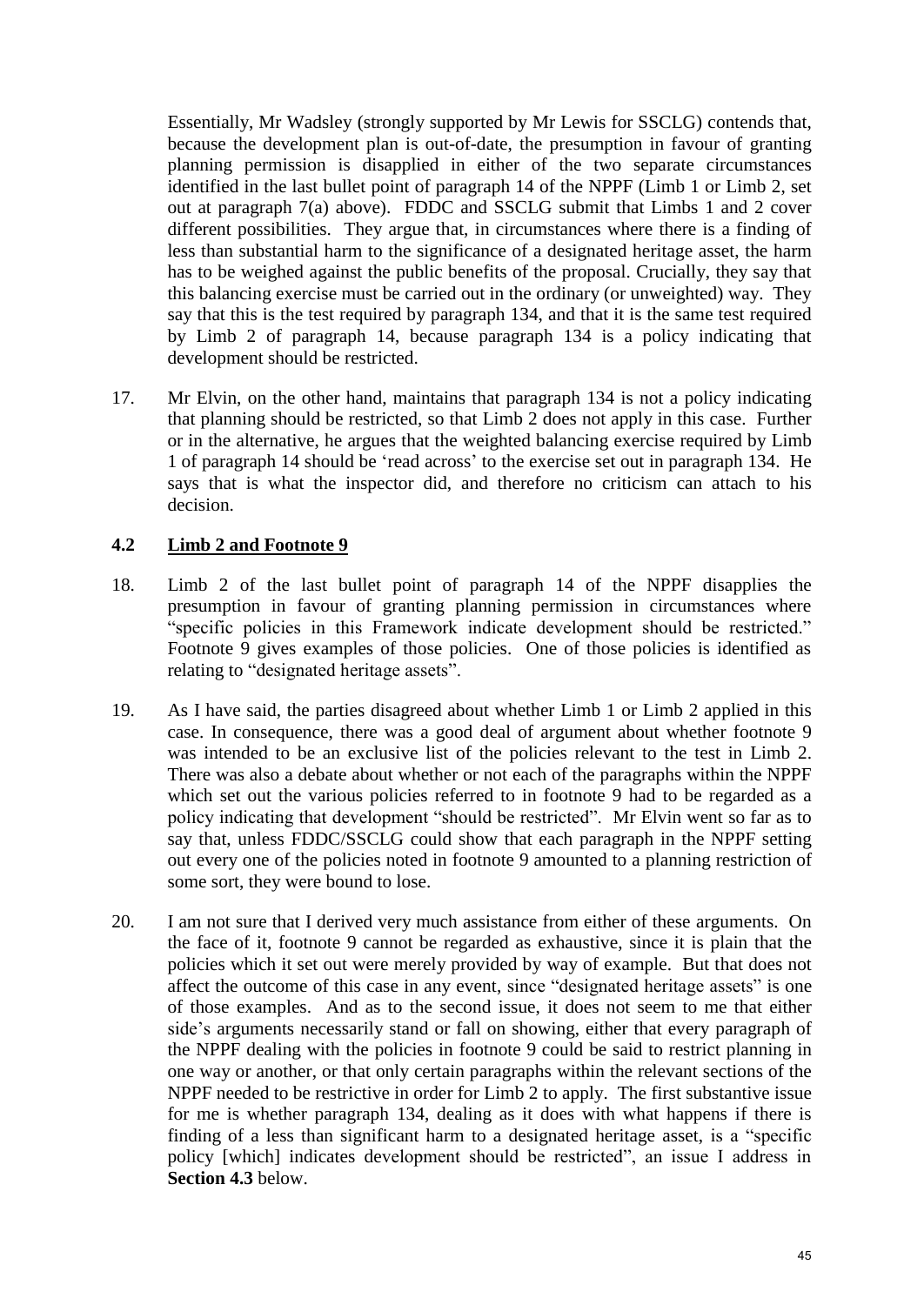Essentially, Mr Wadsley (strongly supported by Mr Lewis for SSCLG) contends that, because the development plan is out-of-date, the presumption in favour of granting planning permission is disapplied in either of the two separate circumstances identified in the last bullet point of paragraph 14 of the NPPF (Limb 1 or Limb 2, set out at paragraph 7(a) above). FDDC and SSCLG submit that Limbs 1 and 2 cover different possibilities. They argue that, in circumstances where there is a finding of less than substantial harm to the significance of a designated heritage asset, the harm has to be weighed against the public benefits of the proposal. Crucially, they say that this balancing exercise must be carried out in the ordinary (or unweighted) way. They say that this is the test required by paragraph 134, and that it is the same test required by Limb 2 of paragraph 14, because paragraph 134 is a policy indicating that development should be restricted.

17. Mr Elvin, on the other hand, maintains that paragraph 134 is not a policy indicating that planning should be restricted, so that Limb 2 does not apply in this case. Further or in the alternative, he argues that the weighted balancing exercise required by Limb 1 of paragraph 14 should be 'read across' to the exercise set out in paragraph 134. He says that is what the inspector did, and therefore no criticism can attach to his decision.

### 4.2 Limb 2 and Footnote 9

18. Limb 2 of the last bullet point of paragraph 14 of the NPPF disapplies the presumption in favour of granting planning permission in circumstances where "specific policies in this Framework indicate development should be restricted." Footnote 9 gives examples of those policies. One of those policies is identified as relating to "designated heritage assets".

19. As I have said, the parties disagreed about whether Limb 1 or Limb 2 applied in this case. In consequence, there was a good deal of argument about whether footnote 9 was intended to be an exclusive list of the policies relevant to the test in Limb 2. There was also a debate about whether or not each of the paragraphs within the NPPF which set out the various policies referred to in footnote 9 had to be regarded as a policy indicating that development "should be restricted". Mr Elvin went so far as to say that, unless FDDC/SSCLG could show that each paragraph in the NPPF setting out every one of the policies noted in footnote 9 amounted to a planning restriction of some sort, they were bound to lose.

20. I am not sure that I derived very much assistance from either of these arguments. On the face of it, footnote 9 cannot be regarded as exhaustive, since it is plain that the policies which it set out were merely provided by way of example. But that does not affect the outcome of this case in any event, since "designated heritage assets" is one of those examples. And as to the second issue, it does not seem to me that either side's arguments necessarily stand or fall on showing, either that every paragraph of the NPPF dealing with the policies in footnote 9 could be said to restrict planning in one way or another, or that only certain paragraphs within the relevant sections of the NPPF needed to be restrictive in order for Limb 2 to apply. The first substantive issue for me is whether paragraph 134, dealing as it does with what happens if there is finding of a less than significant harm to a designated heritage asset, is a "specific policy [which] indicates development should be restricted", an issue I address in **Section 4.3** below.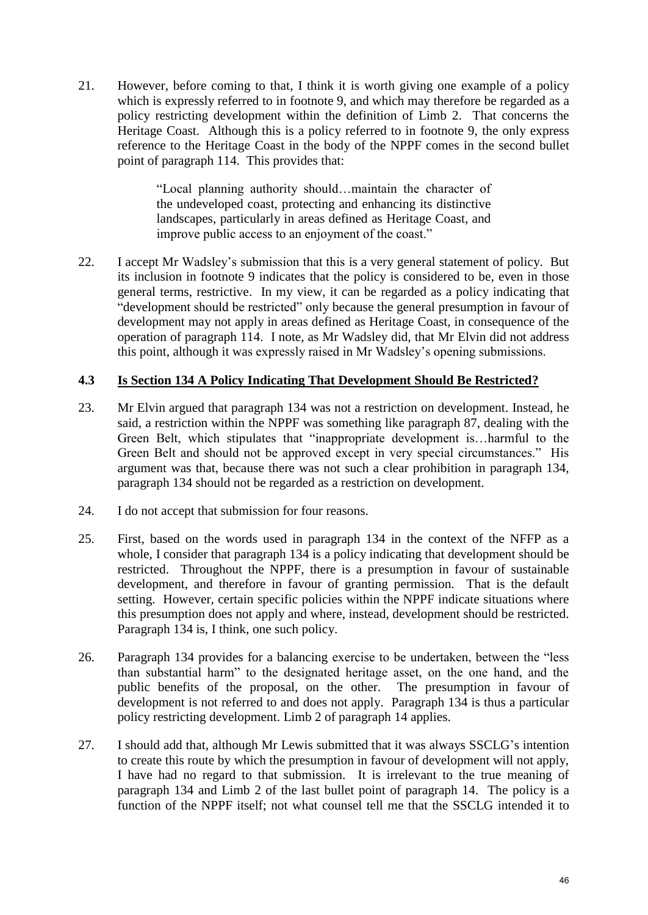21. However, before coming to that, I think it is worth giving one example of a policy which is expressly referred to in footnote 9, and which may therefore be regarded as a policy restricting development within the definition of Limb 2. That concerns the Heritage Coast. Although this is a policy referred to in footnote 9, the only express reference to the Heritage Coast in the body of the NPPF comes in the second bullet point of paragraph 114. This provides that:

> "Local planning authority should…maintain the character of the undeveloped coast, protecting and enhancing its distinctive landscapes, particularly in areas defined as Heritage Coast, and improve public access to an enjoyment of the coast."

22. I accept Mr Wadsley's submission that this is a very general statement of policy. But its inclusion in footnote 9 indicates that the policy is considered to be, even in those general terms, restrictive. In my view, it can be regarded as a policy indicating that "development should be restricted" only because the general presumption in favour of development may not apply in areas defined as Heritage Coast, in consequence of the operation of paragraph 114. I note, as Mr Wadsley did, that Mr Elvin did not address this point, although it was expressly raised in Mr Wadsley's opening submissions.

### 4.3 Is Section 134 A Policy Indicating That Development Should Be Restricted?

23. Mr Elvin argued that paragraph 134 was not a restriction on development. Instead, he said, a restriction within the NPPF was something like paragraph 87, dealing with the Green Belt, which stipulates that "inappropriate development is…harmful to the Green Belt and should not be approved except in very special circumstances." His argument was that, because there was not such a clear prohibition in paragraph 134, paragraph 134 should not be regarded as a restriction on development.

24. I do not accept that submission for four reasons.

25. First, based on the words used in paragraph 134 in the context of the NFFP as a whole, I consider that paragraph 134 is a policy indicating that development should be restricted. Throughout the NPPF, there is a presumption in favour of sustainable development, and therefore in favour of granting permission. That is the default setting. However, certain specific policies within the NPPF indicate situations where this presumption does not apply and where, instead, development should be restricted. Paragraph 134 is, I think, one such policy.

26. Paragraph 134 provides for a balancing exercise to be undertaken, between the "less than substantial harm" to the designated heritage asset, on the one hand, and the public benefits of the proposal, on the other. The presumption in favour of development is not referred to and does not apply. Paragraph 134 is thus a particular policy restricting development. Limb 2 of paragraph 14 applies.

27. I should add that, although Mr Lewis submitted that it was always SSCLG's intention to create this route by which the presumption in favour of development will not apply, I have had no regard to that submission. It is irrelevant to the true meaning of paragraph 134 and Limb 2 of the last bullet point of paragraph 14. The policy is a function of the NPPF itself; not what counsel tell me that the SSCLG intended it to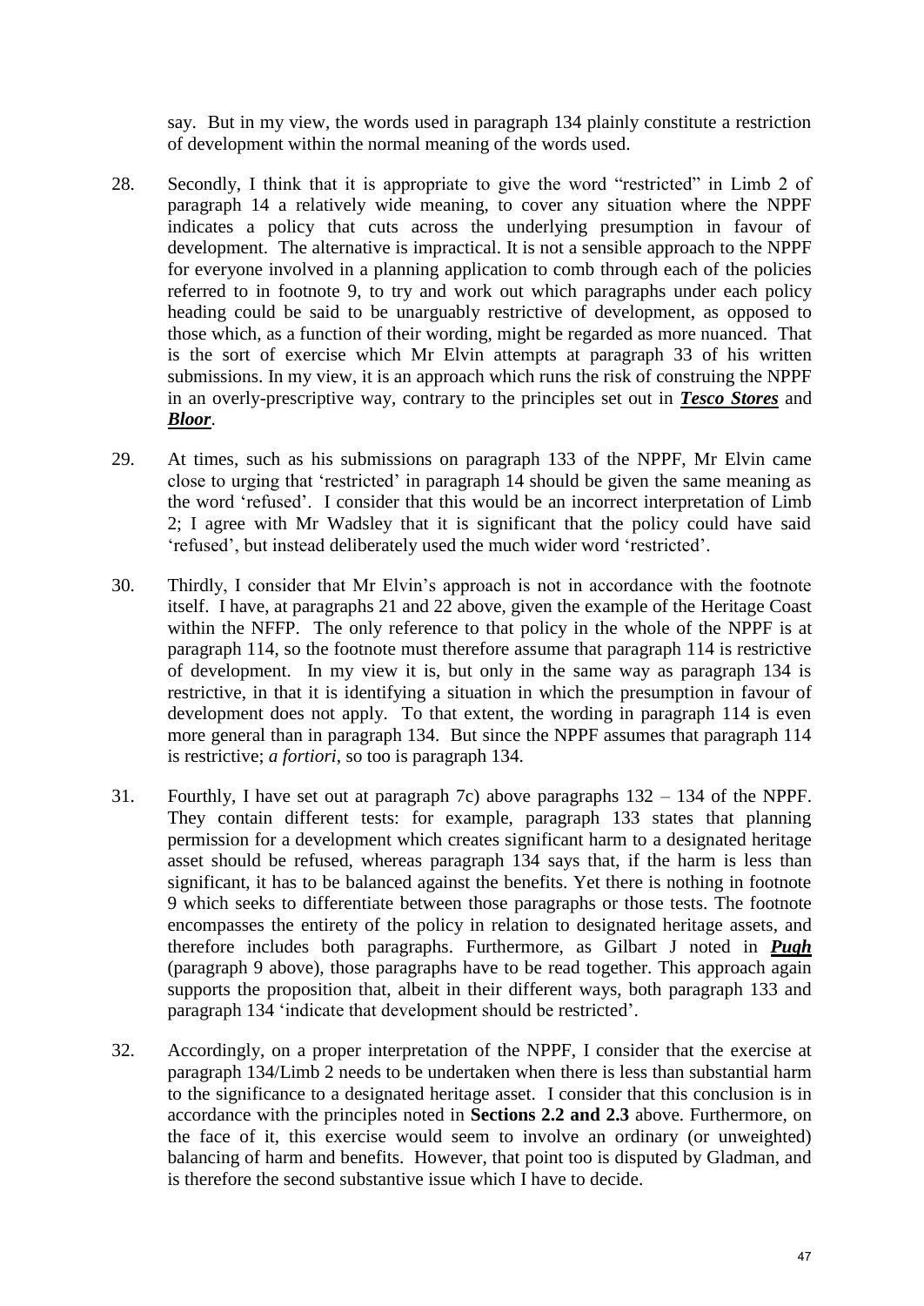say. But in my view, the words used in paragraph 134 plainly constitute a restriction of development within the normal meaning of the words used.

28. Secondly, I think that it is appropriate to give the word "restricted" in Limb 2 of paragraph 14 a relatively wide meaning, to cover any situation where the NPPF indicates a policy that cuts across the underlying presumption in favour of development. The alternative is impractical. It is not a sensible approach to the NPPF for everyone involved in a planning application to comb through each of the policies referred to in footnote 9, to try and work out which paragraphs under each policy heading could be said to be unarguably restrictive of development, as opposed to those which, as a function of their wording, might be regarded as more nuanced. That is the sort of exercise which Mr Elvin attempts at paragraph 33 of his written submissions. In my view, it is an approach which runs the risk of construing the NPPF in an overly-prescriptive way, contrary to the principles set out in ***Tesco Stores*** and ***Bloor***.

29. At times, such as his submissions on paragraph 133 of the NPPF, Mr Elvin came close to urging that 'restricted' in paragraph 14 should be given the same meaning as the word 'refused'. I consider that this would be an incorrect interpretation of Limb 2; I agree with Mr Wadsley that it is significant that the policy could have said 'refused', but instead deliberately used the much wider word 'restricted'.

30. Thirdly, I consider that Mr Elvin's approach is not in accordance with the footnote itself. I have, at paragraphs 21 and 22 above, given the example of the Heritage Coast within the NFFP. The only reference to that policy in the whole of the NPPF is at paragraph 114, so the footnote must therefore assume that paragraph 114 is restrictive of development. In my view it is, but only in the same way as paragraph 134 is restrictive, in that it is identifying a situation in which the presumption in favour of development does not apply. To that extent, the wording in paragraph 114 is even more general than in paragraph 134. But since the NPPF assumes that paragraph 114 is restrictive; *a fortiori*, so too is paragraph 134.

31. Fourthly, I have set out at paragraph 7c) above paragraphs 132 – 134 of the NPPF. They contain different tests: for example, paragraph 133 states that planning permission for a development which creates significant harm to a designated heritage asset should be refused, whereas paragraph 134 says that, if the harm is less than significant, it has to be balanced against the benefits. Yet there is nothing in footnote 9 which seeks to differentiate between those paragraphs or those tests. The footnote encompasses the entirety of the policy in relation to designated heritage assets, and therefore includes both paragraphs. Furthermore, as Gilbart J noted in ***Pugh*** (paragraph 9 above), those paragraphs have to be read together. This approach again supports the proposition that, albeit in their different ways, both paragraph 133 and paragraph 134 'indicate that development should be restricted'.

32. Accordingly, on a proper interpretation of the NPPF, I consider that the exercise at paragraph 134/Limb 2 needs to be undertaken when there is less than substantial harm to the significance to a designated heritage asset. I consider that this conclusion is in accordance with the principles noted in **Sections 2.2 and 2.3** above. Furthermore, on the face of it, this exercise would seem to involve an ordinary (or unweighted) balancing of harm and benefits. However, that point too is disputed by Gladman, and is therefore the second substantive issue which I have to decide.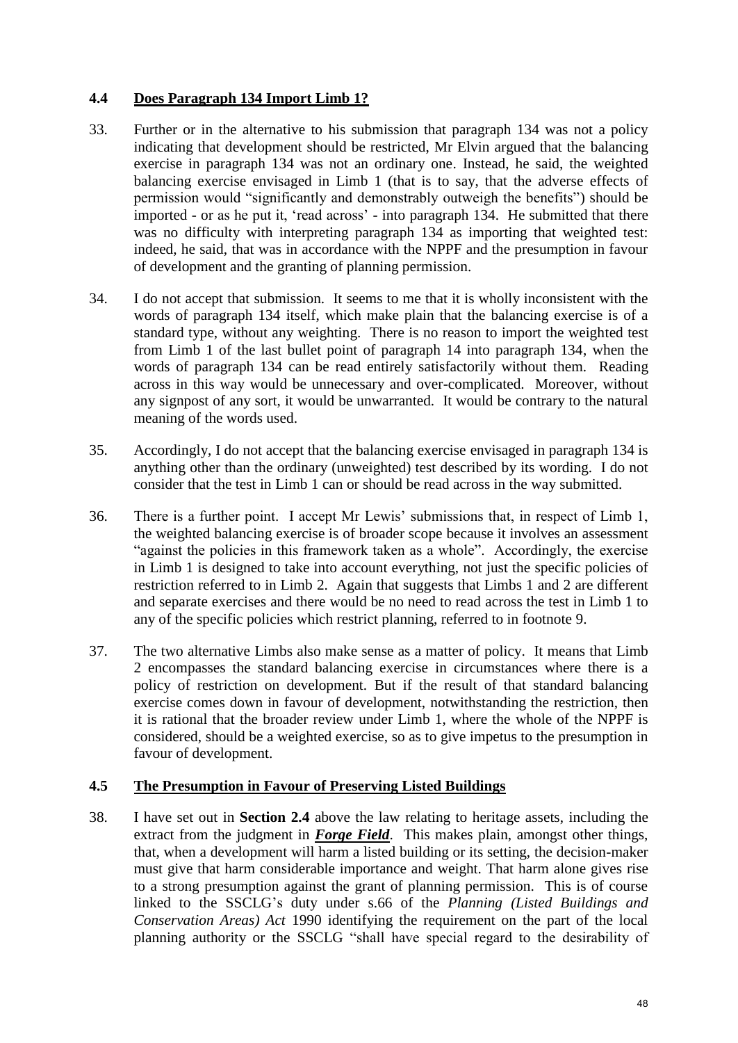### 4.4 Does Paragraph 134 Import Limb 1?

33. Further or in the alternative to his submission that paragraph 134 was not a policy indicating that development should be restricted, Mr Elvin argued that the balancing exercise in paragraph 134 was not an ordinary one. Instead, he said, the weighted balancing exercise envisaged in Limb 1 (that is to say, that the adverse effects of permission would "significantly and demonstrably outweigh the benefits") should be imported - or as he put it, 'read across' - into paragraph 134. He submitted that there was no difficulty with interpreting paragraph 134 as importing that weighted test: indeed, he said, that was in accordance with the NPPF and the presumption in favour of development and the granting of planning permission.

34. I do not accept that submission. It seems to me that it is wholly inconsistent with the words of paragraph 134 itself, which make plain that the balancing exercise is of a standard type, without any weighting. There is no reason to import the weighted test from Limb 1 of the last bullet point of paragraph 14 into paragraph 134, when the words of paragraph 134 can be read entirely satisfactorily without them. Reading across in this way would be unnecessary and over-complicated. Moreover, without any signpost of any sort, it would be unwarranted. It would be contrary to the natural meaning of the words used.

35. Accordingly, I do not accept that the balancing exercise envisaged in paragraph 134 is anything other than the ordinary (unweighted) test described by its wording. I do not consider that the test in Limb 1 can or should be read across in the way submitted.

36. There is a further point. I accept Mr Lewis' submissions that, in respect of Limb 1, the weighted balancing exercise is of broader scope because it involves an assessment "against the policies in this framework taken as a whole". Accordingly, the exercise in Limb 1 is designed to take into account everything, not just the specific policies of restriction referred to in Limb 2. Again that suggests that Limbs 1 and 2 are different and separate exercises and there would be no need to read across the test in Limb 1 to any of the specific policies which restrict planning, referred to in footnote 9.

37. The two alternative Limbs also make sense as a matter of policy. It means that Limb 2 encompasses the standard balancing exercise in circumstances where there is a policy of restriction on development. But if the result of that standard balancing exercise comes down in favour of development, notwithstanding the restriction, then it is rational that the broader review under Limb 1, where the whole of the NPPF is considered, should be a weighted exercise, so as to give impetus to the presumption in favour of development.

### 4.5 The Presumption in Favour of Preserving Listed Buildings

38. I have set out in **Section 2.4** above the law relating to heritage assets, including the extract from the judgment in ***Forge Field***. This makes plain, amongst other things, that, when a development will harm a listed building or its setting, the decision-maker must give that harm considerable importance and weight. That harm alone gives rise to a strong presumption against the grant of planning permission. This is of course linked to the SSCLG's duty under s.66 of the *Planning (Listed Buildings and Conservation Areas) Act* 1990 identifying the requirement on the part of the local planning authority or the SSCLG "shall have special regard to the desirability of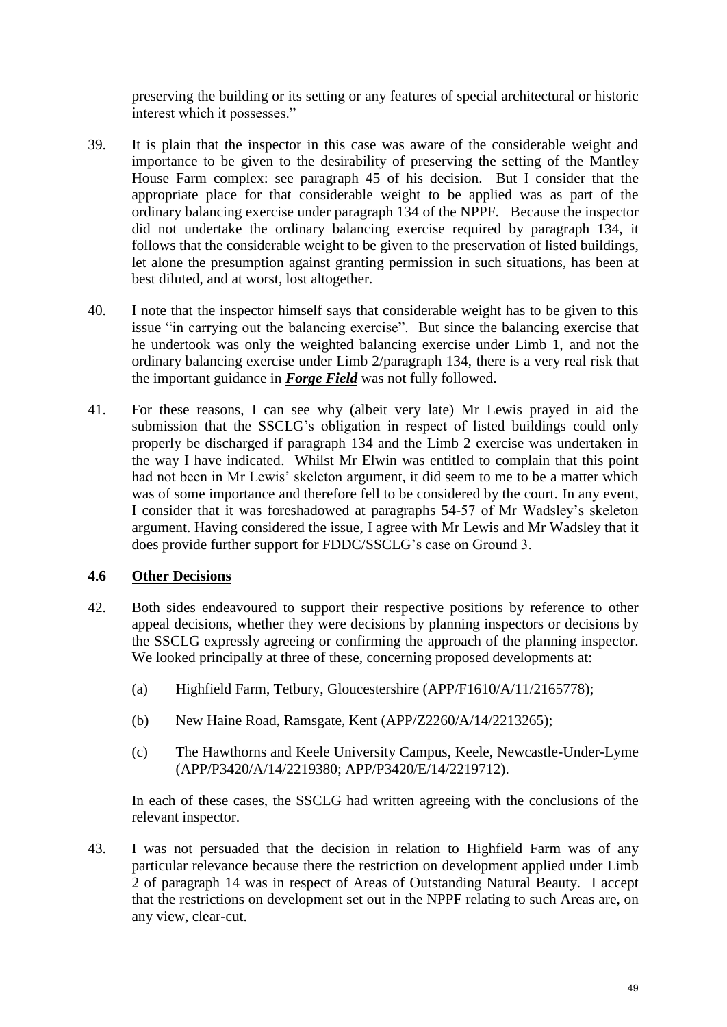preserving the building or its setting or any features of special architectural or historic interest which it possesses."

39. It is plain that the inspector in this case was aware of the considerable weight and importance to be given to the desirability of preserving the setting of the Mantley House Farm complex: see paragraph 45 of his decision. But I consider that the appropriate place for that considerable weight to be applied was as part of the ordinary balancing exercise under paragraph 134 of the NPPF. Because the inspector did not undertake the ordinary balancing exercise required by paragraph 134, it follows that the considerable weight to be given to the preservation of listed buildings, let alone the presumption against granting permission in such situations, has been at best diluted, and at worst, lost altogether.

40. I note that the inspector himself says that considerable weight has to be given to this issue "in carrying out the balancing exercise". But since the balancing exercise that he undertook was only the weighted balancing exercise under Limb 1, and not the ordinary balancing exercise under Limb 2/paragraph 134, there is a very real risk that the important guidance in ***Forge Field*** was not fully followed.

41. For these reasons, I can see why (albeit very late) Mr Lewis prayed in aid the submission that the SSCLG's obligation in respect of listed buildings could only properly be discharged if paragraph 134 and the Limb 2 exercise was undertaken in the way I have indicated. Whilst Mr Elwin was entitled to complain that this point had not been in Mr Lewis' skeleton argument, it did seem to me to be a matter which was of some importance and therefore fell to be considered by the court. In any event, I consider that it was foreshadowed at paragraphs 54-57 of Mr Wadsley's skeleton argument. Having considered the issue, I agree with Mr Lewis and Mr Wadsley that it does provide further support for FDDC/SSCLG's case on Ground 3.

## 4.6 Other Decisions

42. Both sides endeavoured to support their respective positions by reference to other appeal decisions, whether they were decisions by planning inspectors or decisions by the SSCLG expressly agreeing or confirming the approach of the planning inspector. We looked principally at three of these, concerning proposed developments at:

    (a) Highfield Farm, Tetbury, Gloucestershire (APP/F1610/A/11/2165778);

    (b) New Haine Road, Ramsgate, Kent (APP/Z2260/A/14/2213265);

    (c) The Hawthorns and Keele University Campus, Keele, Newcastle-Under-Lyme (APP/P3420/A/14/2219380; APP/P3420/E/14/2219712).

    In each of these cases, the SSCLG had written agreeing with the conclusions of the relevant inspector.

43. I was not persuaded that the decision in relation to Highfield Farm was of any particular relevance because there the restriction on development applied under Limb 2 of paragraph 14 was in respect of Areas of Outstanding Natural Beauty. I accept that the restrictions on development set out in the NPPF relating to such Areas are, on any view, clear-cut.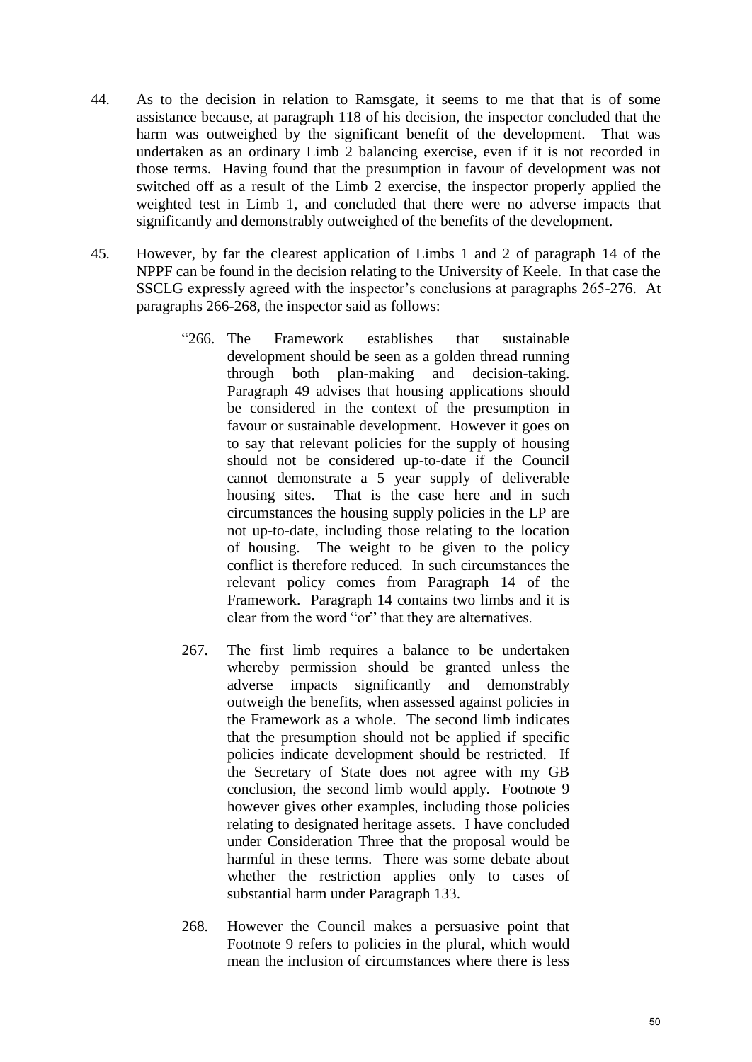44. As to the decision in relation to Ramsgate, it seems to me that that is of some assistance because, at paragraph 118 of his decision, the inspector concluded that the harm was outweighed by the significant benefit of the development. That was undertaken as an ordinary Limb 2 balancing exercise, even if it is not recorded in those terms. Having found that the presumption in favour of development was not switched off as a result of the Limb 2 exercise, the inspector properly applied the weighted test in Limb 1, and concluded that there were no adverse impacts that significantly and demonstrably outweighed of the benefits of the development.

45. However, by far the clearest application of Limbs 1 and 2 of paragraph 14 of the NPPF can be found in the decision relating to the University of Keele. In that case the SSCLG expressly agreed with the inspector's conclusions at paragraphs 265-276. At paragraphs 266-268, the inspector said as follows:

> "266. The Framework establishes that sustainable development should be seen as a golden thread running through both plan-making and decision-taking. Paragraph 49 advises that housing applications should be considered in the context of the presumption in favour or sustainable development. However it goes on to say that relevant policies for the supply of housing should not be considered up-to-date if the Council cannot demonstrate a 5 year supply of deliverable housing sites. That is the case here and in such circumstances the housing supply policies in the LP are not up-to-date, including those relating to the location of housing. The weight to be given to the policy conflict is therefore reduced. In such circumstances the relevant policy comes from Paragraph 14 of the Framework. Paragraph 14 contains two limbs and it is clear from the word "or" that they are alternatives.
>
> 267. The first limb requires a balance to be undertaken whereby permission should be granted unless the adverse impacts significantly and demonstrably outweigh the benefits, when assessed against policies in the Framework as a whole. The second limb indicates that the presumption should not be applied if specific policies indicate development should be restricted. If the Secretary of State does not agree with my GB conclusion, the second limb would apply. Footnote 9 however gives other examples, including those policies relating to designated heritage assets. I have concluded under Consideration Three that the proposal would be harmful in these terms. There was some debate about whether the restriction applies only to cases of substantial harm under Paragraph 133.
>
> 268. However the Council makes a persuasive point that Footnote 9 refers to policies in the plural, which would mean the inclusion of circumstances where there is less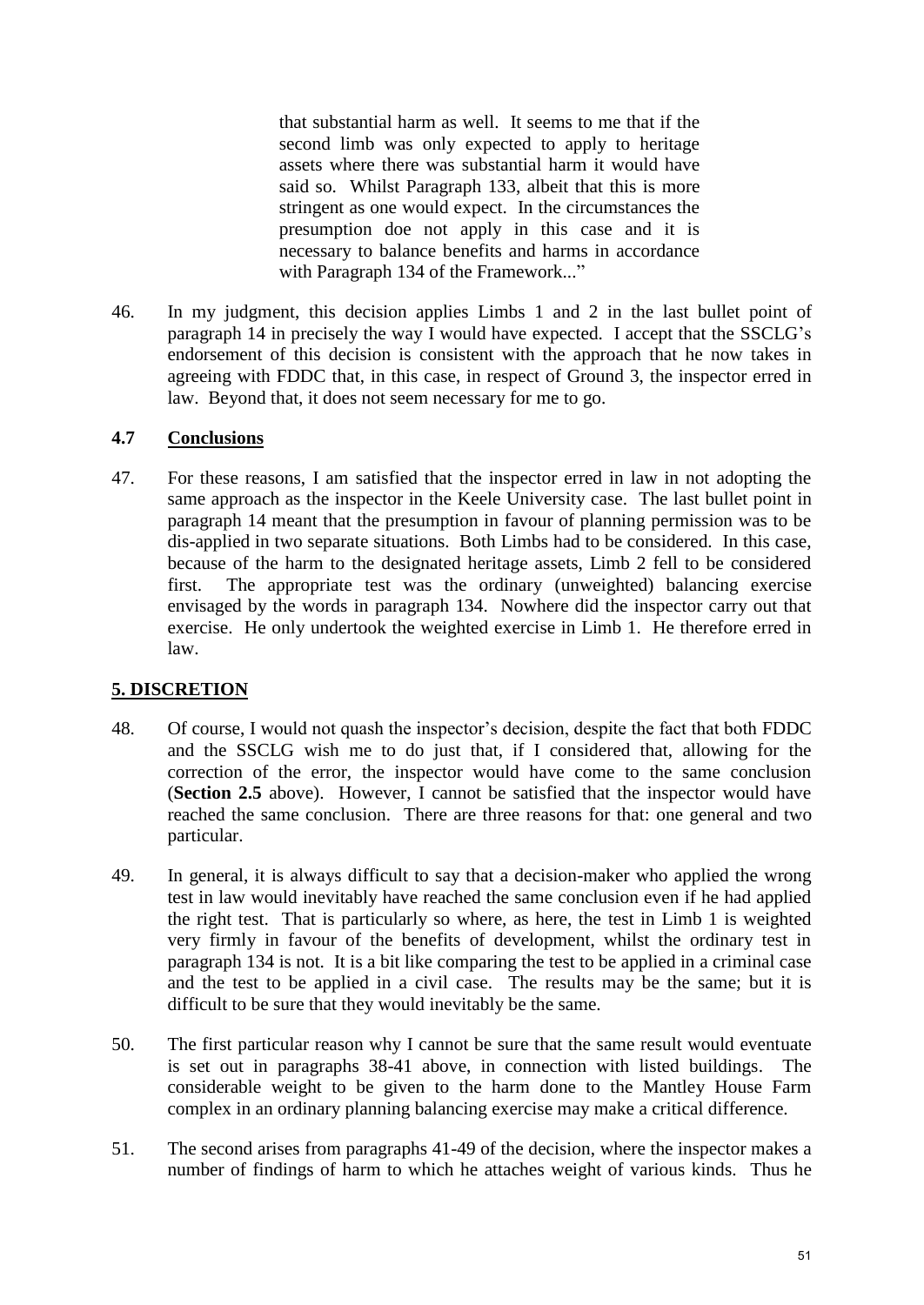> that substantial harm as well. It seems to me that if the second limb was only expected to apply to heritage assets where there was substantial harm it would have said so. Whilst Paragraph 133, albeit that this is more stringent as one would expect. In the circumstances the presumption doe not apply in this case and it is necessary to balance benefits and harms in accordance with Paragraph 134 of the Framework..."

46. In my judgment, this decision applies Limbs 1 and 2 in the last bullet point of paragraph 14 in precisely the way I would have expected. I accept that the SSCLG's endorsement of this decision is consistent with the approach that he now takes in agreeing with FDDC that, in this case, in respect of Ground 3, the inspector erred in law. Beyond that, it does not seem necessary for me to go.

### 4.7 Conclusions

47. For these reasons, I am satisfied that the inspector erred in law in not adopting the same approach as the inspector in the Keele University case. The last bullet point in paragraph 14 meant that the presumption in favour of planning permission was to be dis-applied in two separate situations. Both Limbs had to be considered. In this case, because of the harm to the designated heritage assets, Limb 2 fell to be considered first. The appropriate test was the ordinary (unweighted) balancing exercise envisaged by the words in paragraph 134. Nowhere did the inspector carry out that exercise. He only undertook the weighted exercise in Limb 1. He therefore erred in law.

## 5. DISCRETION

48. Of course, I would not quash the inspector's decision, despite the fact that both FDDC and the SSCLG wish me to do just that, if I considered that, allowing for the correction of the error, the inspector would have come to the same conclusion (**Section 2.5** above). However, I cannot be satisfied that the inspector would have reached the same conclusion. There are three reasons for that: one general and two particular.

49. In general, it is always difficult to say that a decision-maker who applied the wrong test in law would inevitably have reached the same conclusion even if he had applied the right test. That is particularly so where, as here, the test in Limb 1 is weighted very firmly in favour of the benefits of development, whilst the ordinary test in paragraph 134 is not. It is a bit like comparing the test to be applied in a criminal case and the test to be applied in a civil case. The results may be the same; but it is difficult to be sure that they would inevitably be the same.

50. The first particular reason why I cannot be sure that the same result would eventuate is set out in paragraphs 38-41 above, in connection with listed buildings. The considerable weight to be given to the harm done to the Mantley House Farm complex in an ordinary planning balancing exercise may make a critical difference.

51. The second arises from paragraphs 41-49 of the decision, where the inspector makes a number of findings of harm to which he attaches weight of various kinds. Thus he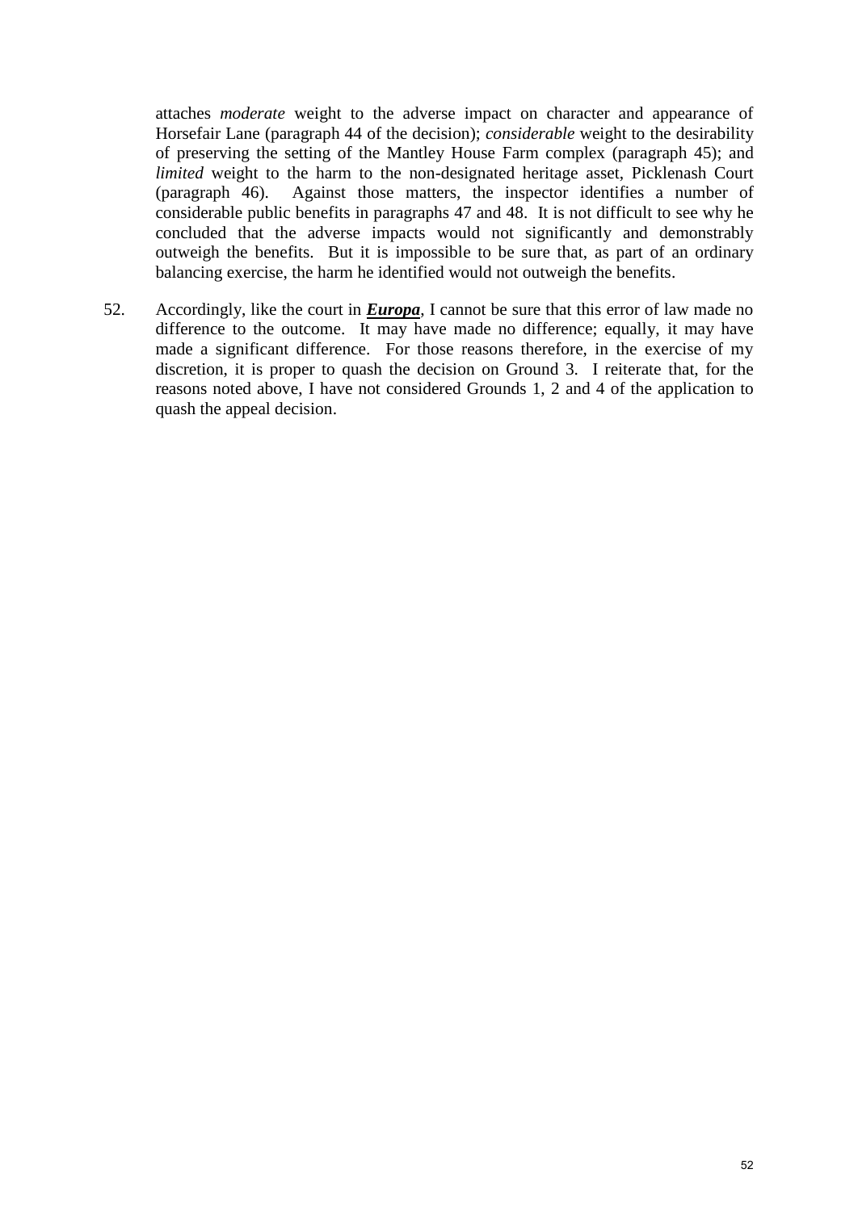attaches *moderate* weight to the adverse impact on character and appearance of Horsefair Lane (paragraph 44 of the decision); *considerable* weight to the desirability of preserving the setting of the Mantley House Farm complex (paragraph 45); and *limited* weight to the harm to the non-designated heritage asset, Picklenash Court (paragraph 46). Against those matters, the inspector identifies a number of considerable public benefits in paragraphs 47 and 48. It is not difficult to see why he concluded that the adverse impacts would not significantly and demonstrably outweigh the benefits. But it is impossible to be sure that, as part of an ordinary balancing exercise, the harm he identified would not outweigh the benefits.

52. Accordingly, like the court in ***Europa***, I cannot be sure that this error of law made no difference to the outcome. It may have made no difference; equally, it may have made a significant difference. For those reasons therefore, in the exercise of my discretion, it is proper to quash the decision on Ground 3. I reiterate that, for the reasons noted above, I have not considered Grounds 1, 2 and 4 of the application to quash the appeal decision.